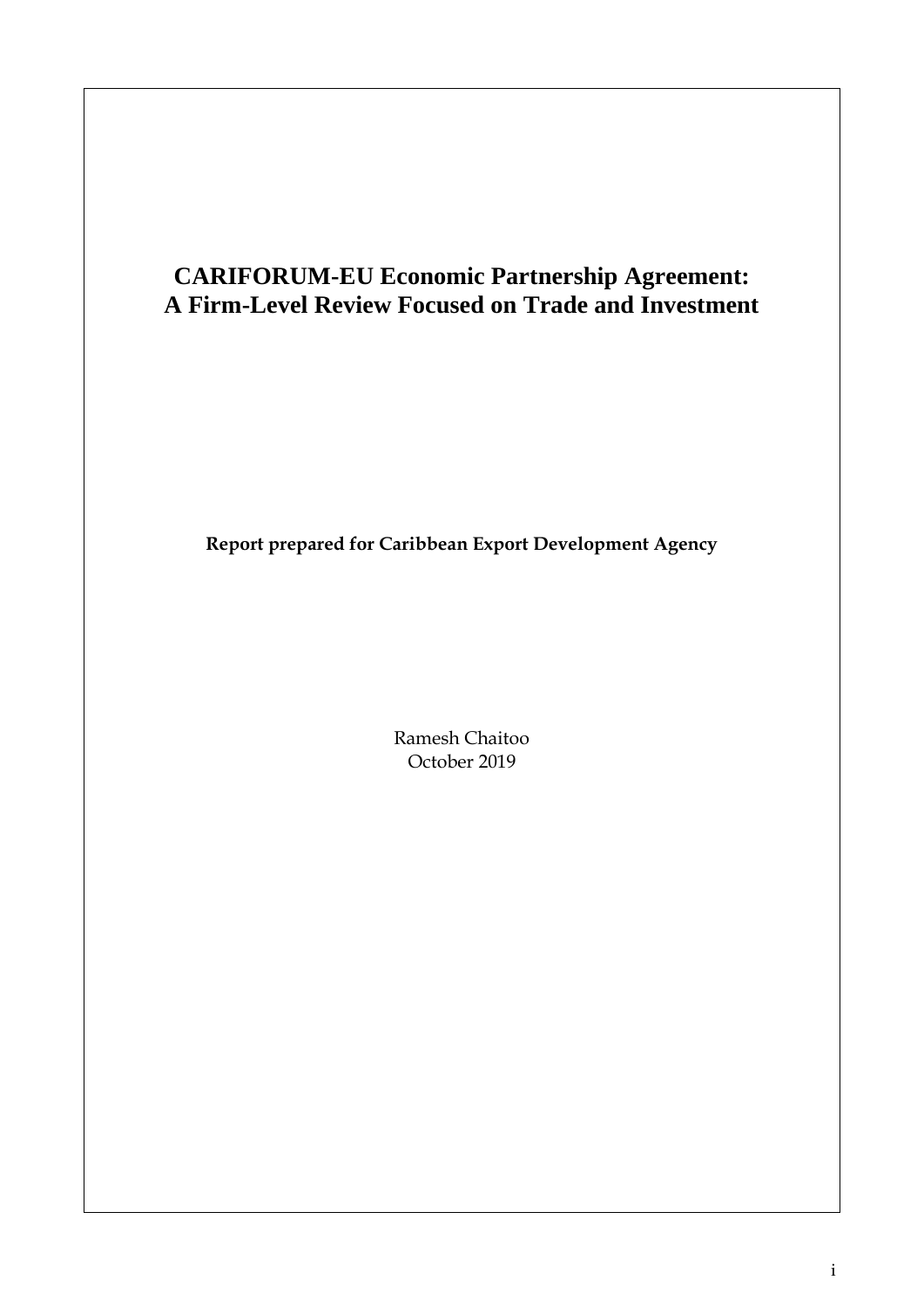# CARIFORUM-EU Economic Partnership Agreement: A Firm-Level Review Focused on Trade and Investment

**Report prepared for Caribbean Export Development Agency**

Ramesh Chaitoo
October 2019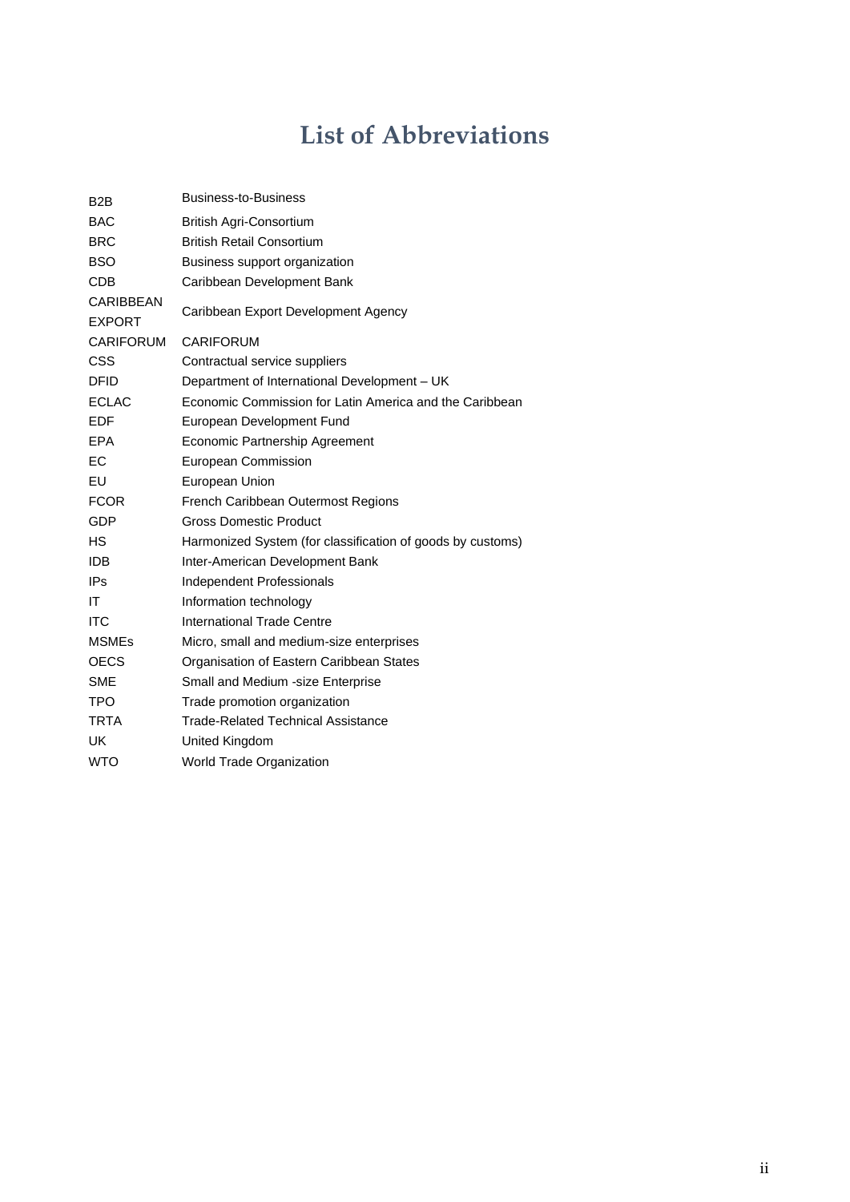# List of Abbreviations

| | |
|---|---|
| B2B | Business-to-Business |
| BAC | British Agri-Consortium |
| BRC | British Retail Consortium |
| BSO | Business support organization |
| CDB | Caribbean Development Bank |
| CARIBBEAN EXPORT | Caribbean Export Development Agency |
| CARIFORUM | CARIFORUM |
| CSS | Contractual service suppliers |
| DFID | Department of International Development – UK |
| ECLAC | Economic Commission for Latin America and the Caribbean |
| EDF | European Development Fund |
| EPA | Economic Partnership Agreement |
| EC | European Commission |
| EU | European Union |
| FCOR | French Caribbean Outermost Regions |
| GDP | Gross Domestic Product |
| HS | Harmonized System (for classification of goods by customs) |
| IDB | Inter-American Development Bank |
| IPs | Independent Professionals |
| IT | Information technology |
| ITC | International Trade Centre |
| MSMEs | Micro, small and medium-size enterprises |
| OECS | Organisation of Eastern Caribbean States |
| SME | Small and Medium -size Enterprise |
| TPO | Trade promotion organization |
| TRTA | Trade-Related Technical Assistance |
| UK | United Kingdom |
| WTO | World Trade Organization |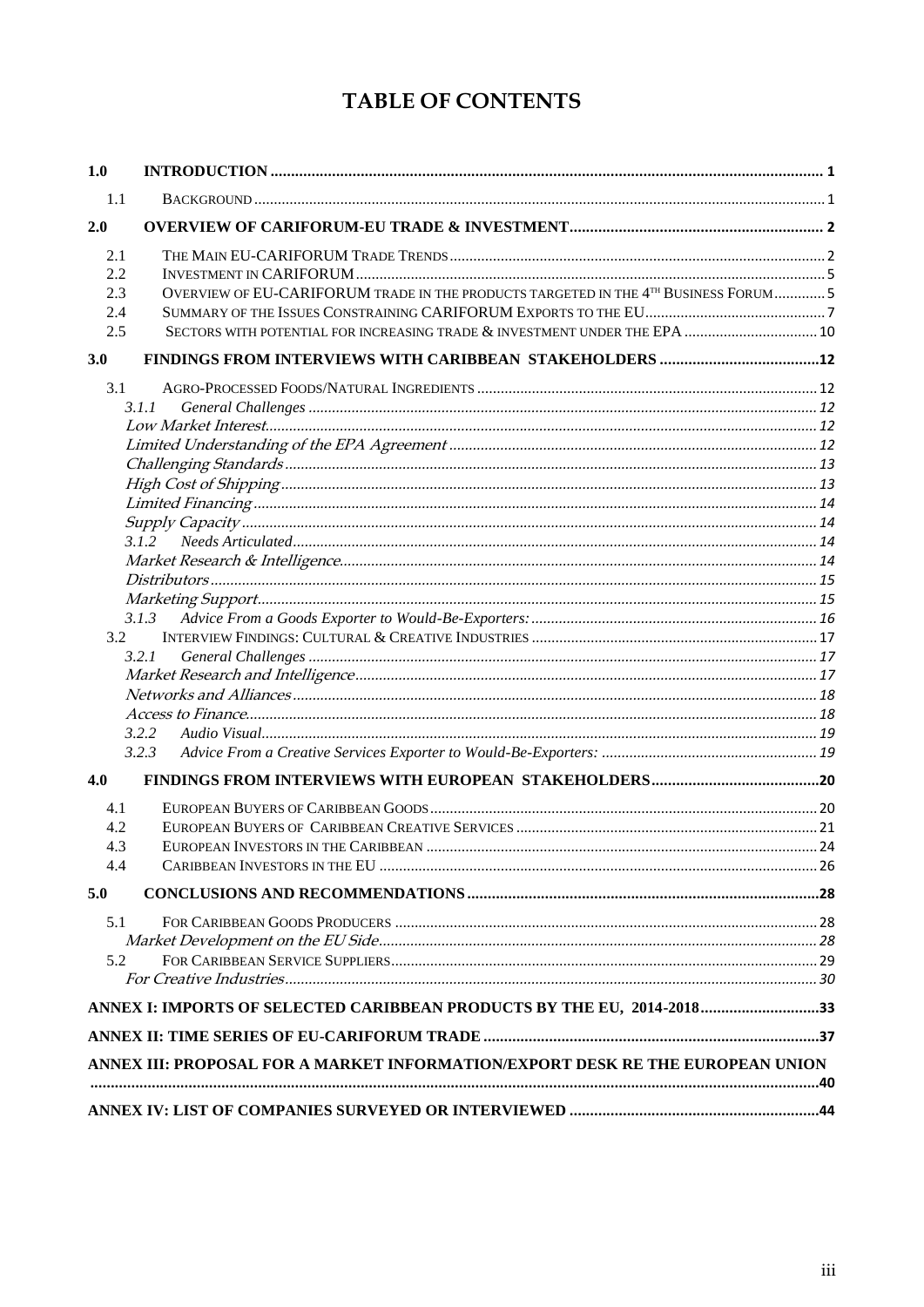# TABLE OF CONTENTS

| | | |
|---|---|---|
| **1.0** | **INTRODUCTION** | **1** |
| 1.1 | BACKGROUND | 1 |
| **2.0** | **OVERVIEW OF CARIFORUM-EU TRADE & INVESTMENT** | **2** |
| 2.1 | THE MAIN EU-CARIFORUM TRADE TRENDS | 2 |
| 2.2 | INVESTMENT IN CARIFORUM | 5 |
| 2.3 | OVERVIEW OF EU-CARIFORUM TRADE IN THE PRODUCTS TARGETED IN THE 4TH BUSINESS FORUM | 5 |
| 2.4 | SUMMARY OF THE ISSUES CONSTRAINING CARIFORUM EXPORTS TO THE EU | 7 |
| 2.5 | SECTORS WITH POTENTIAL FOR INCREASING TRADE & INVESTMENT UNDER THE EPA | 10 |
| **3.0** | **FINDINGS FROM INTERVIEWS WITH CARIBBEAN STAKEHOLDERS** | **12** |
| 3.1 | AGRO-PROCESSED FOODS/NATURAL INGREDIENTS | 12 |
| *3.1.1* | *General Challenges* | *12* |
| | *Low Market Interest* | *12* |
| | *Limited Understanding of the EPA Agreement* | *12* |
| | *Challenging Standards* | *13* |
| | *High Cost of Shipping* | *13* |
| | *Limited Financing* | *14* |
| | *Supply Capacity* | *14* |
| *3.1.2* | *Needs Articulated* | *14* |
| | *Market Research & Intelligence* | *14* |
| | *Distributors* | *15* |
| | *Marketing Support* | *15* |
| *3.1.3* | *Advice From a Goods Exporter to Would-Be-Exporters:* | *16* |
| 3.2 | INTERVIEW FINDINGS: CULTURAL & CREATIVE INDUSTRIES | 17 |
| *3.2.1* | *General Challenges* | *17* |
| | *Market Research and Intelligence* | *17* |
| | *Networks and Alliances* | *18* |
| | *Access to Finance* | *18* |
| *3.2.2* | *Audio Visual* | *19* |
| *3.2.3* | *Advice From a Creative Services Exporter to Would-Be-Exporters:* | *19* |
| **4.0** | **FINDINGS FROM INTERVIEWS WITH EUROPEAN STAKEHOLDERS** | **20** |
| 4.1 | EUROPEAN BUYERS OF CARIBBEAN GOODS | 20 |
| 4.2 | EUROPEAN BUYERS OF CARIBBEAN CREATIVE SERVICES | 21 |
| 4.3 | EUROPEAN INVESTORS IN THE CARIBBEAN | 24 |
| 4.4 | CARIBBEAN INVESTORS IN THE EU | 26 |
| **5.0** | **CONCLUSIONS AND RECOMMENDATIONS** | **28** |
| 5.1 | FOR CARIBBEAN GOODS PRODUCERS | 28 |
| | *Market Development on the EU Side* | *28* |
| 5.2 | FOR CARIBBEAN SERVICE SUPPLIERS | 29 |
| | *For Creative Industries* | *30* |
| | **ANNEX I: IMPORTS OF SELECTED CARIBBEAN PRODUCTS BY THE EU, 2014-2018** | **33** |
| | **ANNEX II: TIME SERIES OF EU-CARIFORUM TRADE** | **37** |
| | **ANNEX III: PROPOSAL FOR A MARKET INFORMATION/EXPORT DESK RE THE EUROPEAN UNION** | **40** |
| | **ANNEX IV: LIST OF COMPANIES SURVEYED OR INTERVIEWED** | **44** |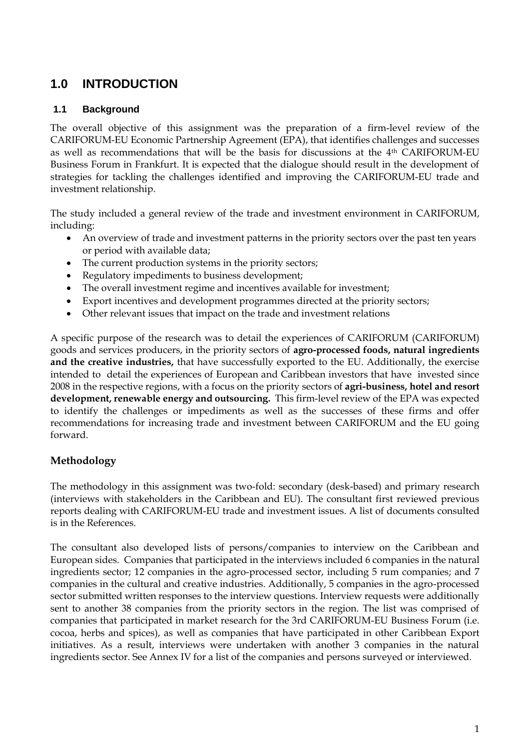# 1.0 INTRODUCTION

## 1.1 Background

The overall objective of this assignment was the preparation of a firm-level review of the CARIFORUM-EU Economic Partnership Agreement (EPA), that identifies challenges and successes as well as recommendations that will be the basis for discussions at the 4th CARIFORUM-EU Business Forum in Frankfurt. It is expected that the dialogue should result in the development of strategies for tackling the challenges identified and improving the CARIFORUM-EU trade and investment relationship.

The study included a general review of the trade and investment environment in CARIFORUM, including:

- An overview of trade and investment patterns in the priority sectors over the past ten years or period with available data;
- The current production systems in the priority sectors;
- Regulatory impediments to business development;
- The overall investment regime and incentives available for investment;
- Export incentives and development programmes directed at the priority sectors;
- Other relevant issues that impact on the trade and investment relations

A specific purpose of the research was to detail the experiences of CARIFORUM (CARIFORUM) goods and services producers, in the priority sectors of **agro-processed foods, natural ingredients and the creative industries,** that have successfully exported to the EU. Additionally, the exercise intended to detail the experiences of European and Caribbean investors that have invested since 2008 in the respective regions, with a focus on the priority sectors of **agri-business, hotel and resort development, renewable energy and outsourcing.** This firm-level review of the EPA was expected to identify the challenges or impediments as well as the successes of these firms and offer recommendations for increasing trade and investment between CARIFORUM and the EU going forward.

## Methodology

The methodology in this assignment was two-fold: secondary (desk-based) and primary research (interviews with stakeholders in the Caribbean and EU). The consultant first reviewed previous reports dealing with CARIFORUM-EU trade and investment issues. A list of documents consulted is in the References.

The consultant also developed lists of persons/companies to interview on the Caribbean and European sides. Companies that participated in the interviews included 6 companies in the natural ingredients sector; 12 companies in the agro-processed sector, including 5 rum companies; and 7 companies in the cultural and creative industries. Additionally, 5 companies in the agro-processed sector submitted written responses to the interview questions. Interview requests were additionally sent to another 38 companies from the priority sectors in the region. The list was comprised of companies that participated in market research for the 3rd CARIFORUM-EU Business Forum (i.e. cocoa, herbs and spices), as well as companies that have participated in other Caribbean Export initiatives. As a result, interviews were undertaken with another 3 companies in the natural ingredients sector. See Annex IV for a list of the companies and persons surveyed or interviewed.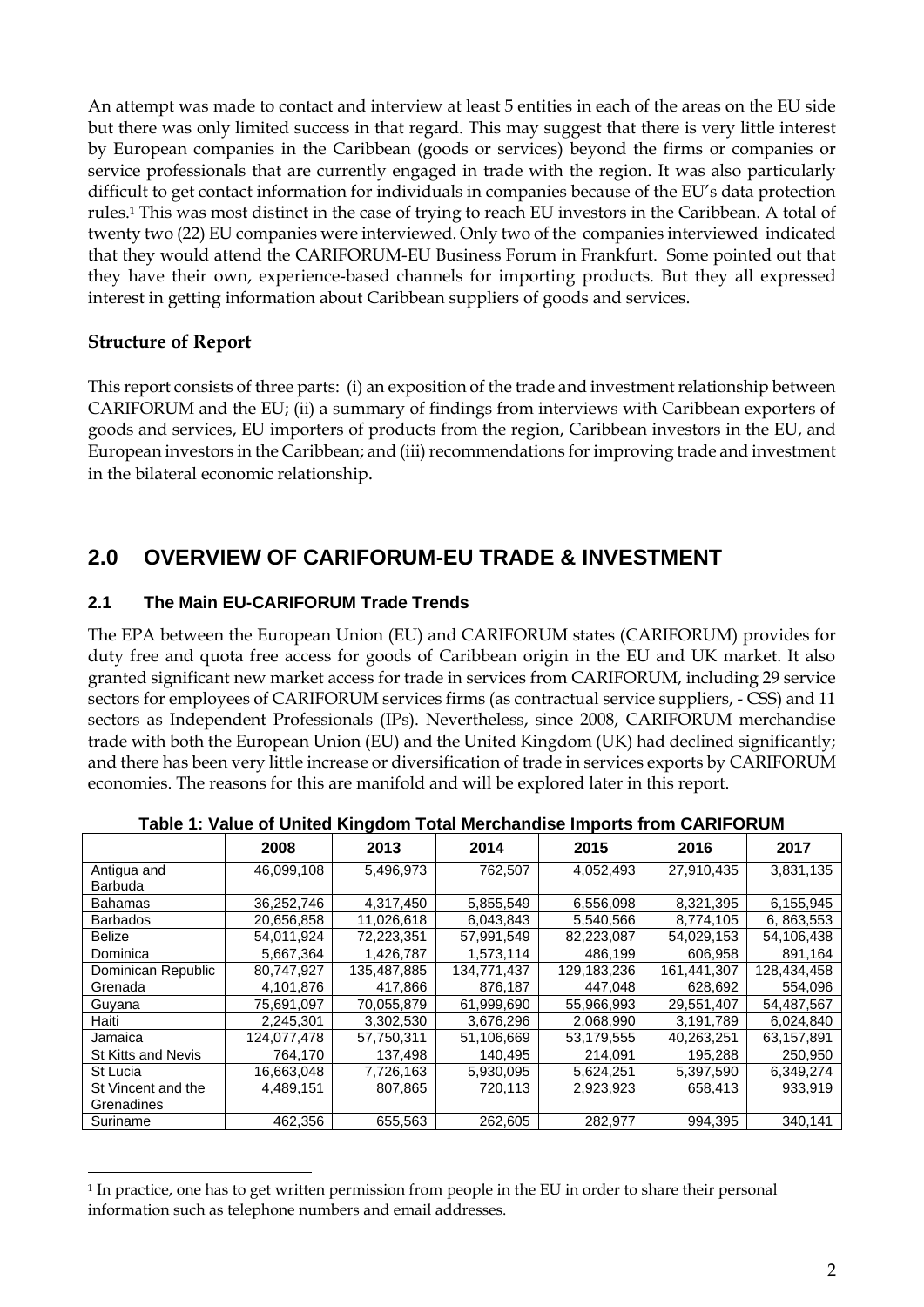An attempt was made to contact and interview at least 5 entities in each of the areas on the EU side but there was only limited success in that regard. This may suggest that there is very little interest by European companies in the Caribbean (goods or services) beyond the firms or companies or service professionals that are currently engaged in trade with the region. It was also particularly difficult to get contact information for individuals in companies because of the EU's data protection rules.[1] This was most distinct in the case of trying to reach EU investors in the Caribbean. A total of twenty two (22) EU companies were interviewed. Only two of the companies interviewed indicated that they would attend the CARIFORUM-EU Business Forum in Frankfurt. Some pointed out that they have their own, experience-based channels for importing products. But they all expressed interest in getting information about Caribbean suppliers of goods and services.

**Structure of Report**

This report consists of three parts: (i) an exposition of the trade and investment relationship between CARIFORUM and the EU; (ii) a summary of findings from interviews with Caribbean exporters of goods and services, EU importers of products from the region, Caribbean investors in the EU, and European investors in the Caribbean; and (iii) recommendations for improving trade and investment in the bilateral economic relationship.

# 2.0 OVERVIEW OF CARIFORUM-EU TRADE & INVESTMENT

## 2.1 The Main EU-CARIFORUM Trade Trends

The EPA between the European Union (EU) and CARIFORUM states (CARIFORUM) provides for duty free and quota free access for goods of Caribbean origin in the EU and UK market. It also granted significant new market access for trade in services from CARIFORUM, including 29 service sectors for employees of CARIFORUM services firms (as contractual service suppliers, - CSS) and 11 sectors as Independent Professionals (IPs). Nevertheless, since 2008, CARIFORUM merchandise trade with both the European Union (EU) and the United Kingdom (UK) had declined significantly; and there has been very little increase or diversification of trade in services exports by CARIFORUM economies. The reasons for this are manifold and will be explored later in this report.

**Table 1: Value of United Kingdom Total Merchandise Imports from CARIFORUM**

| | 2008 | 2013 | 2014 | 2015 | 2016 | 2017 |
|---|---|---|---|---|---|---|
| Antigua and Barbuda | 46,099,108 | 5,496,973 | 762,507 | 4,052,493 | 27,910,435 | 3,831,135 |
| Bahamas | 36,252,746 | 4,317,450 | 5,855,549 | 6,556,098 | 8,321,395 | 6,155,945 |
| Barbados | 20,656,858 | 11,026,618 | 6,043,843 | 5,540,566 | 8,774,105 | 6, 863,553 |
| Belize | 54,011,924 | 72,223,351 | 57,991,549 | 82,223,087 | 54,029,153 | 54,106,438 |
| Dominica | 5,667,364 | 1,426,787 | 1,573,114 | 486,199 | 606,958 | 891,164 |
| Dominican Republic | 80,747,927 | 135,487,885 | 134,771,437 | 129,183,236 | 161,441,307 | 128,434,458 |
| Grenada | 4,101,876 | 417,866 | 876,187 | 447,048 | 628,692 | 554,096 |
| Guyana | 75,691,097 | 70,055,879 | 61,999,690 | 55,966,993 | 29,551,407 | 54,487,567 |
| Haiti | 2,245,301 | 3,302,530 | 3,676,296 | 2,068,990 | 3,191,789 | 6,024,840 |
| Jamaica | 124,077,478 | 57,750,311 | 51,106,669 | 53,179,555 | 40,263,251 | 63,157,891 |
| St Kitts and Nevis | 764,170 | 137,498 | 140,495 | 214,091 | 195,288 | 250,950 |
| St Lucia | 16,663,048 | 7,726,163 | 5,930,095 | 5,624,251 | 5,397,590 | 6,349,274 |
| St Vincent and the Grenadines | 4,489,151 | 807,865 | 720,113 | 2,923,923 | 658,413 | 933,919 |
| Suriname | 462,356 | 655,563 | 262,605 | 282,977 | 994,395 | 340,141 |

[1] In practice, one has to get written permission from people in the EU in order to share their personal information such as telephone numbers and email addresses.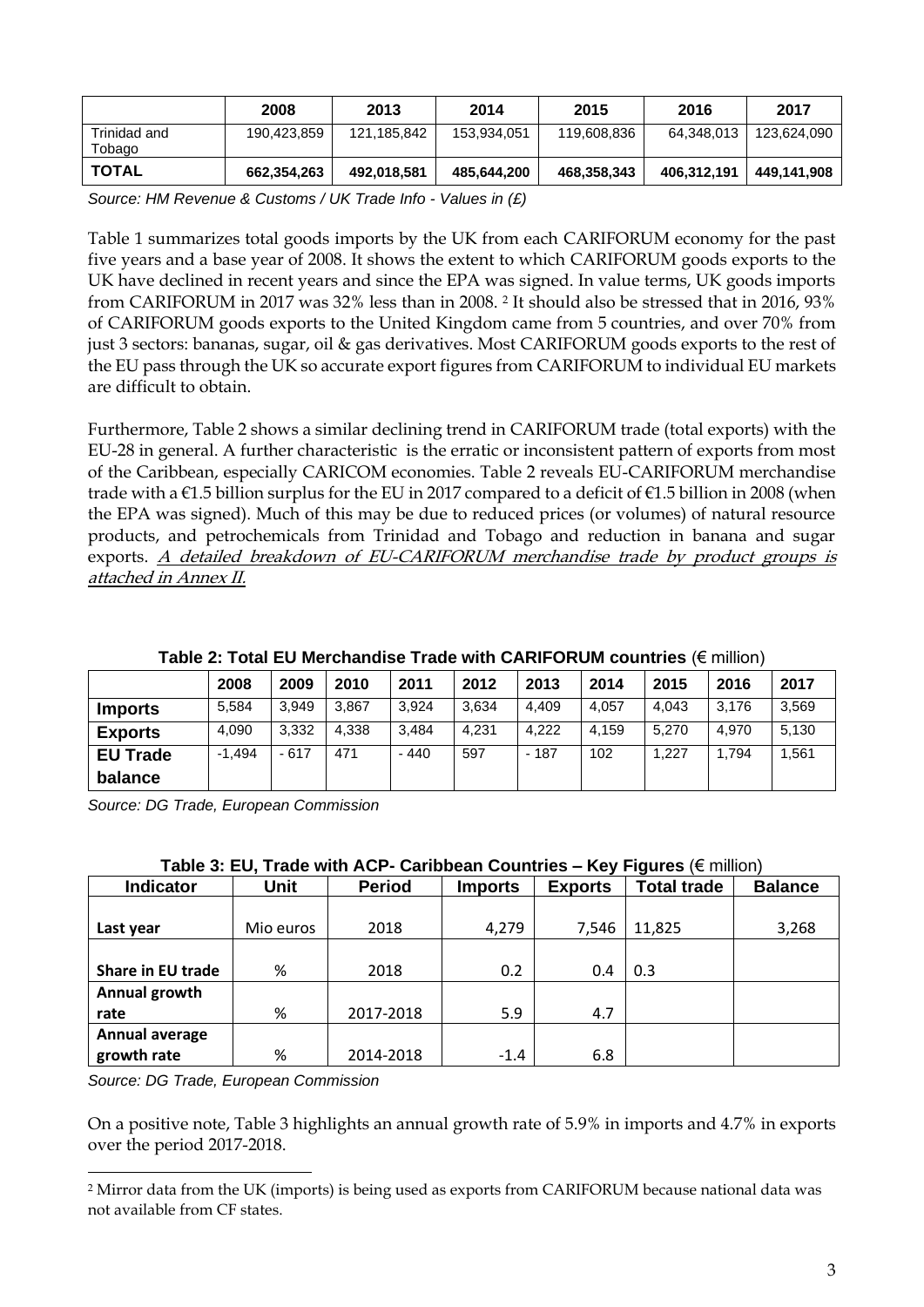| | 2008 | 2013 | 2014 | 2015 | 2016 | 2017 |
|---|---|---|---|---|---|---|
| Trinidad and Tobago | 190,423,859 | 121,185,842 | 153,934,051 | 119,608,836 | 64,348,013 | 123,624,090 |
| **TOTAL** | **662,354,263** | **492,018,581** | **485,644,200** | **468,358,343** | **406,312,191** | **449,141,908** |

*Source: HM Revenue & Customs / UK Trade Info - Values in (£)*

Table 1 summarizes total goods imports by the UK from each CARIFORUM economy for the past five years and a base year of 2008. It shows the extent to which CARIFORUM goods exports to the UK have declined in recent years and since the EPA was signed. In value terms, UK goods imports from CARIFORUM in 2017 was 32% less than in 2008. [2] It should also be stressed that in 2016, 93% of CARIFORUM goods exports to the United Kingdom came from 5 countries, and over 70% from just 3 sectors: bananas, sugar, oil & gas derivatives. Most CARIFORUM goods exports to the rest of the EU pass through the UK so accurate export figures from CARIFORUM to individual EU markets are difficult to obtain.

Furthermore, Table 2 shows a similar declining trend in CARIFORUM trade (total exports) with the EU-28 in general. A further characteristic is the erratic or inconsistent pattern of exports from most of the Caribbean, especially CARICOM economies. Table 2 reveals EU-CARIFORUM merchandise trade with a €1.5 billion surplus for the EU in 2017 compared to a deficit of €1.5 billion in 2008 (when the EPA was signed). Much of this may be due to reduced prices (or volumes) of natural resource products, and petrochemicals from Trinidad and Tobago and reduction in banana and sugar exports. *A detailed breakdown of EU-CARIFORUM merchandise trade by product groups is attached in Annex II.*

**Table 2: Total EU Merchandise Trade with CARIFORUM countries** (€ million)

| | 2008 | 2009 | 2010 | 2011 | 2012 | 2013 | 2014 | 2015 | 2016 | 2017 |
|---|---|---|---|---|---|---|---|---|---|---|
| **Imports** | 5,584 | 3,949 | 3,867 | 3,924 | 3,634 | 4,409 | 4,057 | 4,043 | 3,176 | 3,569 |
| **Exports** | 4,090 | 3,332 | 4,338 | 3,484 | 4,231 | 4,222 | 4,159 | 5,270 | 4,970 | 5,130 |
| **EU Trade balance** | -1,494 | - 617 | 471 | - 440 | 597 | - 187 | 102 | 1,227 | 1,794 | 1,561 |

*Source: DG Trade, European Commission*

**Table 3: EU, Trade with ACP- Caribbean Countries – Key Figures** (€ million)

| Indicator | Unit | Period | Imports | Exports | Total trade | Balance |
|---|---|---|---|---|---|---|
| **Last year** | Mio euros | 2018 | 4,279 | 7,546 | 11,825 | 3,268 |
| **Share in EU trade** | % | 2018 | 0.2 | 0.4 | 0.3 | |
| **Annual growth rate** | % | 2017-2018 | 5.9 | 4.7 | | |
| **Annual average growth rate** | % | 2014-2018 | -1.4 | 6.8 | | |

*Source: DG Trade, European Commission*

On a positive note, Table 3 highlights an annual growth rate of 5.9% in imports and 4.7% in exports over the period 2017-2018.

[2] Mirror data from the UK (imports) is being used as exports from CARIFORUM because national data was not available from CF states.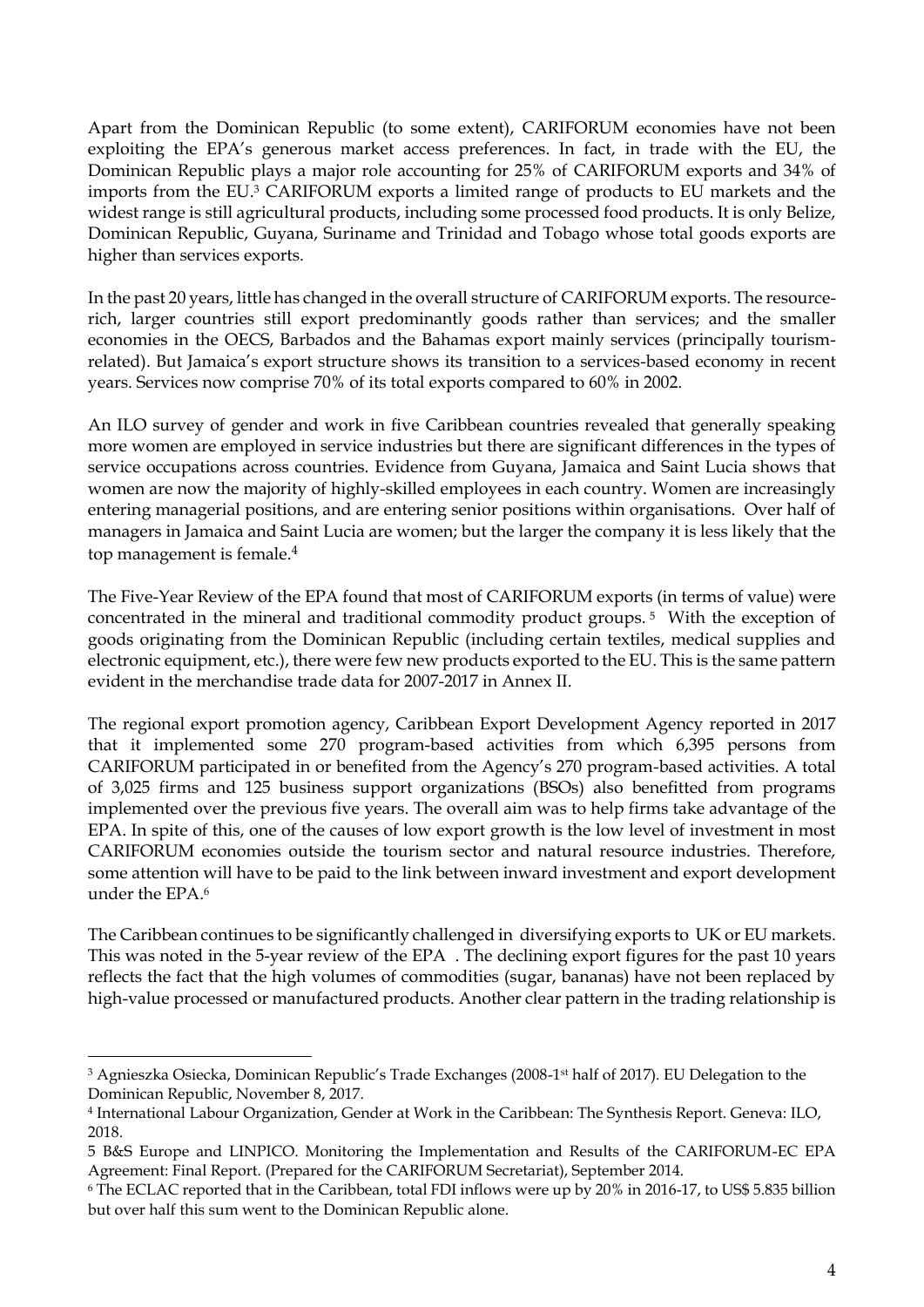Apart from the Dominican Republic (to some extent), CARIFORUM economies have not been exploiting the EPA's generous market access preferences. In fact, in trade with the EU, the Dominican Republic plays a major role accounting for 25% of CARIFORUM exports and 34% of imports from the EU.[3] CARIFORUM exports a limited range of products to EU markets and the widest range is still agricultural products, including some processed food products. It is only Belize, Dominican Republic, Guyana, Suriname and Trinidad and Tobago whose total goods exports are higher than services exports.

In the past 20 years, little has changed in the overall structure of CARIFORUM exports. The resource-rich, larger countries still export predominantly goods rather than services; and the smaller economies in the OECS, Barbados and the Bahamas export mainly services (principally tourism-related). But Jamaica's export structure shows its transition to a services-based economy in recent years. Services now comprise 70% of its total exports compared to 60% in 2002.

An ILO survey of gender and work in five Caribbean countries revealed that generally speaking more women are employed in service industries but there are significant differences in the types of service occupations across countries. Evidence from Guyana, Jamaica and Saint Lucia shows that women are now the majority of highly-skilled employees in each country. Women are increasingly entering managerial positions, and are entering senior positions within organisations. Over half of managers in Jamaica and Saint Lucia are women; but the larger the company it is less likely that the top management is female.[4]

The Five-Year Review of the EPA found that most of CARIFORUM exports (in terms of value) were concentrated in the mineral and traditional commodity product groups.[5] With the exception of goods originating from the Dominican Republic (including certain textiles, medical supplies and electronic equipment, etc.), there were few new products exported to the EU. This is the same pattern evident in the merchandise trade data for 2007-2017 in Annex II.

The regional export promotion agency, Caribbean Export Development Agency reported in 2017 that it implemented some 270 program-based activities from which 6,395 persons from CARIFORUM participated in or benefited from the Agency's 270 program-based activities. A total of 3,025 firms and 125 business support organizations (BSOs) also benefitted from programs implemented over the previous five years. The overall aim was to help firms take advantage of the EPA. In spite of this, one of the causes of low export growth is the low level of investment in most CARIFORUM economies outside the tourism sector and natural resource industries. Therefore, some attention will have to be paid to the link between inward investment and export development under the EPA.[6]

The Caribbean continues to be significantly challenged in diversifying exports to UK or EU markets. This was noted in the 5-year review of the EPA . The declining export figures for the past 10 years reflects the fact that the high volumes of commodities (sugar, bananas) have not been replaced by high-value processed or manufactured products. Another clear pattern in the trading relationship is

---

[3] Agnieszka Osiecka, Dominican Republic's Trade Exchanges (2008-1st half of 2017). EU Delegation to the Dominican Republic, November 8, 2017.

[4] International Labour Organization, Gender at Work in the Caribbean: The Synthesis Report. Geneva: ILO, 2018.

[5] B&S Europe and LINPICO. Monitoring the Implementation and Results of the CARIFORUM-EC EPA Agreement: Final Report. (Prepared for the CARIFORUM Secretariat), September 2014.

[6] The ECLAC reported that in the Caribbean, total FDI inflows were up by 20% in 2016-17, to US$ 5.835 billion but over half this sum went to the Dominican Republic alone.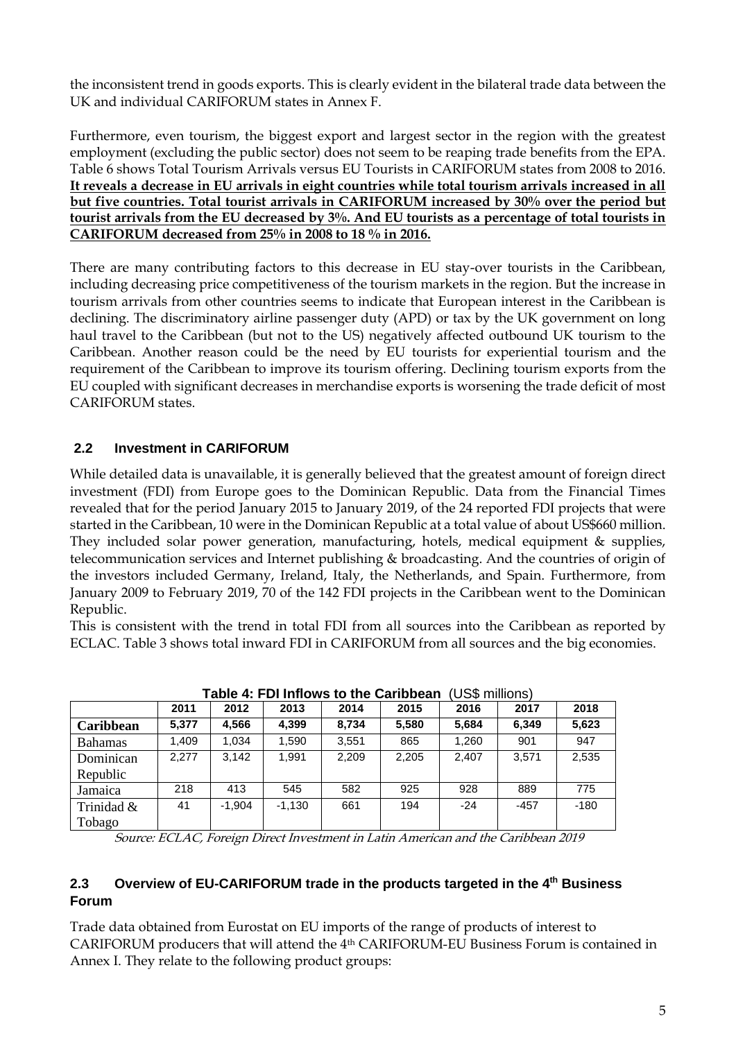the inconsistent trend in goods exports. This is clearly evident in the bilateral trade data between the UK and individual CARIFORUM states in Annex F.

Furthermore, even tourism, the biggest export and largest sector in the region with the greatest employment (excluding the public sector) does not seem to be reaping trade benefits from the EPA. Table 6 shows Total Tourism Arrivals versus EU Tourists in CARIFORUM states from 2008 to 2016. **It reveals a decrease in EU arrivals in eight countries while total tourism arrivals increased in all but five countries. Total tourist arrivals in CARIFORUM increased by 30% over the period but tourist arrivals from the EU decreased by 3%. And EU tourists as a percentage of total tourists in CARIFORUM decreased from 25% in 2008 to 18 % in 2016.**

There are many contributing factors to this decrease in EU stay-over tourists in the Caribbean, including decreasing price competitiveness of the tourism markets in the region. But the increase in tourism arrivals from other countries seems to indicate that European interest in the Caribbean is declining. The discriminatory airline passenger duty (APD) or tax by the UK government on long haul travel to the Caribbean (but not to the US) negatively affected outbound UK tourism to the Caribbean. Another reason could be the need by EU tourists for experiential tourism and the requirement of the Caribbean to improve its tourism offering. Declining tourism exports from the EU coupled with significant decreases in merchandise exports is worsening the trade deficit of most CARIFORUM states.

## 2.2 Investment in CARIFORUM

While detailed data is unavailable, it is generally believed that the greatest amount of foreign direct investment (FDI) from Europe goes to the Dominican Republic. Data from the Financial Times revealed that for the period January 2015 to January 2019, of the 24 reported FDI projects that were started in the Caribbean, 10 were in the Dominican Republic at a total value of about US$660 million. They included solar power generation, manufacturing, hotels, medical equipment & supplies, telecommunication services and Internet publishing & broadcasting. And the countries of origin of the investors included Germany, Ireland, Italy, the Netherlands, and Spain. Furthermore, from January 2009 to February 2019, 70 of the 142 FDI projects in the Caribbean went to the Dominican Republic.

This is consistent with the trend in total FDI from all sources into the Caribbean as reported by ECLAC. Table 3 shows total inward FDI in CARIFORUM from all sources and the big economies.

**Table 4: FDI Inflows to the Caribbean** (US$ millions)

| | 2011 | 2012 | 2013 | 2014 | 2015 | 2016 | 2017 | 2018 |
|---|---|---|---|---|---|---|---|---|
| **Caribbean** | **5,377** | **4,566** | **4,399** | **8,734** | **5,580** | **5,684** | **6,349** | **5,623** |
| Bahamas | 1,409 | 1,034 | 1,590 | 3,551 | 865 | 1,260 | 901 | 947 |
| Dominican Republic | 2,277 | 3,142 | 1,991 | 2,209 | 2,205 | 2,407 | 3,571 | 2,535 |
| Jamaica | 218 | 413 | 545 | 582 | 925 | 928 | 889 | 775 |
| Trinidad & Tobago | 41 | -1,904 | -1,130 | 661 | 194 | -24 | -457 | -180 |

*Source: ECLAC, Foreign Direct Investment in Latin American and the Caribbean 2019*

## 2.3 Overview of EU-CARIFORUM trade in the products targeted in the 4th Business Forum

Trade data obtained from Eurostat on EU imports of the range of products of interest to CARIFORUM producers that will attend the 4th CARIFORUM-EU Business Forum is contained in Annex I. They relate to the following product groups: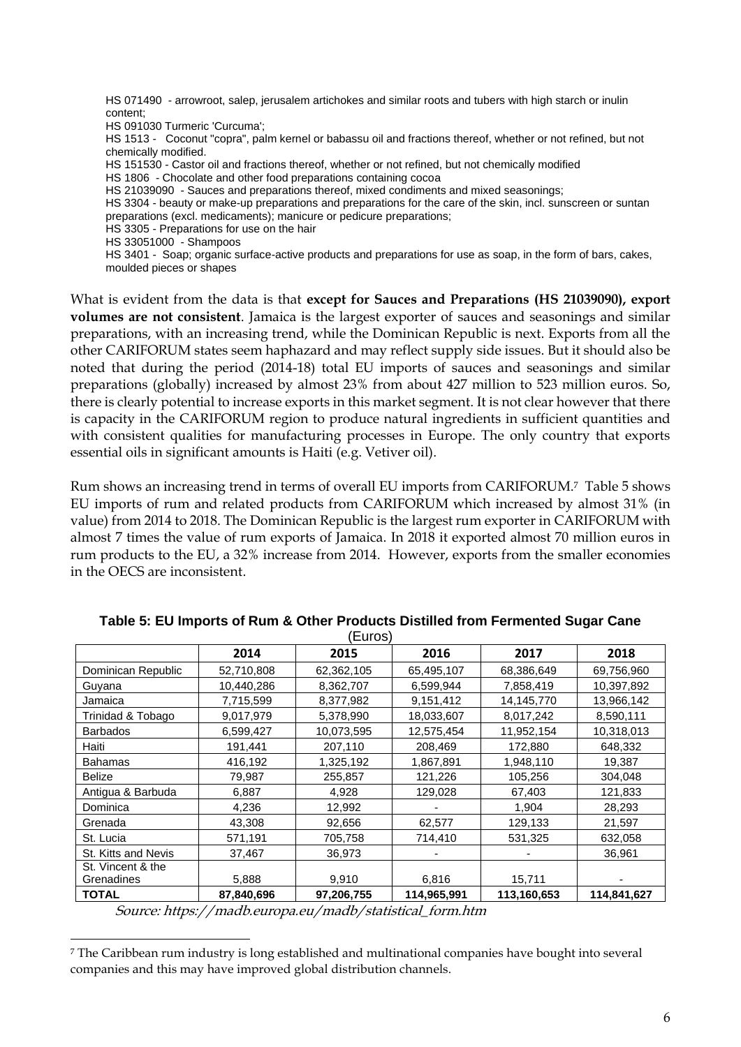HS 071490 - arrowroot, salep, jerusalem artichokes and similar roots and tubers with high starch or inulin content;
HS 091030 Turmeric 'Curcuma';
HS 1513 - Coconut "copra", palm kernel or babassu oil and fractions thereof, whether or not refined, but not chemically modified.
HS 151530 - Castor oil and fractions thereof, whether or not refined, but not chemically modified
HS 1806 - Chocolate and other food preparations containing cocoa
HS 21039090 - Sauces and preparations thereof, mixed condiments and mixed seasonings;
HS 3304 - beauty or make-up preparations and preparations for the care of the skin, incl. sunscreen or suntan preparations (excl. medicaments); manicure or pedicure preparations;
HS 3305 - Preparations for use on the hair
HS 33051000 - Shampoos
HS 3401 - Soap; organic surface-active products and preparations for use as soap, in the form of bars, cakes, moulded pieces or shapes

What is evident from the data is that **except for Sauces and Preparations (HS 21039090), export volumes are not consistent**. Jamaica is the largest exporter of sauces and seasonings and similar preparations, with an increasing trend, while the Dominican Republic is next. Exports from all the other CARIFORUM states seem haphazard and may reflect supply side issues. But it should also be noted that during the period (2014-18) total EU imports of sauces and seasonings and similar preparations (globally) increased by almost 23% from about 427 million to 523 million euros. So, there is clearly potential to increase exports in this market segment. It is not clear however that there is capacity in the CARIFORUM region to produce natural ingredients in sufficient quantities and with consistent qualities for manufacturing processes in Europe. The only country that exports essential oils in significant amounts is Haiti (e.g. Vetiver oil).

Rum shows an increasing trend in terms of overall EU imports from CARIFORUM.[7] Table 5 shows EU imports of rum and related products from CARIFORUM which increased by almost 31% (in value) from 2014 to 2018. The Dominican Republic is the largest rum exporter in CARIFORUM with almost 7 times the value of rum exports of Jamaica. In 2018 it exported almost 70 million euros in rum products to the EU, a 32% increase from 2014. However, exports from the smaller economies in the OECS are inconsistent.

**Table 5: EU Imports of Rum & Other Products Distilled from Fermented Sugar Cane**
(Euros)

| | 2014 | 2015 | 2016 | 2017 | 2018 |
|---|---|---|---|---|---|
| Dominican Republic | 52,710,808 | 62,362,105 | 65,495,107 | 68,386,649 | 69,756,960 |
| Guyana | 10,440,286 | 8,362,707 | 6,599,944 | 7,858,419 | 10,397,892 |
| Jamaica | 7,715,599 | 8,377,982 | 9,151,412 | 14,145,770 | 13,966,142 |
| Trinidad & Tobago | 9,017,979 | 5,378,990 | 18,033,607 | 8,017,242 | 8,590,111 |
| Barbados | 6,599,427 | 10,073,595 | 12,575,454 | 11,952,154 | 10,318,013 |
| Haiti | 191,441 | 207,110 | 208,469 | 172,880 | 648,332 |
| Bahamas | 416,192 | 1,325,192 | 1,867,891 | 1,948,110 | 19,387 |
| Belize | 79,987 | 255,857 | 121,226 | 105,256 | 304,048 |
| Antigua & Barbuda | 6,887 | 4,928 | 129,028 | 67,403 | 121,833 |
| Dominica | 4,236 | 12,992 | - | 1,904 | 28,293 |
| Grenada | 43,308 | 92,656 | 62,577 | 129,133 | 21,597 |
| St. Lucia | 571,191 | 705,758 | 714,410 | 531,325 | 632,058 |
| St. Kitts and Nevis | 37,467 | 36,973 | - | - | 36,961 |
| St. Vincent & the Grenadines | 5,888 | 9,910 | 6,816 | 15,711 | - |
| **TOTAL** | **87,840,696** | **97,206,755** | **114,965,991** | **113,160,653** | **114,841,627** |

*Source: https://madb.europa.eu/madb/statistical_form.htm*

[7] The Caribbean rum industry is long established and multinational companies have bought into several companies and this may have improved global distribution channels.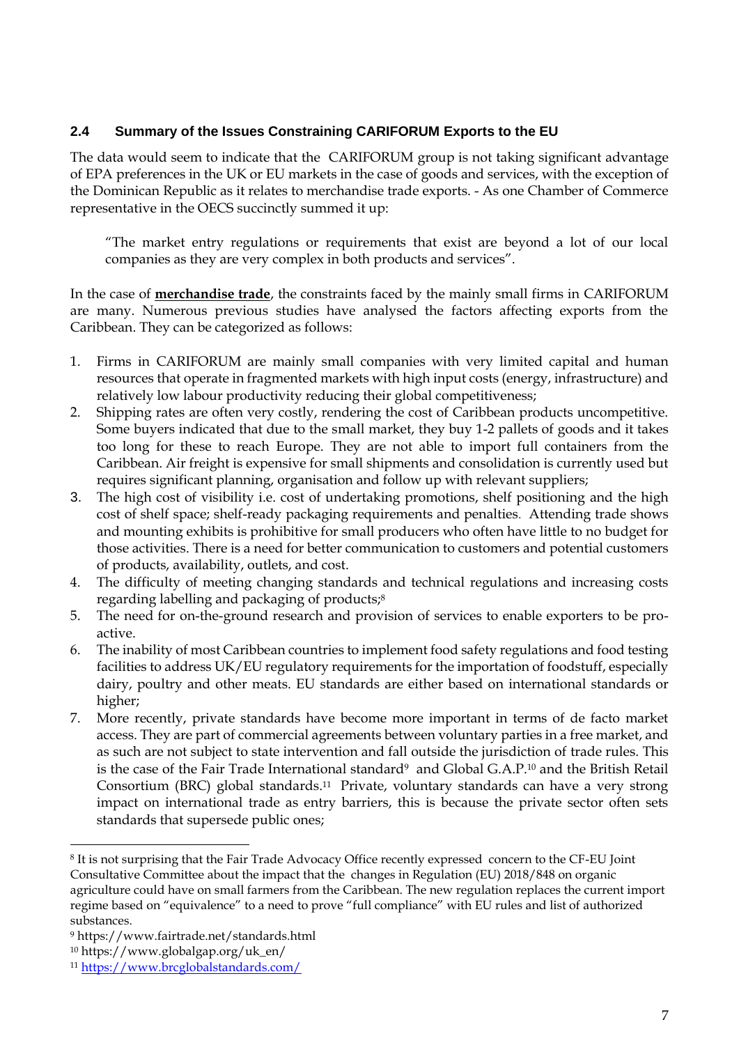## 2.4 Summary of the Issues Constraining CARIFORUM Exports to the EU

The data would seem to indicate that the CARIFORUM group is not taking significant advantage of EPA preferences in the UK or EU markets in the case of goods and services, with the exception of the Dominican Republic as it relates to merchandise trade exports. - As one Chamber of Commerce representative in the OECS succinctly summed it up:

> "The market entry regulations or requirements that exist are beyond a lot of our local companies as they are very complex in both products and services".

In the case of **merchandise trade**, the constraints faced by the mainly small firms in CARIFORUM are many. Numerous previous studies have analysed the factors affecting exports from the Caribbean. They can be categorized as follows:

1. Firms in CARIFORUM are mainly small companies with very limited capital and human resources that operate in fragmented markets with high input costs (energy, infrastructure) and relatively low labour productivity reducing their global competitiveness;
2. Shipping rates are often very costly, rendering the cost of Caribbean products uncompetitive. Some buyers indicated that due to the small market, they buy 1-2 pallets of goods and it takes too long for these to reach Europe. They are not able to import full containers from the Caribbean. Air freight is expensive for small shipments and consolidation is currently used but requires significant planning, organisation and follow up with relevant suppliers;
3. The high cost of visibility i.e. cost of undertaking promotions, shelf positioning and the high cost of shelf space; shelf-ready packaging requirements and penalties. Attending trade shows and mounting exhibits is prohibitive for small producers who often have little to no budget for those activities. There is a need for better communication to customers and potential customers of products, availability, outlets, and cost.
4. The difficulty of meeting changing standards and technical regulations and increasing costs regarding labelling and packaging of products;[8]
5. The need for on-the-ground research and provision of services to enable exporters to be pro-active.
6. The inability of most Caribbean countries to implement food safety regulations and food testing facilities to address UK/EU regulatory requirements for the importation of foodstuff, especially dairy, poultry and other meats. EU standards are either based on international standards or higher;
7. More recently, private standards have become more important in terms of de facto market access. They are part of commercial agreements between voluntary parties in a free market, and as such are not subject to state intervention and fall outside the jurisdiction of trade rules. This is the case of the Fair Trade International standard[9] and Global G.A.P.[10] and the British Retail Consortium (BRC) global standards.[11] Private, voluntary standards can have a very strong impact on international trade as entry barriers, this is because the private sector often sets standards that supersede public ones;

---

[8] It is not surprising that the Fair Trade Advocacy Office recently expressed concern to the CF-EU Joint Consultative Committee about the impact that the changes in Regulation (EU) 2018/848 on organic agriculture could have on small farmers from the Caribbean. The new regulation replaces the current import regime based on "equivalence" to a need to prove "full compliance" with EU rules and list of authorized substances.

[9] https://www.fairtrade.net/standards.html

[10] https://www.globalgap.org/uk_en/

[11] https://www.brcglobalstandards.com/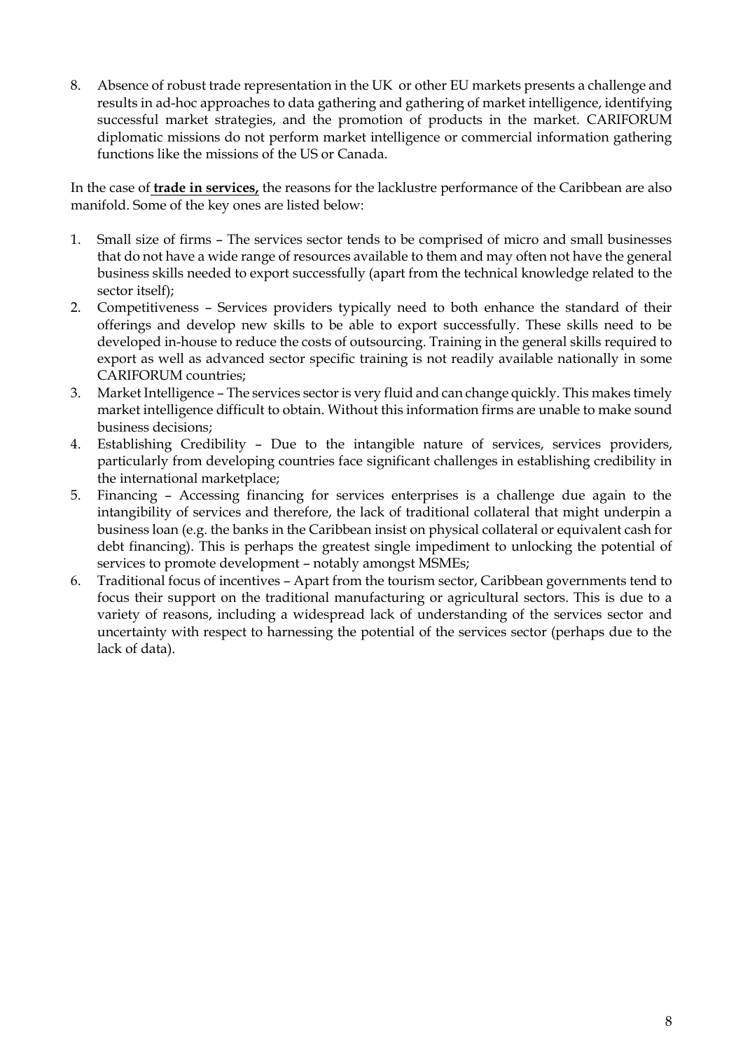8. Absence of robust trade representation in the UK or other EU markets presents a challenge and results in ad-hoc approaches to data gathering and gathering of market intelligence, identifying successful market strategies, and the promotion of products in the market. CARIFORUM diplomatic missions do not perform market intelligence or commercial information gathering functions like the missions of the US or Canada.

In the case of **trade in services,** the reasons for the lacklustre performance of the Caribbean are also manifold. Some of the key ones are listed below:

1. Small size of firms – The services sector tends to be comprised of micro and small businesses that do not have a wide range of resources available to them and may often not have the general business skills needed to export successfully (apart from the technical knowledge related to the sector itself);
2. Competitiveness – Services providers typically need to both enhance the standard of their offerings and develop new skills to be able to export successfully. These skills need to be developed in-house to reduce the costs of outsourcing. Training in the general skills required to export as well as advanced sector specific training is not readily available nationally in some CARIFORUM countries;
3. Market Intelligence – The services sector is very fluid and can change quickly. This makes timely market intelligence difficult to obtain. Without this information firms are unable to make sound business decisions;
4. Establishing Credibility – Due to the intangible nature of services, services providers, particularly from developing countries face significant challenges in establishing credibility in the international marketplace;
5. Financing – Accessing financing for services enterprises is a challenge due again to the intangibility of services and therefore, the lack of traditional collateral that might underpin a business loan (e.g. the banks in the Caribbean insist on physical collateral or equivalent cash for debt financing). This is perhaps the greatest single impediment to unlocking the potential of services to promote development – notably amongst MSMEs;
6. Traditional focus of incentives – Apart from the tourism sector, Caribbean governments tend to focus their support on the traditional manufacturing or agricultural sectors. This is due to a variety of reasons, including a widespread lack of understanding of the services sector and uncertainty with respect to harnessing the potential of the services sector (perhaps due to the lack of data).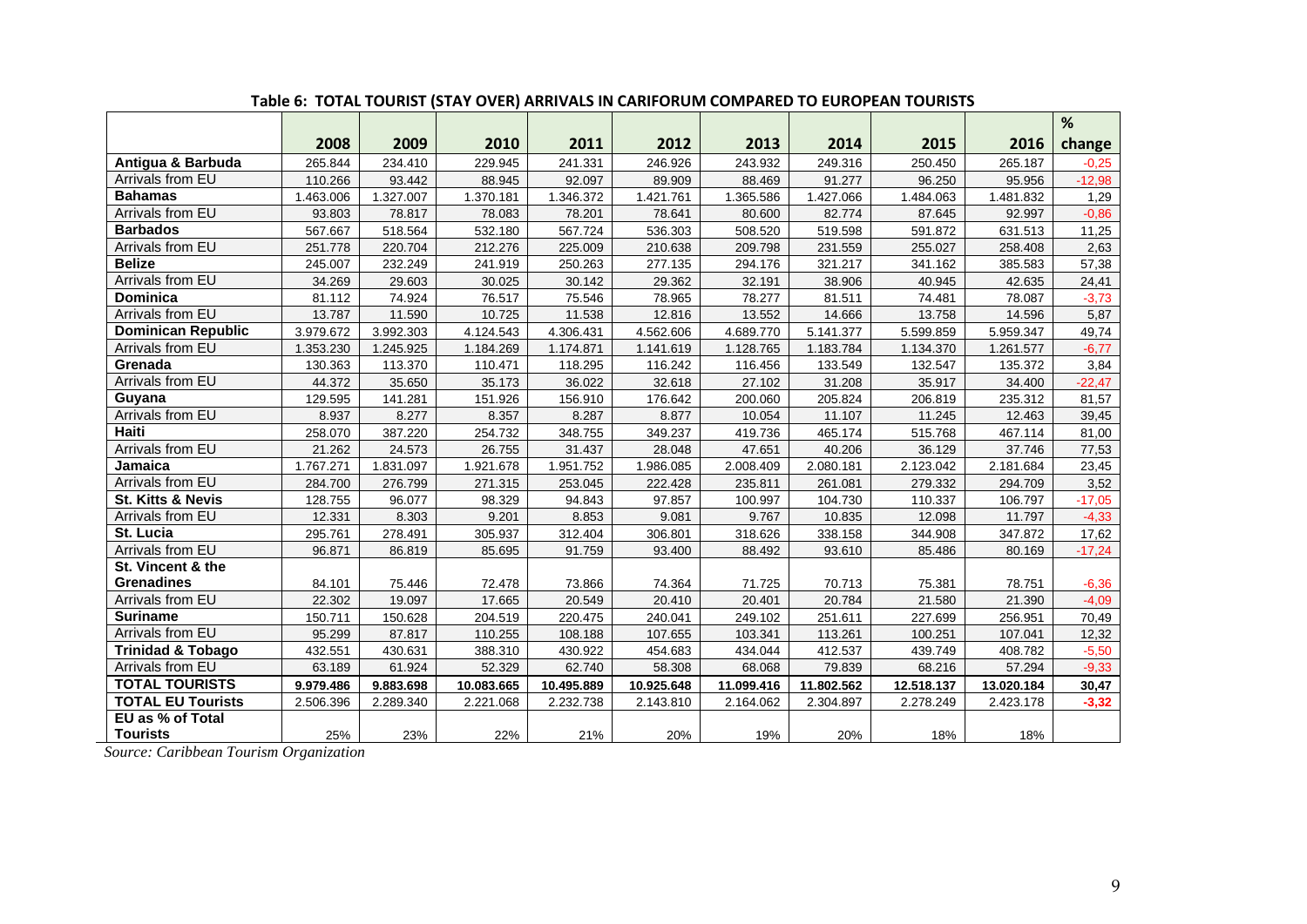**Table 6: TOTAL TOURIST (STAY OVER) ARRIVALS IN CARIFORUM COMPARED TO EUROPEAN TOURISTS**

| | 2008 | 2009 | 2010 | 2011 | 2012 | 2013 | 2014 | 2015 | 2016 | % change |
|---|---|---|---|---|---|---|---|---|---|---|
| **Antigua & Barbuda** | 265.844 | 234.410 | 229.945 | 241.331 | 246.926 | 243.932 | 249.316 | 250.450 | 265.187 | -0,25 |
| Arrivals from EU | 110.266 | 93.442 | 88.945 | 92.097 | 89.909 | 88.469 | 91.277 | 96.250 | 95.956 | -12,98 |
| **Bahamas** | 1.463.006 | 1.327.007 | 1.370.181 | 1.346.372 | 1.421.761 | 1.365.586 | 1.427.066 | 1.484.063 | 1.481.832 | 1,29 |
| Arrivals from EU | 93.803 | 78.817 | 78.083 | 78.201 | 78.641 | 80.600 | 82.774 | 87.645 | 92.997 | -0,86 |
| **Barbados** | 567.667 | 518.564 | 532.180 | 567.724 | 536.303 | 508.520 | 519.598 | 591.872 | 631.513 | 11,25 |
| Arrivals from EU | 251.778 | 220.704 | 212.276 | 225.009 | 210.638 | 209.798 | 231.559 | 255.027 | 258.408 | 2,63 |
| **Belize** | 245.007 | 232.249 | 241.919 | 250.263 | 277.135 | 294.176 | 321.217 | 341.162 | 385.583 | 57,38 |
| Arrivals from EU | 34.269 | 29.603 | 30.025 | 30.142 | 29.362 | 32.191 | 38.906 | 40.945 | 42.635 | 24,41 |
| **Dominica** | 81.112 | 74.924 | 76.517 | 75.546 | 78.965 | 78.277 | 81.511 | 74.481 | 78.087 | -3,73 |
| Arrivals from EU | 13.787 | 11.590 | 10.725 | 11.538 | 12.816 | 13.552 | 14.666 | 13.758 | 14.596 | 5,87 |
| **Dominican Republic** | 3.979.672 | 3.992.303 | 4.124.543 | 4.306.431 | 4.562.606 | 4.689.770 | 5.141.377 | 5.599.859 | 5.959.347 | 49,74 |
| Arrivals from EU | 1.353.230 | 1.245.925 | 1.184.269 | 1.174.871 | 1.141.619 | 1.128.765 | 1.183.784 | 1.134.370 | 1.261.577 | -6,77 |
| **Grenada** | 130.363 | 113.370 | 110.471 | 118.295 | 116.242 | 116.456 | 133.549 | 132.547 | 135.372 | 3,84 |
| Arrivals from EU | 44.372 | 35.650 | 35.173 | 36.022 | 32.618 | 27.102 | 31.208 | 35.917 | 34.400 | -22,47 |
| **Guyana** | 129.595 | 141.281 | 151.926 | 156.910 | 176.642 | 200.060 | 205.824 | 206.819 | 235.312 | 81,57 |
| Arrivals from EU | 8.937 | 8.277 | 8.357 | 8.287 | 8.877 | 10.054 | 11.107 | 11.245 | 12.463 | 39,45 |
| **Haiti** | 258.070 | 387.220 | 254.732 | 348.755 | 349.237 | 419.736 | 465.174 | 515.768 | 467.114 | 81,00 |
| Arrivals from EU | 21.262 | 24.573 | 26.755 | 31.437 | 28.048 | 47.651 | 40.206 | 36.129 | 37.746 | 77,53 |
| **Jamaica** | 1.767.271 | 1.831.097 | 1.921.678 | 1.951.752 | 1.986.085 | 2.008.409 | 2.080.181 | 2.123.042 | 2.181.684 | 23,45 |
| Arrivals from EU | 284.700 | 276.799 | 271.315 | 253.045 | 222.428 | 235.811 | 261.081 | 279.332 | 294.709 | 3,52 |
| **St. Kitts & Nevis** | 128.755 | 96.077 | 98.329 | 94.843 | 97.857 | 100.997 | 104.730 | 110.337 | 106.797 | -17,05 |
| Arrivals from EU | 12.331 | 8.303 | 9.201 | 8.853 | 9.081 | 9.767 | 10.835 | 12.098 | 11.797 | -4,33 |
| **St. Lucia** | 295.761 | 278.491 | 305.937 | 312.404 | 306.801 | 318.626 | 338.158 | 344.908 | 347.872 | 17,62 |
| Arrivals from EU | 96.871 | 86.819 | 85.695 | 91.759 | 93.400 | 88.492 | 93.610 | 85.486 | 80.169 | -17,24 |
| **St. Vincent & the Grenadines** | 84.101 | 75.446 | 72.478 | 73.866 | 74.364 | 71.725 | 70.713 | 75.381 | 78.751 | -6,36 |
| Arrivals from EU | 22.302 | 19.097 | 17.665 | 20.549 | 20.410 | 20.401 | 20.784 | 21.580 | 21.390 | -4,09 |
| **Suriname** | 150.711 | 150.628 | 204.519 | 220.475 | 240.041 | 249.102 | 251.611 | 227.699 | 256.951 | 70,49 |
| Arrivals from EU | 95.299 | 87.817 | 110.255 | 108.188 | 107.655 | 103.341 | 113.261 | 100.251 | 107.041 | 12,32 |
| **Trinidad & Tobago** | 432.551 | 430.631 | 388.310 | 430.922 | 454.683 | 434.044 | 412.537 | 439.749 | 408.782 | -5,50 |
| Arrivals from EU | 63.189 | 61.924 | 52.329 | 62.740 | 58.308 | 68.068 | 79.839 | 68.216 | 57.294 | -9,33 |
| **TOTAL TOURISTS** | **9.979.486** | **9.883.698** | **10.083.665** | **10.495.889** | **10.925.648** | **11.099.416** | **11.802.562** | **12.518.137** | **13.020.184** | **30,47** |
| **TOTAL EU Tourists** | 2.506.396 | 2.289.340 | 2.221.068 | 2.232.738 | 2.143.810 | 2.164.062 | 2.304.897 | 2.278.249 | 2.423.178 | **-3,32** |
| **EU as % of Total Tourists** | 25% | 23% | 22% | 21% | 20% | 19% | 20% | 18% | 18% | |

*Source: Caribbean Tourism Organization*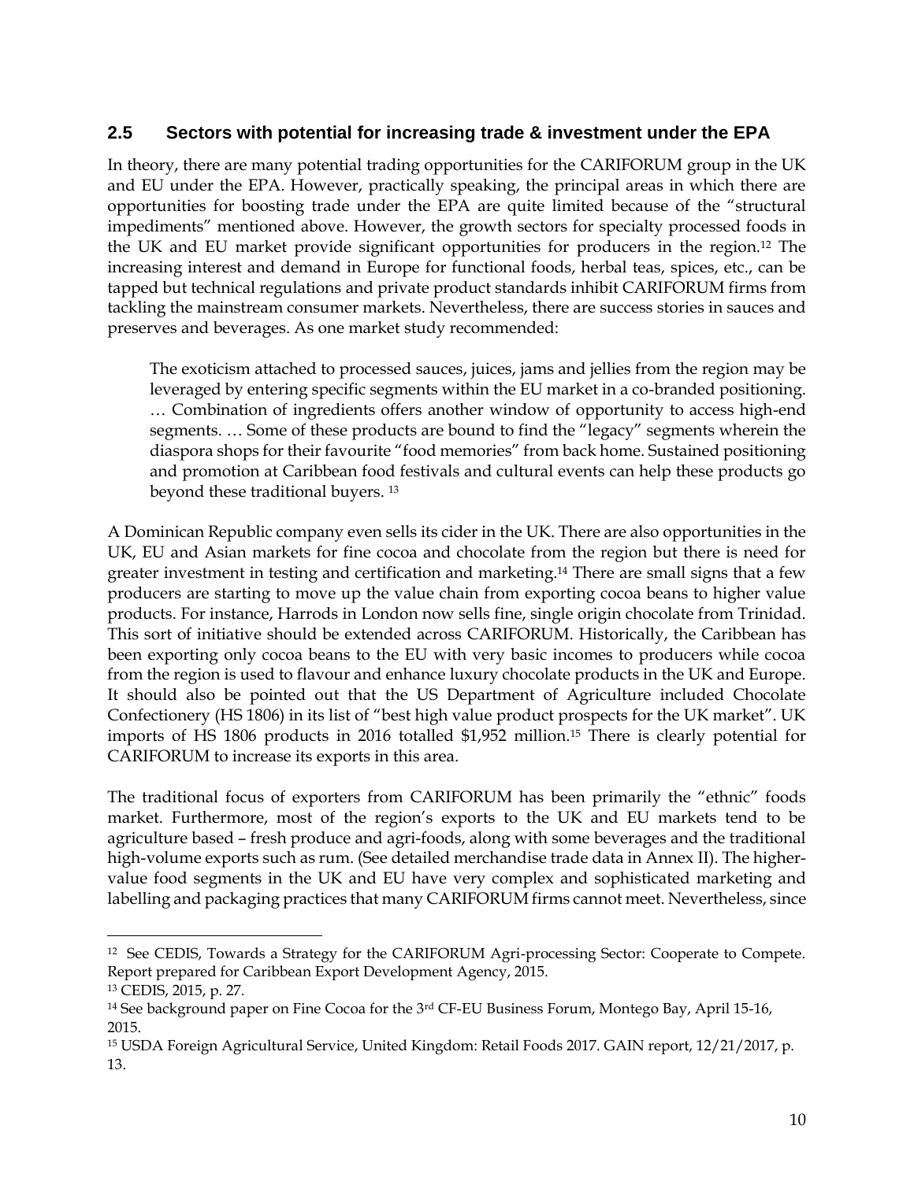## 2.5 Sectors with potential for increasing trade & investment under the EPA

In theory, there are many potential trading opportunities for the CARIFORUM group in the UK and EU under the EPA. However, practically speaking, the principal areas in which there are opportunities for boosting trade under the EPA are quite limited because of the "structural impediments" mentioned above. However, the growth sectors for specialty processed foods in the UK and EU market provide significant opportunities for producers in the region.[12] The increasing interest and demand in Europe for functional foods, herbal teas, spices, etc., can be tapped but technical regulations and private product standards inhibit CARIFORUM firms from tackling the mainstream consumer markets. Nevertheless, there are success stories in sauces and preserves and beverages. As one market study recommended:

> The exoticism attached to processed sauces, juices, jams and jellies from the region may be leveraged by entering specific segments within the EU market in a co-branded positioning. … Combination of ingredients offers another window of opportunity to access high-end segments. … Some of these products are bound to find the "legacy" segments wherein the diaspora shops for their favourite "food memories" from back home. Sustained positioning and promotion at Caribbean food festivals and cultural events can help these products go beyond these traditional buyers. [13]

A Dominican Republic company even sells its cider in the UK. There are also opportunities in the UK, EU and Asian markets for fine cocoa and chocolate from the region but there is need for greater investment in testing and certification and marketing.[14] There are small signs that a few producers are starting to move up the value chain from exporting cocoa beans to higher value products. For instance, Harrods in London now sells fine, single origin chocolate from Trinidad. This sort of initiative should be extended across CARIFORUM. Historically, the Caribbean has been exporting only cocoa beans to the EU with very basic incomes to producers while cocoa from the region is used to flavour and enhance luxury chocolate products in the UK and Europe. It should also be pointed out that the US Department of Agriculture included Chocolate Confectionery (HS 1806) in its list of "best high value product prospects for the UK market". UK imports of HS 1806 products in 2016 totalled $1,952 million.[15] There is clearly potential for CARIFORUM to increase its exports in this area.

The traditional focus of exporters from CARIFORUM has been primarily the "ethnic" foods market. Furthermore, most of the region's exports to the UK and EU markets tend to be agriculture based – fresh produce and agri-foods, along with some beverages and the traditional high-volume exports such as rum. (See detailed merchandise trade data in Annex II). The higher-value food segments in the UK and EU have very complex and sophisticated marketing and labelling and packaging practices that many CARIFORUM firms cannot meet. Nevertheless, since

---

[12] See CEDIS, Towards a Strategy for the CARIFORUM Agri-processing Sector: Cooperate to Compete. Report prepared for Caribbean Export Development Agency, 2015.

[13] CEDIS, 2015, p. 27.

[14] See background paper on Fine Cocoa for the 3rd CF-EU Business Forum, Montego Bay, April 15-16, 2015.

[15] USDA Foreign Agricultural Service, United Kingdom: Retail Foods 2017. GAIN report, 12/21/2017, p. 13.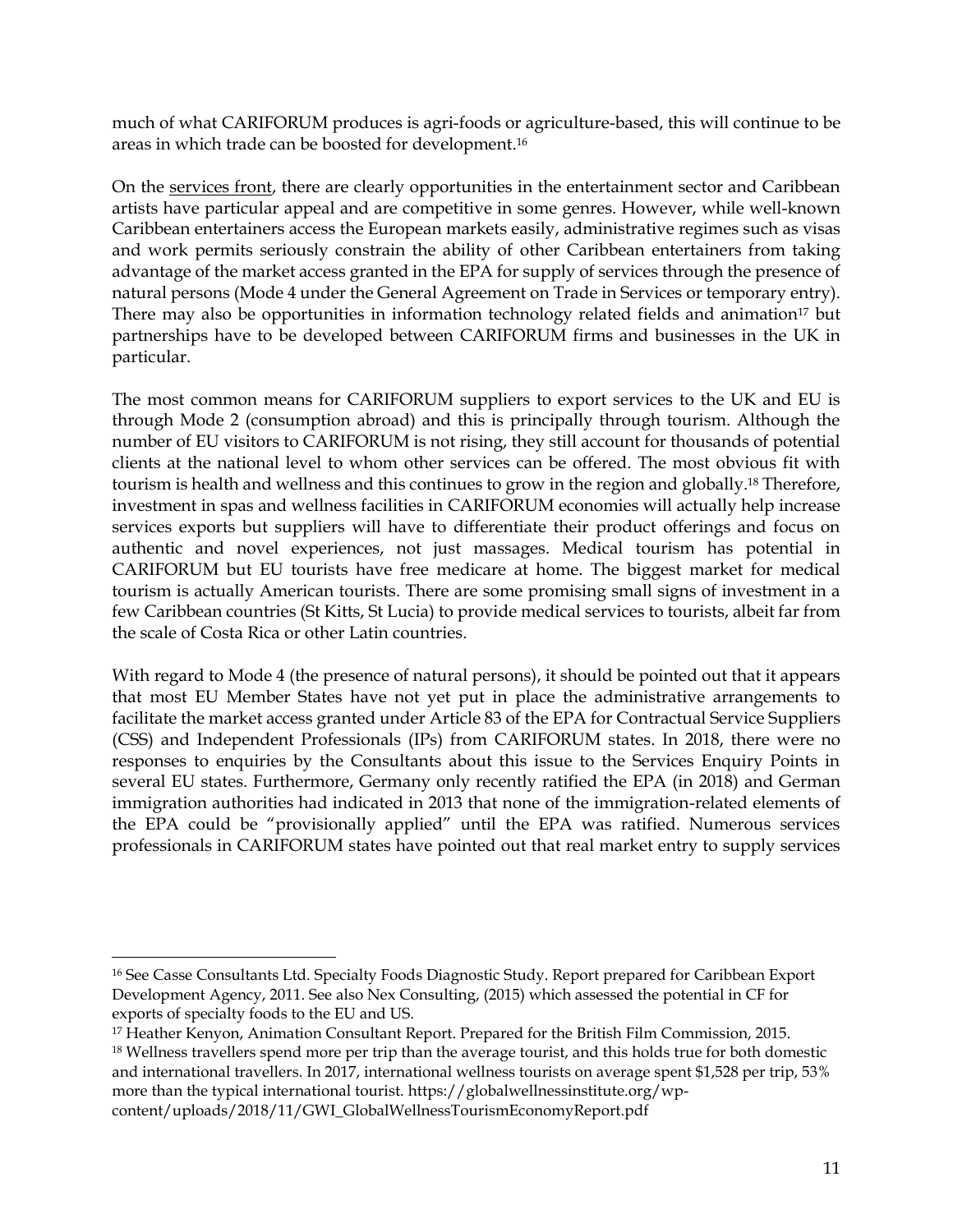much of what CARIFORUM produces is agri-foods or agriculture-based, this will continue to be areas in which trade can be boosted for development.[16]

On the services front, there are clearly opportunities in the entertainment sector and Caribbean artists have particular appeal and are competitive in some genres. However, while well-known Caribbean entertainers access the European markets easily, administrative regimes such as visas and work permits seriously constrain the ability of other Caribbean entertainers from taking advantage of the market access granted in the EPA for supply of services through the presence of natural persons (Mode 4 under the General Agreement on Trade in Services or temporary entry). There may also be opportunities in information technology related fields and animation[17] but partnerships have to be developed between CARIFORUM firms and businesses in the UK in particular.

The most common means for CARIFORUM suppliers to export services to the UK and EU is through Mode 2 (consumption abroad) and this is principally through tourism. Although the number of EU visitors to CARIFORUM is not rising, they still account for thousands of potential clients at the national level to whom other services can be offered. The most obvious fit with tourism is health and wellness and this continues to grow in the region and globally.[18] Therefore, investment in spas and wellness facilities in CARIFORUM economies will actually help increase services exports but suppliers will have to differentiate their product offerings and focus on authentic and novel experiences, not just massages. Medical tourism has potential in CARIFORUM but EU tourists have free medicare at home. The biggest market for medical tourism is actually American tourists. There are some promising small signs of investment in a few Caribbean countries (St Kitts, St Lucia) to provide medical services to tourists, albeit far from the scale of Costa Rica or other Latin countries.

With regard to Mode 4 (the presence of natural persons), it should be pointed out that it appears that most EU Member States have not yet put in place the administrative arrangements to facilitate the market access granted under Article 83 of the EPA for Contractual Service Suppliers (CSS) and Independent Professionals (IPs) from CARIFORUM states. In 2018, there were no responses to enquiries by the Consultants about this issue to the Services Enquiry Points in several EU states. Furthermore, Germany only recently ratified the EPA (in 2018) and German immigration authorities had indicated in 2013 that none of the immigration-related elements of the EPA could be "provisionally applied" until the EPA was ratified. Numerous services professionals in CARIFORUM states have pointed out that real market entry to supply services

---

[16] See Casse Consultants Ltd. Specialty Foods Diagnostic Study. Report prepared for Caribbean Export Development Agency, 2011. See also Nex Consulting, (2015) which assessed the potential in CF for exports of specialty foods to the EU and US.

[17] Heather Kenyon, Animation Consultant Report. Prepared for the British Film Commission, 2015.

[18] Wellness travellers spend more per trip than the average tourist, and this holds true for both domestic and international travellers. In 2017, international wellness tourists on average spent $1,528 per trip, 53% more than the typical international tourist. https://globalwellnessinstitute.org/wp-content/uploads/2018/11/GWI_GlobalWellnessTourismEconomyReport.pdf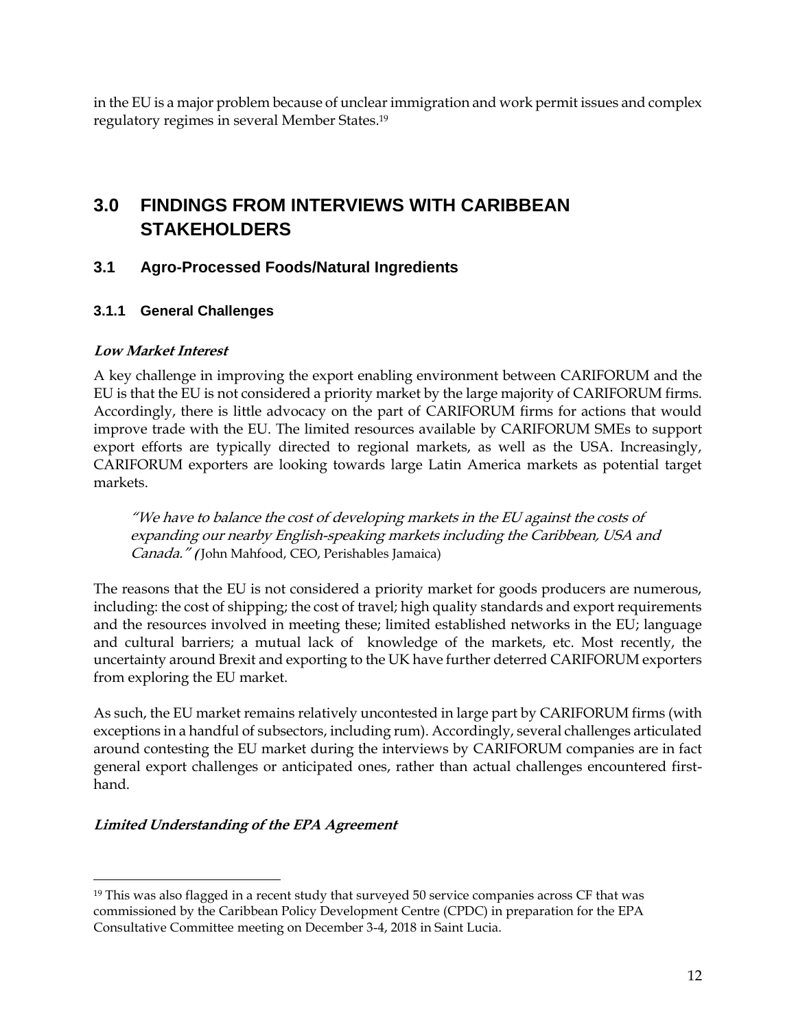in the EU is a major problem because of unclear immigration and work permit issues and complex regulatory regimes in several Member States.[19]

# 3.0 FINDINGS FROM INTERVIEWS WITH CARIBBEAN STAKEHOLDERS

## 3.1 Agro-Processed Foods/Natural Ingredients

### 3.1.1 General Challenges

***Low Market Interest***

A key challenge in improving the export enabling environment between CARIFORUM and the EU is that the EU is not considered a priority market by the large majority of CARIFORUM firms. Accordingly, there is little advocacy on the part of CARIFORUM firms for actions that would improve trade with the EU. The limited resources available by CARIFORUM SMEs to support export efforts are typically directed to regional markets, as well as the USA. Increasingly, CARIFORUM exporters are looking towards large Latin America markets as potential target markets.

> *"We have to balance the cost of developing markets in the EU against the costs of expanding our nearby English-speaking markets including the Caribbean, USA and Canada." (*John Mahfood, CEO, Perishables Jamaica)

The reasons that the EU is not considered a priority market for goods producers are numerous, including: the cost of shipping; the cost of travel; high quality standards and export requirements and the resources involved in meeting these; limited established networks in the EU; language and cultural barriers; a mutual lack of knowledge of the markets, etc. Most recently, the uncertainty around Brexit and exporting to the UK have further deterred CARIFORUM exporters from exploring the EU market.

As such, the EU market remains relatively uncontested in large part by CARIFORUM firms (with exceptions in a handful of subsectors, including rum). Accordingly, several challenges articulated around contesting the EU market during the interviews by CARIFORUM companies are in fact general export challenges or anticipated ones, rather than actual challenges encountered first-hand.

***Limited Understanding of the EPA Agreement***

---

[19] This was also flagged in a recent study that surveyed 50 service companies across CF that was commissioned by the Caribbean Policy Development Centre (CPDC) in preparation for the EPA Consultative Committee meeting on December 3-4, 2018 in Saint Lucia.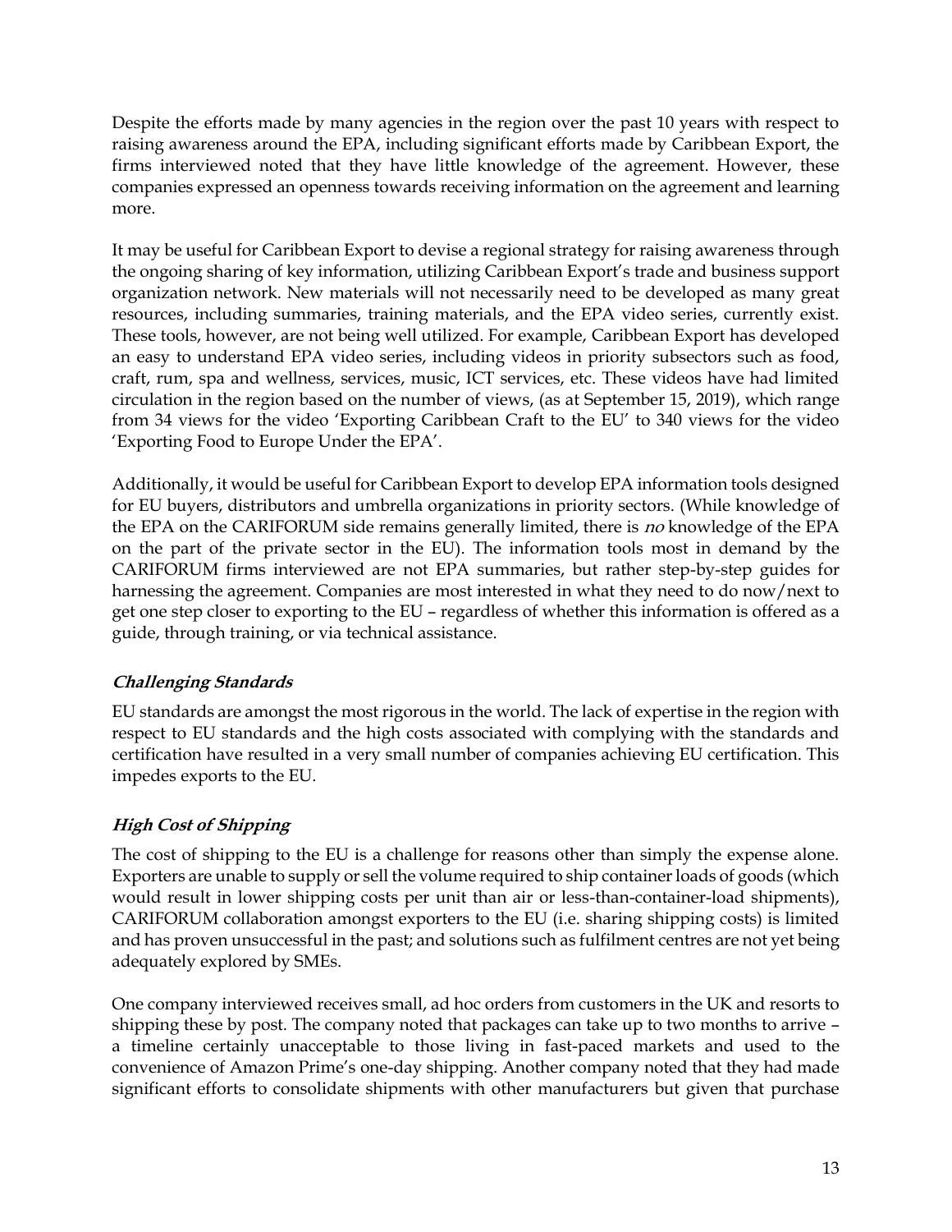Despite the efforts made by many agencies in the region over the past 10 years with respect to raising awareness around the EPA, including significant efforts made by Caribbean Export, the firms interviewed noted that they have little knowledge of the agreement. However, these companies expressed an openness towards receiving information on the agreement and learning more.

It may be useful for Caribbean Export to devise a regional strategy for raising awareness through the ongoing sharing of key information, utilizing Caribbean Export's trade and business support organization network. New materials will not necessarily need to be developed as many great resources, including summaries, training materials, and the EPA video series, currently exist. These tools, however, are not being well utilized. For example, Caribbean Export has developed an easy to understand EPA video series, including videos in priority subsectors such as food, craft, rum, spa and wellness, services, music, ICT services, etc. These videos have had limited circulation in the region based on the number of views, (as at September 15, 2019), which range from 34 views for the video 'Exporting Caribbean Craft to the EU' to 340 views for the video 'Exporting Food to Europe Under the EPA'.

Additionally, it would be useful for Caribbean Export to develop EPA information tools designed for EU buyers, distributors and umbrella organizations in priority sectors. (While knowledge of the EPA on the CARIFORUM side remains generally limited, there is *no* knowledge of the EPA on the part of the private sector in the EU). The information tools most in demand by the CARIFORUM firms interviewed are not EPA summaries, but rather step-by-step guides for harnessing the agreement. Companies are most interested in what they need to do now/next to get one step closer to exporting to the EU – regardless of whether this information is offered as a guide, through training, or via technical assistance.

### *Challenging Standards*

EU standards are amongst the most rigorous in the world. The lack of expertise in the region with respect to EU standards and the high costs associated with complying with the standards and certification have resulted in a very small number of companies achieving EU certification. This impedes exports to the EU.

### *High Cost of Shipping*

The cost of shipping to the EU is a challenge for reasons other than simply the expense alone. Exporters are unable to supply or sell the volume required to ship container loads of goods (which would result in lower shipping costs per unit than air or less-than-container-load shipments), CARIFORUM collaboration amongst exporters to the EU (i.e. sharing shipping costs) is limited and has proven unsuccessful in the past; and solutions such as fulfilment centres are not yet being adequately explored by SMEs.

One company interviewed receives small, ad hoc orders from customers in the UK and resorts to shipping these by post. The company noted that packages can take up to two months to arrive – a timeline certainly unacceptable to those living in fast-paced markets and used to the convenience of Amazon Prime's one-day shipping. Another company noted that they had made significant efforts to consolidate shipments with other manufacturers but given that purchase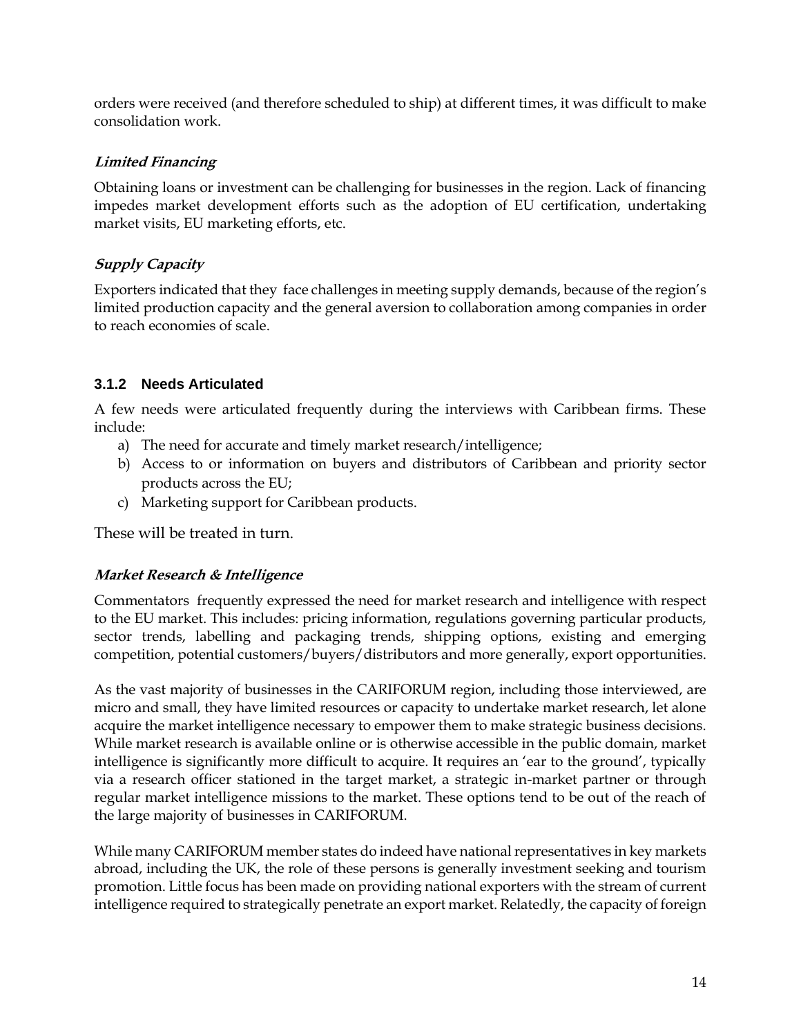orders were received (and therefore scheduled to ship) at different times, it was difficult to make consolidation work.

***Limited Financing***

Obtaining loans or investment can be challenging for businesses in the region. Lack of financing impedes market development efforts such as the adoption of EU certification, undertaking market visits, EU marketing efforts, etc.

***Supply Capacity***

Exporters indicated that they face challenges in meeting supply demands, because of the region's limited production capacity and the general aversion to collaboration among companies in order to reach economies of scale.

### 3.1.2 Needs Articulated

A few needs were articulated frequently during the interviews with Caribbean firms. These include:

a) The need for accurate and timely market research/intelligence;
b) Access to or information on buyers and distributors of Caribbean and priority sector products across the EU;
c) Marketing support for Caribbean products.

These will be treated in turn.

***Market Research & Intelligence***

Commentators frequently expressed the need for market research and intelligence with respect to the EU market. This includes: pricing information, regulations governing particular products, sector trends, labelling and packaging trends, shipping options, existing and emerging competition, potential customers/buyers/distributors and more generally, export opportunities.

As the vast majority of businesses in the CARIFORUM region, including those interviewed, are micro and small, they have limited resources or capacity to undertake market research, let alone acquire the market intelligence necessary to empower them to make strategic business decisions. While market research is available online or is otherwise accessible in the public domain, market intelligence is significantly more difficult to acquire. It requires an 'ear to the ground', typically via a research officer stationed in the target market, a strategic in-market partner or through regular market intelligence missions to the market. These options tend to be out of the reach of the large majority of businesses in CARIFORUM.

While many CARIFORUM member states do indeed have national representatives in key markets abroad, including the UK, the role of these persons is generally investment seeking and tourism promotion. Little focus has been made on providing national exporters with the stream of current intelligence required to strategically penetrate an export market. Relatedly, the capacity of foreign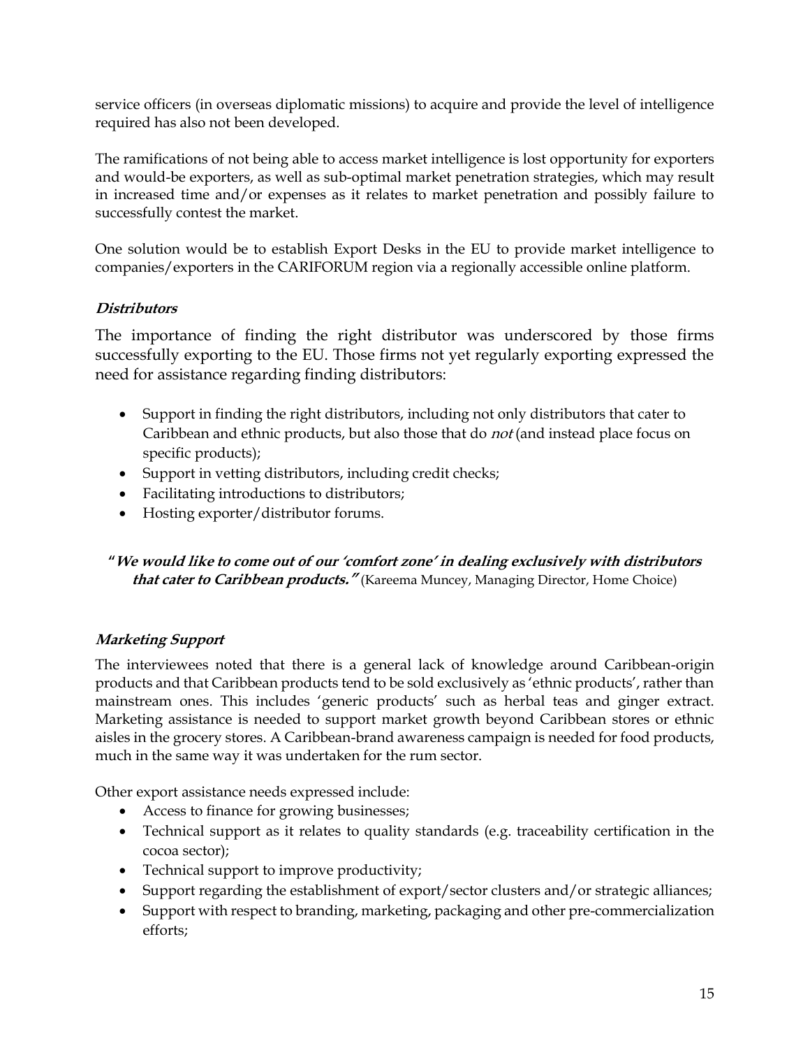service officers (in overseas diplomatic missions) to acquire and provide the level of intelligence required has also not been developed.

The ramifications of not being able to access market intelligence is lost opportunity for exporters and would-be exporters, as well as sub-optimal market penetration strategies, which may result in increased time and/or expenses as it relates to market penetration and possibly failure to successfully contest the market.

One solution would be to establish Export Desks in the EU to provide market intelligence to companies/exporters in the CARIFORUM region via a regionally accessible online platform.

***Distributors***

The importance of finding the right distributor was underscored by those firms successfully exporting to the EU. Those firms not yet regularly exporting expressed the need for assistance regarding finding distributors:

- Support in finding the right distributors, including not only distributors that cater to Caribbean and ethnic products, but also those that do *not* (and instead place focus on specific products);
- Support in vetting distributors, including credit checks;
- Facilitating introductions to distributors;
- Hosting exporter/distributor forums.

**"*We would like to come out of our 'comfort zone' in dealing exclusively with distributors that cater to Caribbean products.*"** (Kareema Muncey, Managing Director, Home Choice)

***Marketing Support***

The interviewees noted that there is a general lack of knowledge around Caribbean-origin products and that Caribbean products tend to be sold exclusively as 'ethnic products', rather than mainstream ones. This includes 'generic products' such as herbal teas and ginger extract. Marketing assistance is needed to support market growth beyond Caribbean stores or ethnic aisles in the grocery stores. A Caribbean-brand awareness campaign is needed for food products, much in the same way it was undertaken for the rum sector.

Other export assistance needs expressed include:

- Access to finance for growing businesses;
- Technical support as it relates to quality standards (e.g. traceability certification in the cocoa sector);
- Technical support to improve productivity;
- Support regarding the establishment of export/sector clusters and/or strategic alliances;
- Support with respect to branding, marketing, packaging and other pre-commercialization efforts;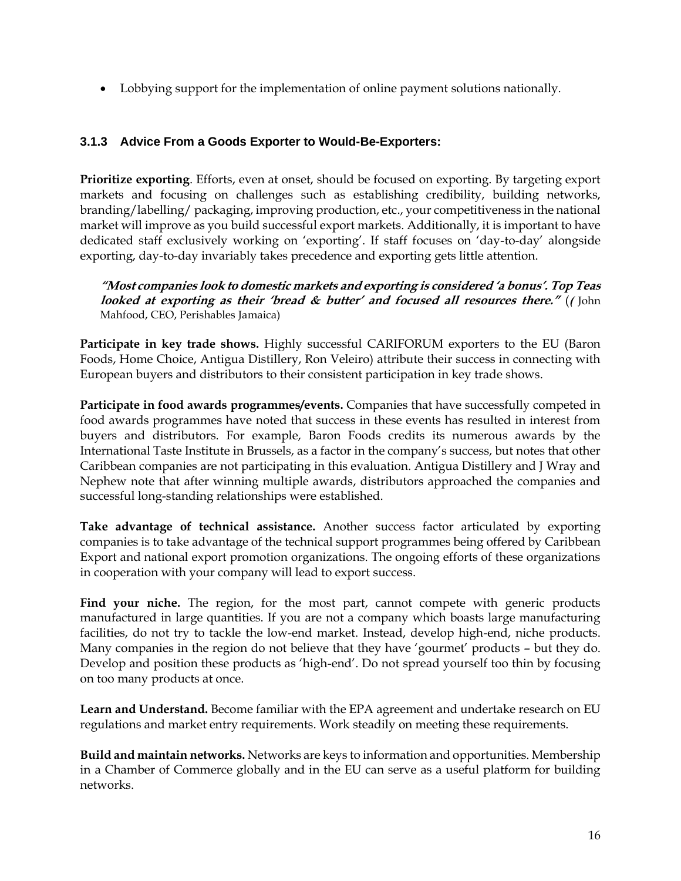- Lobbying support for the implementation of online payment solutions nationally.

### 3.1.3 Advice From a Goods Exporter to Would-Be-Exporters:

**Prioritize exporting**. Efforts, even at onset, should be focused on exporting. By targeting export markets and focusing on challenges such as establishing credibility, building networks, branding/labelling/ packaging, improving production, etc., your competitiveness in the national market will improve as you build successful export markets. Additionally, it is important to have dedicated staff exclusively working on 'exporting'. If staff focuses on 'day-to-day' alongside exporting, day-to-day invariably takes precedence and exporting gets little attention.

> ***"Most companies look to domestic markets and exporting is considered 'a bonus'. Top Teas looked at exporting as their 'bread & butter' and focused all resources there."*** (*(* John Mahfood, CEO, Perishables Jamaica)

**Participate in key trade shows.** Highly successful CARIFORUM exporters to the EU (Baron Foods, Home Choice, Antigua Distillery, Ron Veleiro) attribute their success in connecting with European buyers and distributors to their consistent participation in key trade shows.

**Participate in food awards programmes/events.** Companies that have successfully competed in food awards programmes have noted that success in these events has resulted in interest from buyers and distributors. For example, Baron Foods credits its numerous awards by the International Taste Institute in Brussels, as a factor in the company's success, but notes that other Caribbean companies are not participating in this evaluation. Antigua Distillery and J Wray and Nephew note that after winning multiple awards, distributors approached the companies and successful long-standing relationships were established.

**Take advantage of technical assistance.** Another success factor articulated by exporting companies is to take advantage of the technical support programmes being offered by Caribbean Export and national export promotion organizations. The ongoing efforts of these organizations in cooperation with your company will lead to export success.

**Find your niche.** The region, for the most part, cannot compete with generic products manufactured in large quantities. If you are not a company which boasts large manufacturing facilities, do not try to tackle the low-end market. Instead, develop high-end, niche products. Many companies in the region do not believe that they have 'gourmet' products – but they do. Develop and position these products as 'high-end'. Do not spread yourself too thin by focusing on too many products at once.

**Learn and Understand.** Become familiar with the EPA agreement and undertake research on EU regulations and market entry requirements. Work steadily on meeting these requirements.

**Build and maintain networks.** Networks are keys to information and opportunities. Membership in a Chamber of Commerce globally and in the EU can serve as a useful platform for building networks.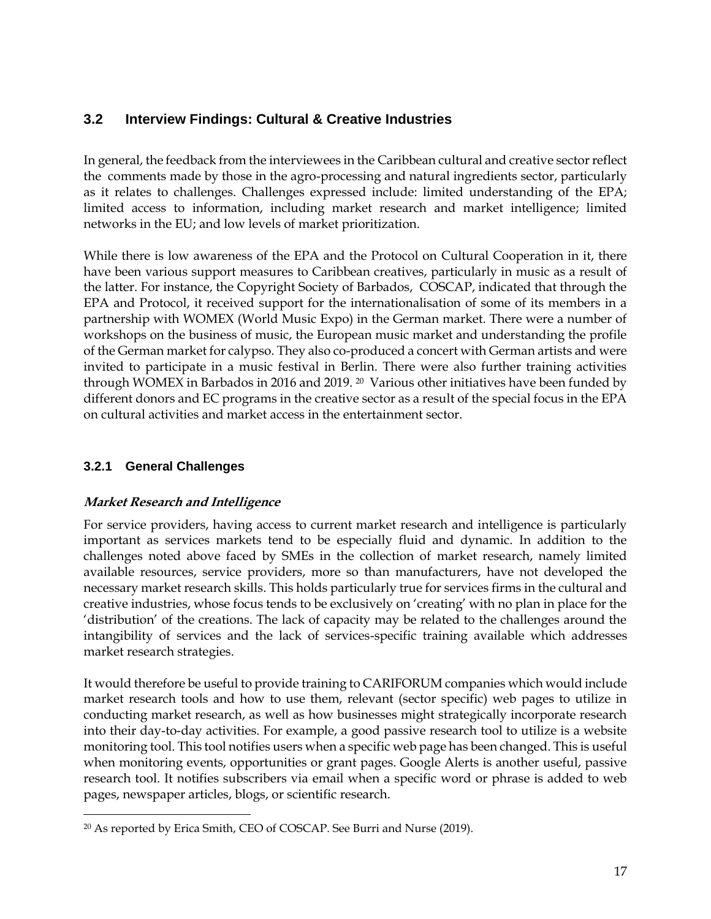## 3.2 Interview Findings: Cultural & Creative Industries

In general, the feedback from the interviewees in the Caribbean cultural and creative sector reflect the comments made by those in the agro-processing and natural ingredients sector, particularly as it relates to challenges. Challenges expressed include: limited understanding of the EPA; limited access to information, including market research and market intelligence; limited networks in the EU; and low levels of market prioritization.

While there is low awareness of the EPA and the Protocol on Cultural Cooperation in it, there have been various support measures to Caribbean creatives, particularly in music as a result of the latter. For instance, the Copyright Society of Barbados, COSCAP, indicated that through the EPA and Protocol, it received support for the internationalisation of some of its members in a partnership with WOMEX (World Music Expo) in the German market. There were a number of workshops on the business of music, the European music market and understanding the profile of the German market for calypso. They also co-produced a concert with German artists and were invited to participate in a music festival in Berlin. There were also further training activities through WOMEX in Barbados in 2016 and 2019. [20] Various other initiatives have been funded by different donors and EC programs in the creative sector as a result of the special focus in the EPA on cultural activities and market access in the entertainment sector.

### 3.2.1 General Challenges

***Market Research and Intelligence***

For service providers, having access to current market research and intelligence is particularly important as services markets tend to be especially fluid and dynamic. In addition to the challenges noted above faced by SMEs in the collection of market research, namely limited available resources, service providers, more so than manufacturers, have not developed the necessary market research skills. This holds particularly true for services firms in the cultural and creative industries, whose focus tends to be exclusively on 'creating' with no plan in place for the 'distribution' of the creations. The lack of capacity may be related to the challenges around the intangibility of services and the lack of services-specific training available which addresses market research strategies.

It would therefore be useful to provide training to CARIFORUM companies which would include market research tools and how to use them, relevant (sector specific) web pages to utilize in conducting market research, as well as how businesses might strategically incorporate research into their day-to-day activities. For example, a good passive research tool to utilize is a website monitoring tool. This tool notifies users when a specific web page has been changed. This is useful when monitoring events, opportunities or grant pages. Google Alerts is another useful, passive research tool. It notifies subscribers via email when a specific word or phrase is added to web pages, newspaper articles, blogs, or scientific research.

[20] As reported by Erica Smith, CEO of COSCAP. See Burri and Nurse (2019).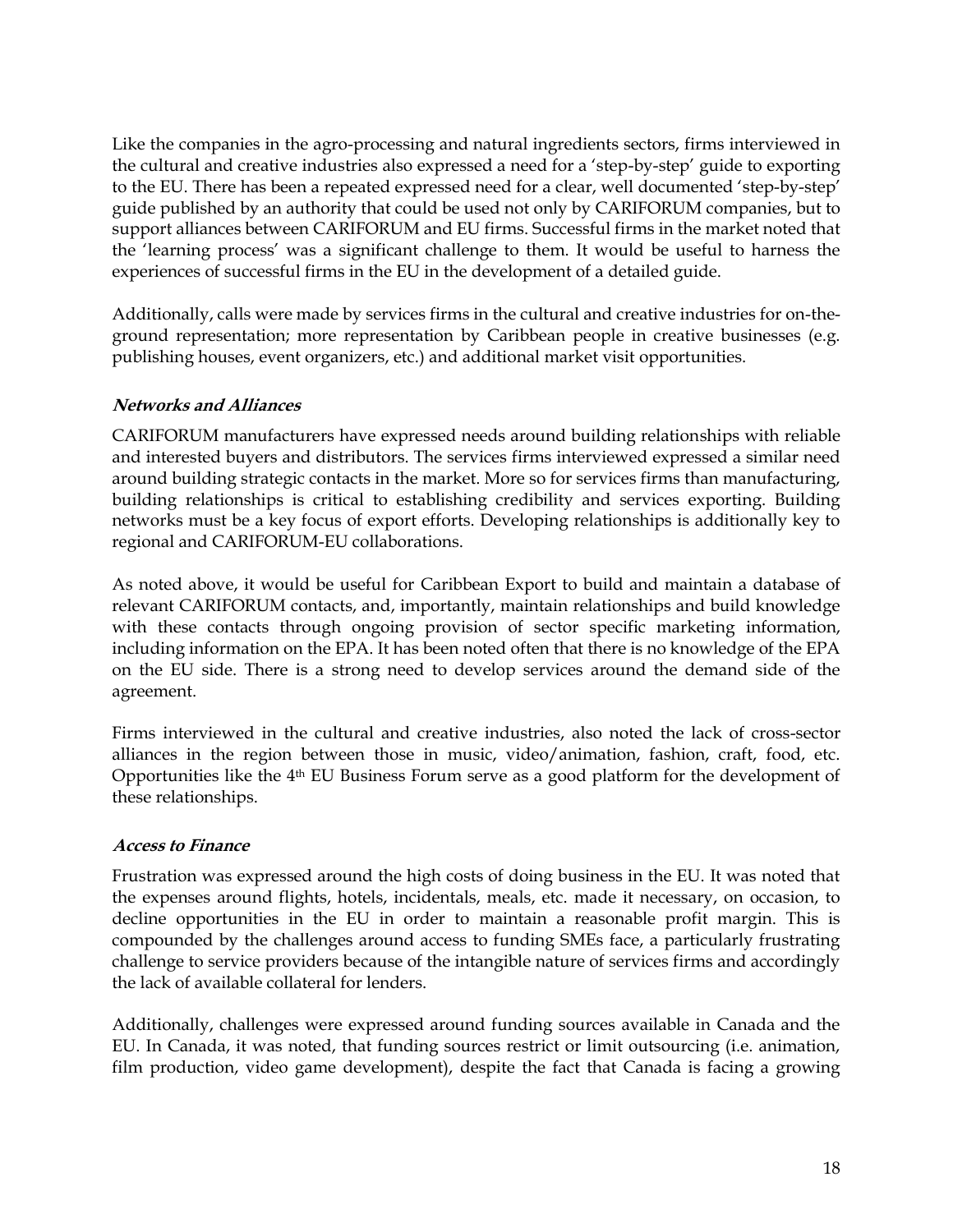Like the companies in the agro-processing and natural ingredients sectors, firms interviewed in the cultural and creative industries also expressed a need for a 'step-by-step' guide to exporting to the EU. There has been a repeated expressed need for a clear, well documented 'step-by-step' guide published by an authority that could be used not only by CARIFORUM companies, but to support alliances between CARIFORUM and EU firms. Successful firms in the market noted that the 'learning process' was a significant challenge to them. It would be useful to harness the experiences of successful firms in the EU in the development of a detailed guide.

Additionally, calls were made by services firms in the cultural and creative industries for on-the-ground representation; more representation by Caribbean people in creative businesses (e.g. publishing houses, event organizers, etc.) and additional market visit opportunities.

***Networks and Alliances***

CARIFORUM manufacturers have expressed needs around building relationships with reliable and interested buyers and distributors. The services firms interviewed expressed a similar need around building strategic contacts in the market. More so for services firms than manufacturing, building relationships is critical to establishing credibility and services exporting. Building networks must be a key focus of export efforts. Developing relationships is additionally key to regional and CARIFORUM-EU collaborations.

As noted above, it would be useful for Caribbean Export to build and maintain a database of relevant CARIFORUM contacts, and, importantly, maintain relationships and build knowledge with these contacts through ongoing provision of sector specific marketing information, including information on the EPA. It has been noted often that there is no knowledge of the EPA on the EU side. There is a strong need to develop services around the demand side of the agreement.

Firms interviewed in the cultural and creative industries, also noted the lack of cross-sector alliances in the region between those in music, video/animation, fashion, craft, food, etc. Opportunities like the 4th EU Business Forum serve as a good platform for the development of these relationships.

***Access to Finance***

Frustration was expressed around the high costs of doing business in the EU. It was noted that the expenses around flights, hotels, incidentals, meals, etc. made it necessary, on occasion, to decline opportunities in the EU in order to maintain a reasonable profit margin. This is compounded by the challenges around access to funding SMEs face, a particularly frustrating challenge to service providers because of the intangible nature of services firms and accordingly the lack of available collateral for lenders.

Additionally, challenges were expressed around funding sources available in Canada and the EU. In Canada, it was noted, that funding sources restrict or limit outsourcing (i.e. animation, film production, video game development), despite the fact that Canada is facing a growing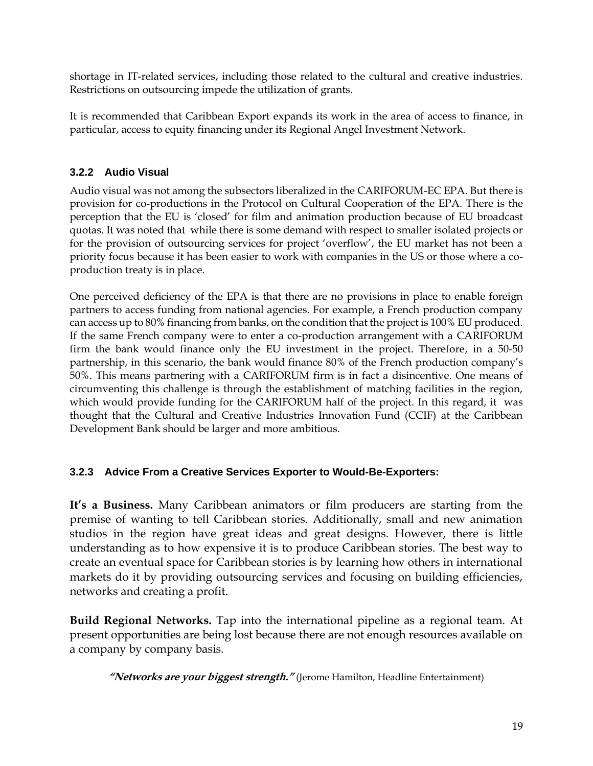shortage in IT-related services, including those related to the cultural and creative industries. Restrictions on outsourcing impede the utilization of grants.

It is recommended that Caribbean Export expands its work in the area of access to finance, in particular, access to equity financing under its Regional Angel Investment Network.

### 3.2.2 Audio Visual

Audio visual was not among the subsectors liberalized in the CARIFORUM-EC EPA. But there is provision for co-productions in the Protocol on Cultural Cooperation of the EPA. There is the perception that the EU is 'closed' for film and animation production because of EU broadcast quotas. It was noted that while there is some demand with respect to smaller isolated projects or for the provision of outsourcing services for project 'overflow', the EU market has not been a priority focus because it has been easier to work with companies in the US or those where a co-production treaty is in place.

One perceived deficiency of the EPA is that there are no provisions in place to enable foreign partners to access funding from national agencies. For example, a French production company can access up to 80% financing from banks, on the condition that the project is 100% EU produced. If the same French company were to enter a co-production arrangement with a CARIFORUM firm the bank would finance only the EU investment in the project. Therefore, in a 50-50 partnership, in this scenario, the bank would finance 80% of the French production company's 50%. This means partnering with a CARIFORUM firm is in fact a disincentive. One means of circumventing this challenge is through the establishment of matching facilities in the region, which would provide funding for the CARIFORUM half of the project. In this regard, it was thought that the Cultural and Creative Industries Innovation Fund (CCIF) at the Caribbean Development Bank should be larger and more ambitious.

### 3.2.3 Advice From a Creative Services Exporter to Would-Be-Exporters:

**It's a Business.** Many Caribbean animators or film producers are starting from the premise of wanting to tell Caribbean stories. Additionally, small and new animation studios in the region have great ideas and great designs. However, there is little understanding as to how expensive it is to produce Caribbean stories. The best way to create an eventual space for Caribbean stories is by learning how others in international markets do it by providing outsourcing services and focusing on building efficiencies, networks and creating a profit.

**Build Regional Networks.** Tap into the international pipeline as a regional team. At present opportunities are being lost because there are not enough resources available on a company by company basis.

***"Networks are your biggest strength."*** (Jerome Hamilton, Headline Entertainment)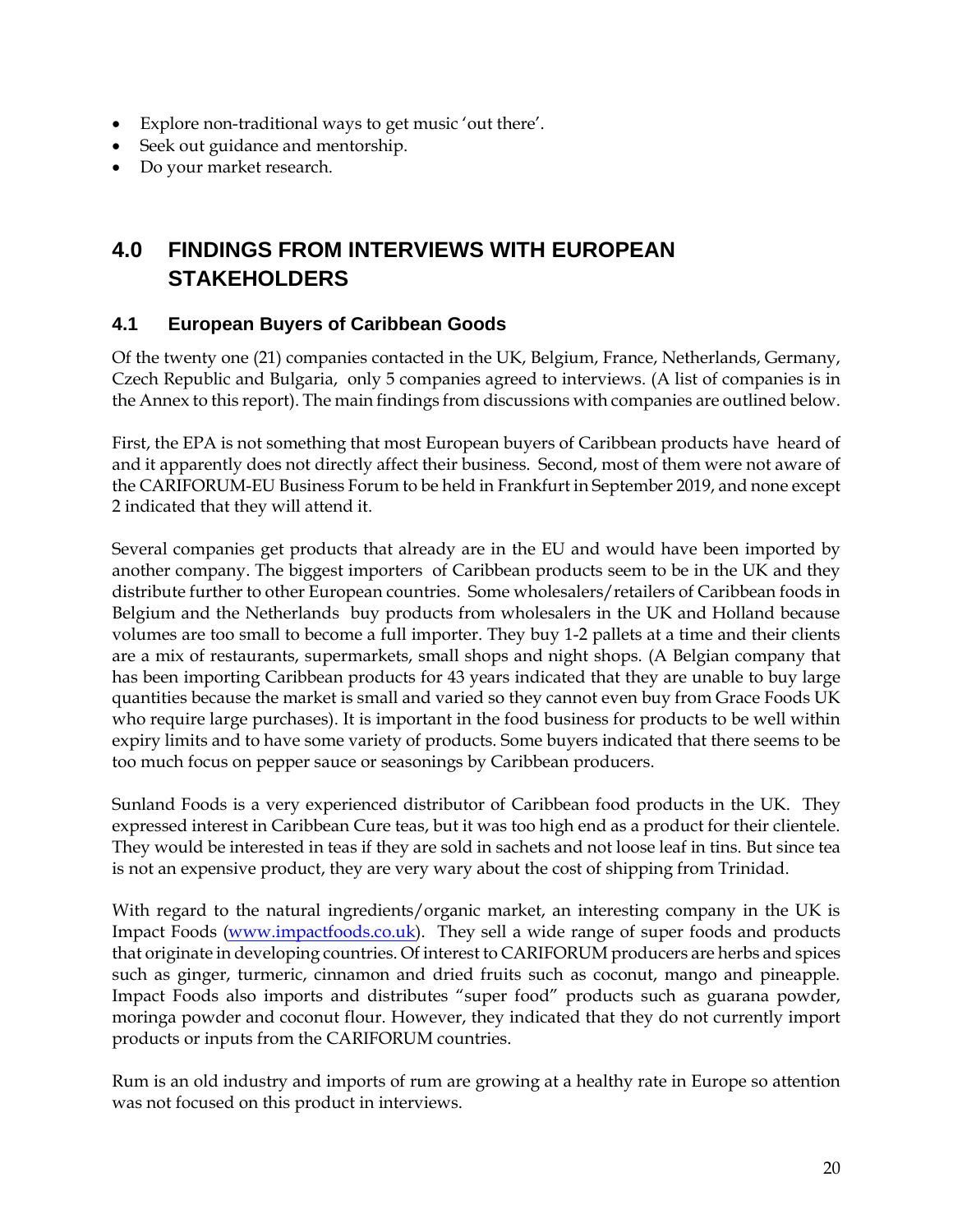- Explore non-traditional ways to get music 'out there'.
- Seek out guidance and mentorship.
- Do your market research.

# 4.0 FINDINGS FROM INTERVIEWS WITH EUROPEAN STAKEHOLDERS

## 4.1 European Buyers of Caribbean Goods

Of the twenty one (21) companies contacted in the UK, Belgium, France, Netherlands, Germany, Czech Republic and Bulgaria, only 5 companies agreed to interviews. (A list of companies is in the Annex to this report). The main findings from discussions with companies are outlined below.

First, the EPA is not something that most European buyers of Caribbean products have heard of and it apparently does not directly affect their business. Second, most of them were not aware of the CARIFORUM-EU Business Forum to be held in Frankfurt in September 2019, and none except 2 indicated that they will attend it.

Several companies get products that already are in the EU and would have been imported by another company. The biggest importers of Caribbean products seem to be in the UK and they distribute further to other European countries. Some wholesalers/retailers of Caribbean foods in Belgium and the Netherlands buy products from wholesalers in the UK and Holland because volumes are too small to become a full importer. They buy 1-2 pallets at a time and their clients are a mix of restaurants, supermarkets, small shops and night shops. (A Belgian company that has been importing Caribbean products for 43 years indicated that they are unable to buy large quantities because the market is small and varied so they cannot even buy from Grace Foods UK who require large purchases). It is important in the food business for products to be well within expiry limits and to have some variety of products. Some buyers indicated that there seems to be too much focus on pepper sauce or seasonings by Caribbean producers.

Sunland Foods is a very experienced distributor of Caribbean food products in the UK. They expressed interest in Caribbean Cure teas, but it was too high end as a product for their clientele. They would be interested in teas if they are sold in sachets and not loose leaf in tins. But since tea is not an expensive product, they are very wary about the cost of shipping from Trinidad.

With regard to the natural ingredients/organic market, an interesting company in the UK is Impact Foods ([www.impactfoods.co.uk](www.impactfoods.co.uk)). They sell a wide range of super foods and products that originate in developing countries. Of interest to CARIFORUM producers are herbs and spices such as ginger, turmeric, cinnamon and dried fruits such as coconut, mango and pineapple. Impact Foods also imports and distributes "super food" products such as guarana powder, moringa powder and coconut flour. However, they indicated that they do not currently import products or inputs from the CARIFORUM countries.

Rum is an old industry and imports of rum are growing at a healthy rate in Europe so attention was not focused on this product in interviews.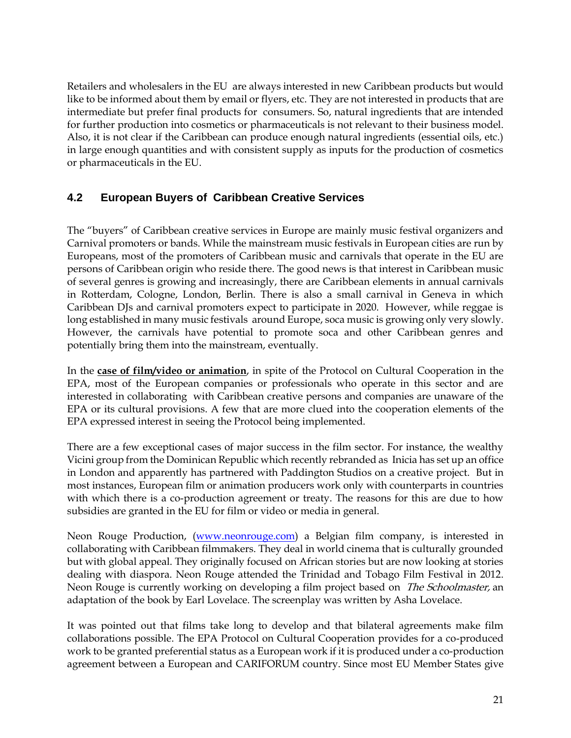Retailers and wholesalers in the EU are always interested in new Caribbean products but would like to be informed about them by email or flyers, etc. They are not interested in products that are intermediate but prefer final products for consumers. So, natural ingredients that are intended for further production into cosmetics or pharmaceuticals is not relevant to their business model. Also, it is not clear if the Caribbean can produce enough natural ingredients (essential oils, etc.) in large enough quantities and with consistent supply as inputs for the production of cosmetics or pharmaceuticals in the EU.

## 4.2 European Buyers of Caribbean Creative Services

The "buyers" of Caribbean creative services in Europe are mainly music festival organizers and Carnival promoters or bands. While the mainstream music festivals in European cities are run by Europeans, most of the promoters of Caribbean music and carnivals that operate in the EU are persons of Caribbean origin who reside there. The good news is that interest in Caribbean music of several genres is growing and increasingly, there are Caribbean elements in annual carnivals in Rotterdam, Cologne, London, Berlin. There is also a small carnival in Geneva in which Caribbean DJs and carnival promoters expect to participate in 2020. However, while reggae is long established in many music festivals around Europe, soca music is growing only very slowly. However, the carnivals have potential to promote soca and other Caribbean genres and potentially bring them into the mainstream, eventually.

In the **case of film/video or animation**, in spite of the Protocol on Cultural Cooperation in the EPA, most of the European companies or professionals who operate in this sector and are interested in collaborating with Caribbean creative persons and companies are unaware of the EPA or its cultural provisions. A few that are more clued into the cooperation elements of the EPA expressed interest in seeing the Protocol being implemented.

There are a few exceptional cases of major success in the film sector. For instance, the wealthy Vicini group from the Dominican Republic which recently rebranded as Inicia has set up an office in London and apparently has partnered with Paddington Studios on a creative project. But in most instances, European film or animation producers work only with counterparts in countries with which there is a co-production agreement or treaty. The reasons for this are due to how subsidies are granted in the EU for film or video or media in general.

Neon Rouge Production, (www.neonrouge.com) a Belgian film company, is interested in collaborating with Caribbean filmmakers. They deal in world cinema that is culturally grounded but with global appeal. They originally focused on African stories but are now looking at stories dealing with diaspora. Neon Rouge attended the Trinidad and Tobago Film Festival in 2012. Neon Rouge is currently working on developing a film project based on *The Schoolmaster,* an adaptation of the book by Earl Lovelace. The screenplay was written by Asha Lovelace.

It was pointed out that films take long to develop and that bilateral agreements make film collaborations possible. The EPA Protocol on Cultural Cooperation provides for a co-produced work to be granted preferential status as a European work if it is produced under a co-production agreement between a European and CARIFORUM country. Since most EU Member States give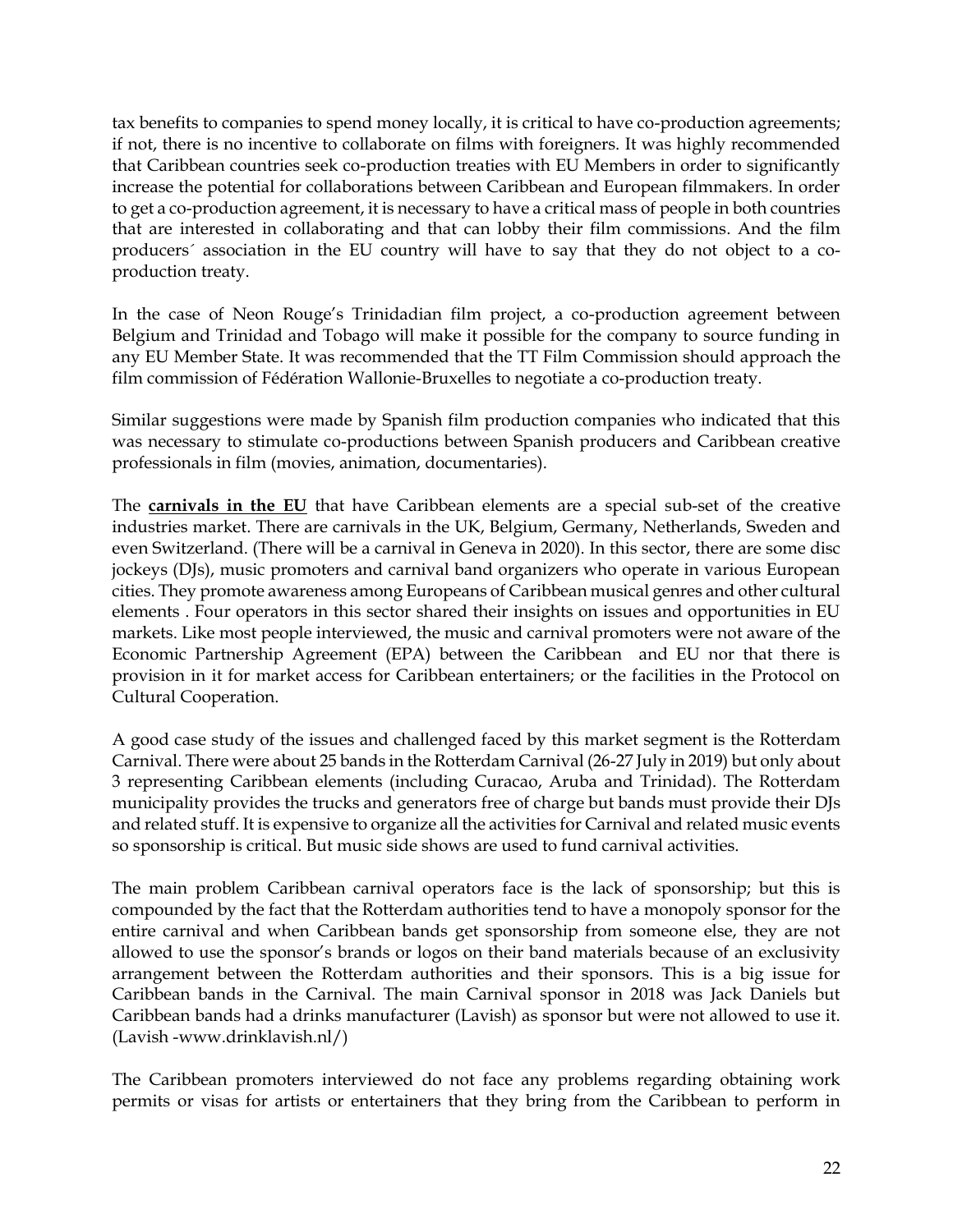tax benefits to companies to spend money locally, it is critical to have co-production agreements; if not, there is no incentive to collaborate on films with foreigners. It was highly recommended that Caribbean countries seek co-production treaties with EU Members in order to significantly increase the potential for collaborations between Caribbean and European filmmakers. In order to get a co-production agreement, it is necessary to have a critical mass of people in both countries that are interested in collaborating and that can lobby their film commissions. And the film producers´ association in the EU country will have to say that they do not object to a co-production treaty.

In the case of Neon Rouge's Trinidadian film project, a co-production agreement between Belgium and Trinidad and Tobago will make it possible for the company to source funding in any EU Member State. It was recommended that the TT Film Commission should approach the film commission of Fédération Wallonie-Bruxelles to negotiate a co-production treaty.

Similar suggestions were made by Spanish film production companies who indicated that this was necessary to stimulate co-productions between Spanish producers and Caribbean creative professionals in film (movies, animation, documentaries).

The **carnivals in the EU** that have Caribbean elements are a special sub-set of the creative industries market. There are carnivals in the UK, Belgium, Germany, Netherlands, Sweden and even Switzerland. (There will be a carnival in Geneva in 2020). In this sector, there are some disc jockeys (DJs), music promoters and carnival band organizers who operate in various European cities. They promote awareness among Europeans of Caribbean musical genres and other cultural elements . Four operators in this sector shared their insights on issues and opportunities in EU markets. Like most people interviewed, the music and carnival promoters were not aware of the Economic Partnership Agreement (EPA) between the Caribbean and EU nor that there is provision in it for market access for Caribbean entertainers; or the facilities in the Protocol on Cultural Cooperation.

A good case study of the issues and challenged faced by this market segment is the Rotterdam Carnival. There were about 25 bands in the Rotterdam Carnival (26-27 July in 2019) but only about 3 representing Caribbean elements (including Curacao, Aruba and Trinidad). The Rotterdam municipality provides the trucks and generators free of charge but bands must provide their DJs and related stuff. It is expensive to organize all the activities for Carnival and related music events so sponsorship is critical. But music side shows are used to fund carnival activities.

The main problem Caribbean carnival operators face is the lack of sponsorship; but this is compounded by the fact that the Rotterdam authorities tend to have a monopoly sponsor for the entire carnival and when Caribbean bands get sponsorship from someone else, they are not allowed to use the sponsor's brands or logos on their band materials because of an exclusivity arrangement between the Rotterdam authorities and their sponsors. This is a big issue for Caribbean bands in the Carnival. The main Carnival sponsor in 2018 was Jack Daniels but Caribbean bands had a drinks manufacturer (Lavish) as sponsor but were not allowed to use it. (Lavish -www.drinklavish.nl/)

The Caribbean promoters interviewed do not face any problems regarding obtaining work permits or visas for artists or entertainers that they bring from the Caribbean to perform in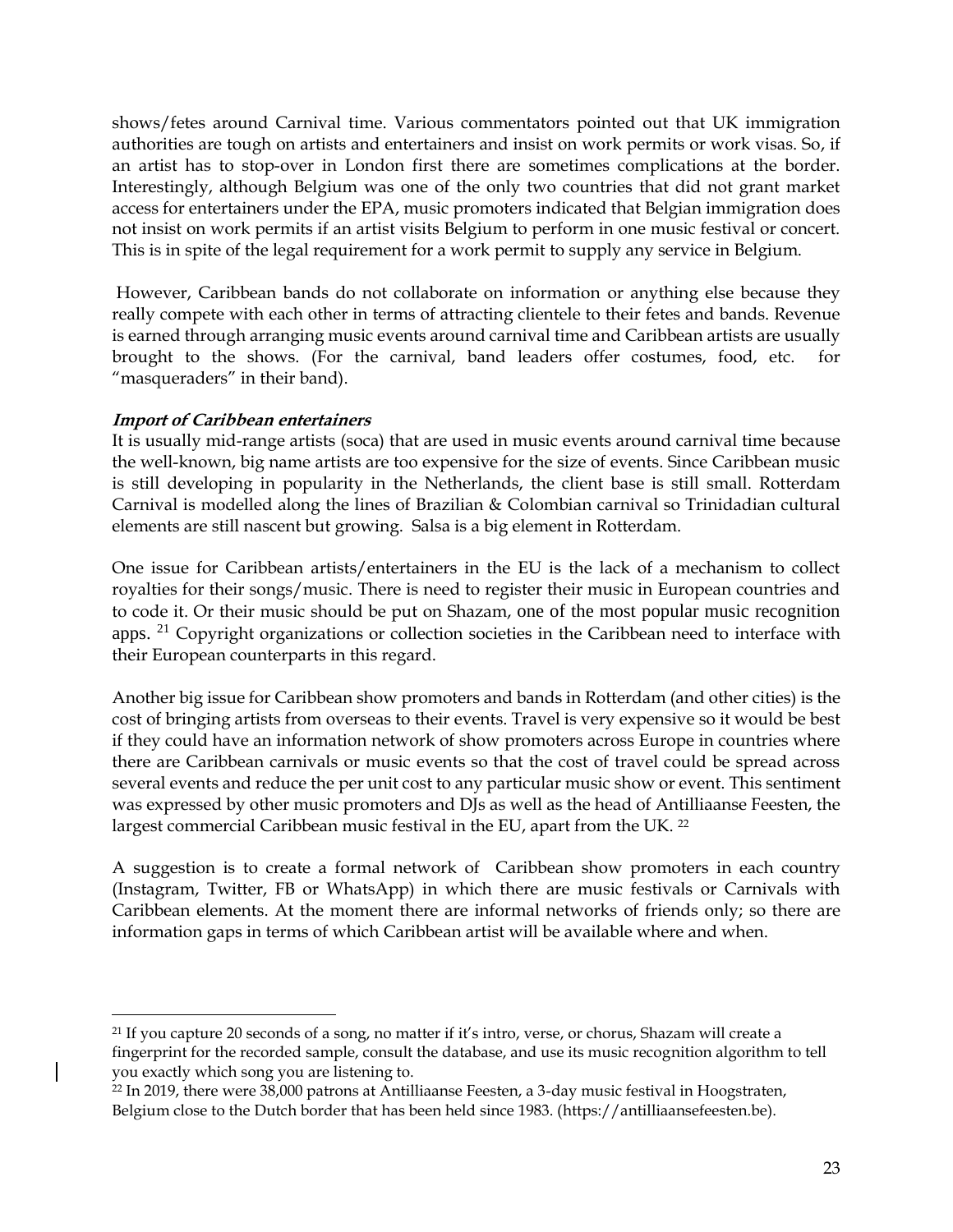shows/fetes around Carnival time. Various commentators pointed out that UK immigration authorities are tough on artists and entertainers and insist on work permits or work visas. So, if an artist has to stop-over in London first there are sometimes complications at the border. Interestingly, although Belgium was one of the only two countries that did not grant market access for entertainers under the EPA, music promoters indicated that Belgian immigration does not insist on work permits if an artist visits Belgium to perform in one music festival or concert. This is in spite of the legal requirement for a work permit to supply any service in Belgium.

However, Caribbean bands do not collaborate on information or anything else because they really compete with each other in terms of attracting clientele to their fetes and bands. Revenue is earned through arranging music events around carnival time and Caribbean artists are usually brought to the shows. (For the carnival, band leaders offer costumes, food, etc. for "masqueraders" in their band).

***Import of Caribbean entertainers***

It is usually mid-range artists (soca) that are used in music events around carnival time because the well-known, big name artists are too expensive for the size of events. Since Caribbean music is still developing in popularity in the Netherlands, the client base is still small. Rotterdam Carnival is modelled along the lines of Brazilian & Colombian carnival so Trinidadian cultural elements are still nascent but growing. Salsa is a big element in Rotterdam.

One issue for Caribbean artists/entertainers in the EU is the lack of a mechanism to collect royalties for their songs/music. There is need to register their music in European countries and to code it. Or their music should be put on Shazam, one of the most popular music recognition apps. [21] Copyright organizations or collection societies in the Caribbean need to interface with their European counterparts in this regard.

Another big issue for Caribbean show promoters and bands in Rotterdam (and other cities) is the cost of bringing artists from overseas to their events. Travel is very expensive so it would be best if they could have an information network of show promoters across Europe in countries where there are Caribbean carnivals or music events so that the cost of travel could be spread across several events and reduce the per unit cost to any particular music show or event. This sentiment was expressed by other music promoters and DJs as well as the head of Antilliaanse Feesten, the largest commercial Caribbean music festival in the EU, apart from the UK. [22]

A suggestion is to create a formal network of Caribbean show promoters in each country (Instagram, Twitter, FB or WhatsApp) in which there are music festivals or Carnivals with Caribbean elements. At the moment there are informal networks of friends only; so there are information gaps in terms of which Caribbean artist will be available where and when.

---

[21] If you capture 20 seconds of a song, no matter if it's intro, verse, or chorus, Shazam will create a fingerprint for the recorded sample, consult the database, and use its music recognition algorithm to tell you exactly which song you are listening to.

[22] In 2019, there were 38,000 patrons at Antilliaanse Feesten, a 3-day music festival in Hoogstraten, Belgium close to the Dutch border that has been held since 1983. (https://antilliaansefeesten.be).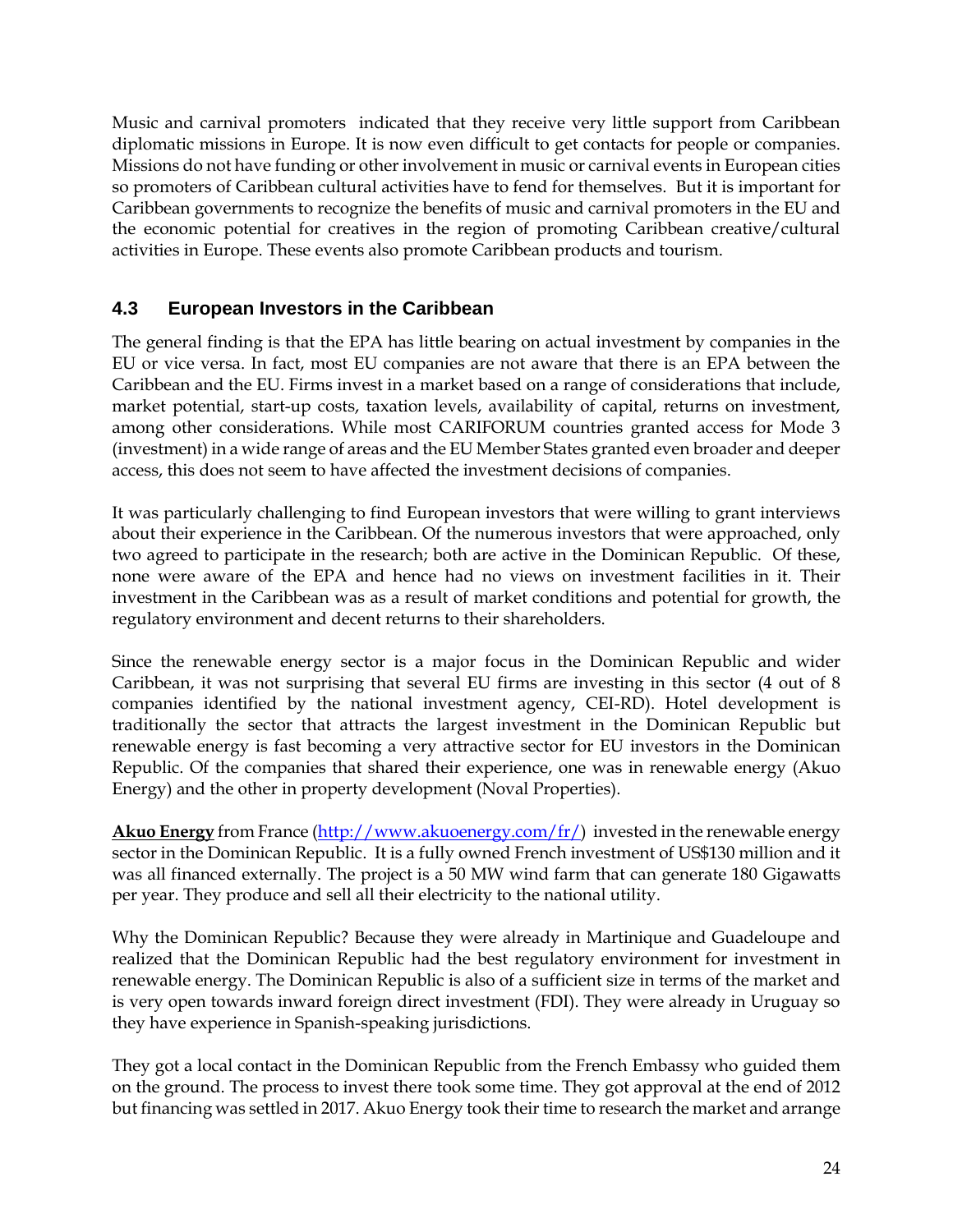Music and carnival promoters indicated that they receive very little support from Caribbean diplomatic missions in Europe. It is now even difficult to get contacts for people or companies. Missions do not have funding or other involvement in music or carnival events in European cities so promoters of Caribbean cultural activities have to fend for themselves. But it is important for Caribbean governments to recognize the benefits of music and carnival promoters in the EU and the economic potential for creatives in the region of promoting Caribbean creative/cultural activities in Europe. These events also promote Caribbean products and tourism.

### 4.3 European Investors in the Caribbean

The general finding is that the EPA has little bearing on actual investment by companies in the EU or vice versa. In fact, most EU companies are not aware that there is an EPA between the Caribbean and the EU. Firms invest in a market based on a range of considerations that include, market potential, start-up costs, taxation levels, availability of capital, returns on investment, among other considerations. While most CARIFORUM countries granted access for Mode 3 (investment) in a wide range of areas and the EU Member States granted even broader and deeper access, this does not seem to have affected the investment decisions of companies.

It was particularly challenging to find European investors that were willing to grant interviews about their experience in the Caribbean. Of the numerous investors that were approached, only two agreed to participate in the research; both are active in the Dominican Republic. Of these, none were aware of the EPA and hence had no views on investment facilities in it. Their investment in the Caribbean was as a result of market conditions and potential for growth, the regulatory environment and decent returns to their shareholders.

Since the renewable energy sector is a major focus in the Dominican Republic and wider Caribbean, it was not surprising that several EU firms are investing in this sector (4 out of 8 companies identified by the national investment agency, CEI-RD). Hotel development is traditionally the sector that attracts the largest investment in the Dominican Republic but renewable energy is fast becoming a very attractive sector for EU investors in the Dominican Republic. Of the companies that shared their experience, one was in renewable energy (Akuo Energy) and the other in property development (Noval Properties).

**Akuo Energy** from France (http://www.akuoenergy.com/fr/) invested in the renewable energy sector in the Dominican Republic. It is a fully owned French investment of US$130 million and it was all financed externally. The project is a 50 MW wind farm that can generate 180 Gigawatts per year. They produce and sell all their electricity to the national utility.

Why the Dominican Republic? Because they were already in Martinique and Guadeloupe and realized that the Dominican Republic had the best regulatory environment for investment in renewable energy. The Dominican Republic is also of a sufficient size in terms of the market and is very open towards inward foreign direct investment (FDI). They were already in Uruguay so they have experience in Spanish-speaking jurisdictions.

They got a local contact in the Dominican Republic from the French Embassy who guided them on the ground. The process to invest there took some time. They got approval at the end of 2012 but financing was settled in 2017. Akuo Energy took their time to research the market and arrange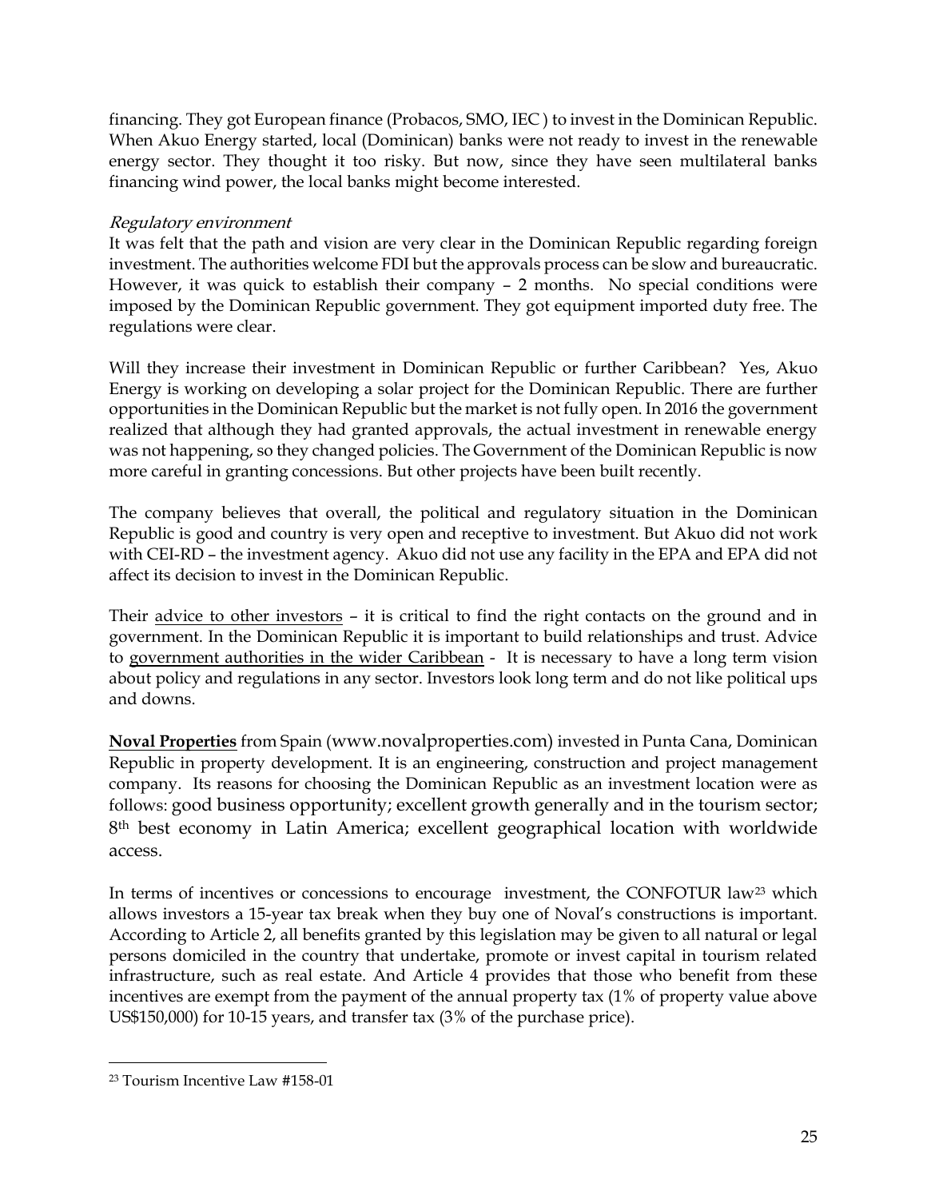financing. They got European finance (Probacos, SMO, IEC ) to invest in the Dominican Republic. When Akuo Energy started, local (Dominican) banks were not ready to invest in the renewable energy sector. They thought it too risky. But now, since they have seen multilateral banks financing wind power, the local banks might become interested.

*Regulatory environment*

It was felt that the path and vision are very clear in the Dominican Republic regarding foreign investment. The authorities welcome FDI but the approvals process can be slow and bureaucratic. However, it was quick to establish their company – 2 months. No special conditions were imposed by the Dominican Republic government. They got equipment imported duty free. The regulations were clear.

Will they increase their investment in Dominican Republic or further Caribbean? Yes, Akuo Energy is working on developing a solar project for the Dominican Republic. There are further opportunities in the Dominican Republic but the market is not fully open. In 2016 the government realized that although they had granted approvals, the actual investment in renewable energy was not happening, so they changed policies. The Government of the Dominican Republic is now more careful in granting concessions. But other projects have been built recently.

The company believes that overall, the political and regulatory situation in the Dominican Republic is good and country is very open and receptive to investment. But Akuo did not work with CEI-RD – the investment agency. Akuo did not use any facility in the EPA and EPA did not affect its decision to invest in the Dominican Republic.

Their <u>advice to other investors</u> – it is critical to find the right contacts on the ground and in government. In the Dominican Republic it is important to build relationships and trust. Advice to <u>government authorities in the wider Caribbean</u> - It is necessary to have a long term vision about policy and regulations in any sector. Investors look long term and do not like political ups and downs.

**<u>Noval Properties</u>** from Spain (www.novalproperties.com) invested in Punta Cana, Dominican Republic in property development. It is an engineering, construction and project management company. Its reasons for choosing the Dominican Republic as an investment location were as follows: good business opportunity; excellent growth generally and in the tourism sector; 8th best economy in Latin America; excellent geographical location with worldwide access.

In terms of incentives or concessions to encourage investment, the CONFOTUR law[23] which allows investors a 15-year tax break when they buy one of Noval's constructions is important. According to Article 2, all benefits granted by this legislation may be given to all natural or legal persons domiciled in the country that undertake, promote or invest capital in tourism related infrastructure, such as real estate. And Article 4 provides that those who benefit from these incentives are exempt from the payment of the annual property tax (1% of property value above US$150,000) for 10-15 years, and transfer tax (3% of the purchase price).

[23] Tourism Incentive Law #158-01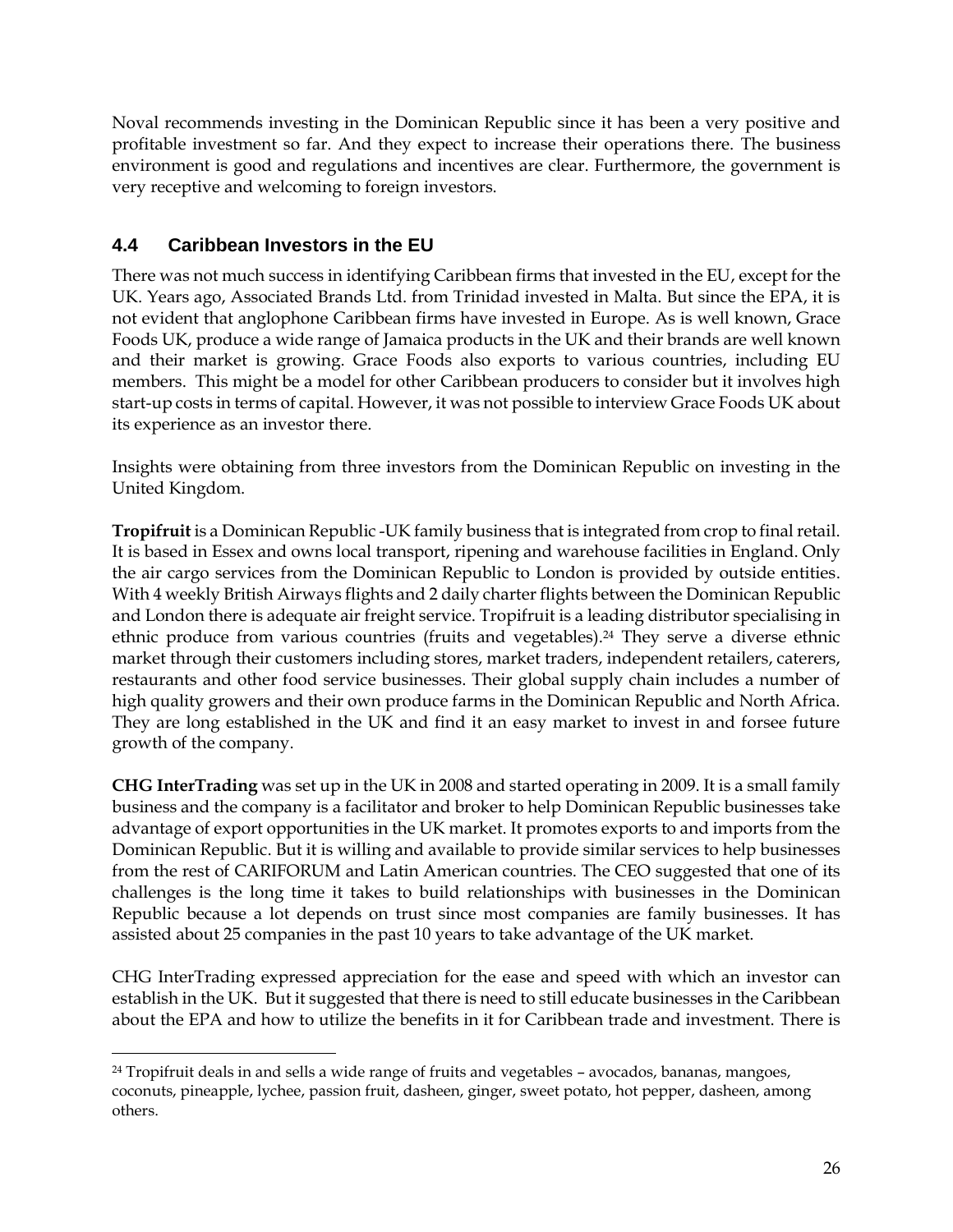Noval recommends investing in the Dominican Republic since it has been a very positive and profitable investment so far. And they expect to increase their operations there. The business environment is good and regulations and incentives are clear. Furthermore, the government is very receptive and welcoming to foreign investors.

## 4.4 Caribbean Investors in the EU

There was not much success in identifying Caribbean firms that invested in the EU, except for the UK. Years ago, Associated Brands Ltd. from Trinidad invested in Malta. But since the EPA, it is not evident that anglophone Caribbean firms have invested in Europe. As is well known, Grace Foods UK, produce a wide range of Jamaica products in the UK and their brands are well known and their market is growing. Grace Foods also exports to various countries, including EU members. This might be a model for other Caribbean producers to consider but it involves high start-up costs in terms of capital. However, it was not possible to interview Grace Foods UK about its experience as an investor there.

Insights were obtaining from three investors from the Dominican Republic on investing in the United Kingdom.

**Tropifruit** is a Dominican Republic -UK family business that is integrated from crop to final retail. It is based in Essex and owns local transport, ripening and warehouse facilities in England. Only the air cargo services from the Dominican Republic to London is provided by outside entities. With 4 weekly British Airways flights and 2 daily charter flights between the Dominican Republic and London there is adequate air freight service. Tropifruit is a leading distributor specialising in ethnic produce from various countries (fruits and vegetables).[24] They serve a diverse ethnic market through their customers including stores, market traders, independent retailers, caterers, restaurants and other food service businesses. Their global supply chain includes a number of high quality growers and their own produce farms in the Dominican Republic and North Africa. They are long established in the UK and find it an easy market to invest in and forsee future growth of the company.

**CHG InterTrading** was set up in the UK in 2008 and started operating in 2009. It is a small family business and the company is a facilitator and broker to help Dominican Republic businesses take advantage of export opportunities in the UK market. It promotes exports to and imports from the Dominican Republic. But it is willing and available to provide similar services to help businesses from the rest of CARIFORUM and Latin American countries. The CEO suggested that one of its challenges is the long time it takes to build relationships with businesses in the Dominican Republic because a lot depends on trust since most companies are family businesses. It has assisted about 25 companies in the past 10 years to take advantage of the UK market.

CHG InterTrading expressed appreciation for the ease and speed with which an investor can establish in the UK. But it suggested that there is need to still educate businesses in the Caribbean about the EPA and how to utilize the benefits in it for Caribbean trade and investment. There is

[24] Tropifruit deals in and sells a wide range of fruits and vegetables – avocados, bananas, mangoes, coconuts, pineapple, lychee, passion fruit, dasheen, ginger, sweet potato, hot pepper, dasheen, among others.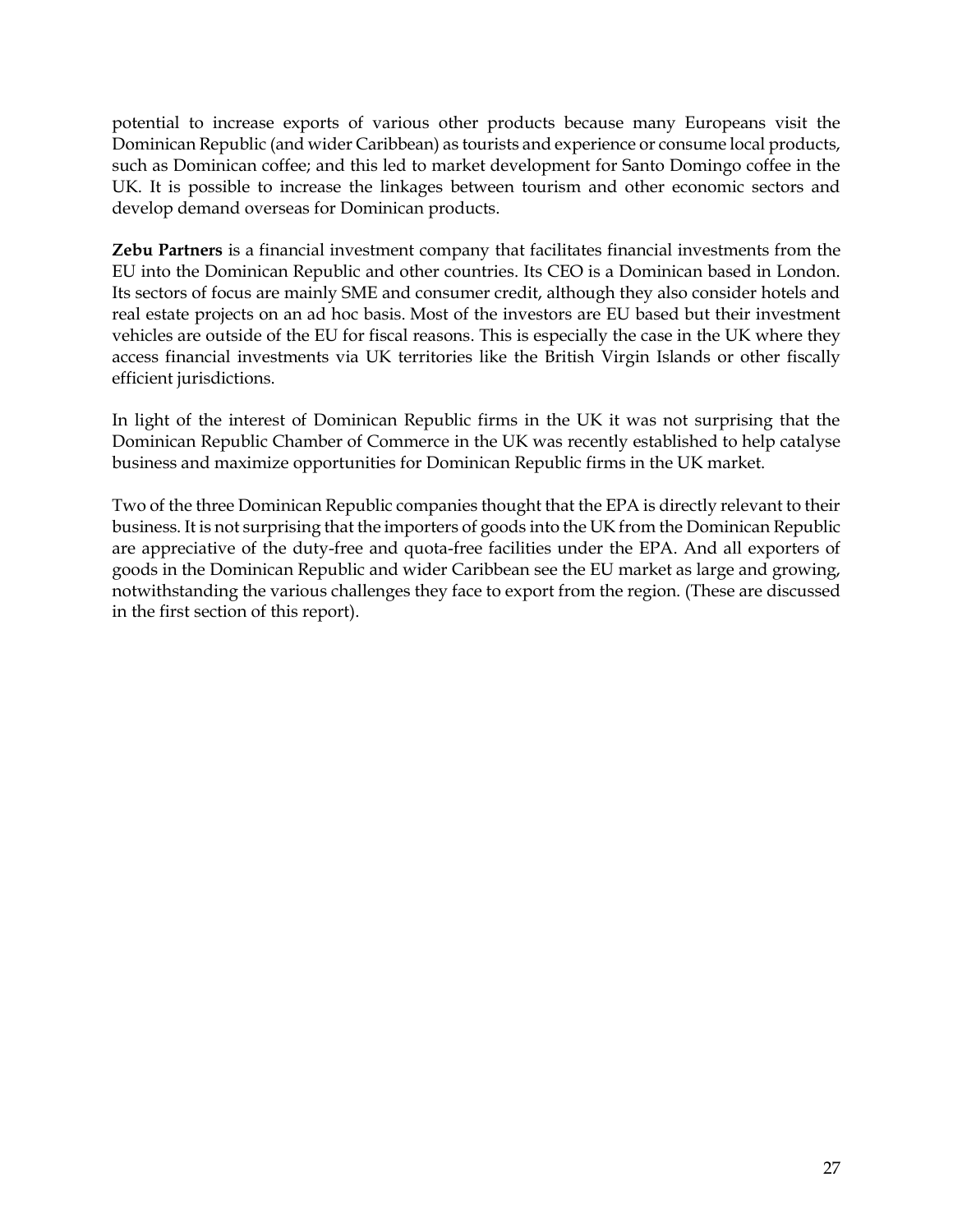potential to increase exports of various other products because many Europeans visit the Dominican Republic (and wider Caribbean) as tourists and experience or consume local products, such as Dominican coffee; and this led to market development for Santo Domingo coffee in the UK. It is possible to increase the linkages between tourism and other economic sectors and develop demand overseas for Dominican products.

**Zebu Partners** is a financial investment company that facilitates financial investments from the EU into the Dominican Republic and other countries. Its CEO is a Dominican based in London. Its sectors of focus are mainly SME and consumer credit, although they also consider hotels and real estate projects on an ad hoc basis. Most of the investors are EU based but their investment vehicles are outside of the EU for fiscal reasons. This is especially the case in the UK where they access financial investments via UK territories like the British Virgin Islands or other fiscally efficient jurisdictions.

In light of the interest of Dominican Republic firms in the UK it was not surprising that the Dominican Republic Chamber of Commerce in the UK was recently established to help catalyse business and maximize opportunities for Dominican Republic firms in the UK market.

Two of the three Dominican Republic companies thought that the EPA is directly relevant to their business. It is not surprising that the importers of goods into the UK from the Dominican Republic are appreciative of the duty-free and quota-free facilities under the EPA. And all exporters of goods in the Dominican Republic and wider Caribbean see the EU market as large and growing, notwithstanding the various challenges they face to export from the region. (These are discussed in the first section of this report).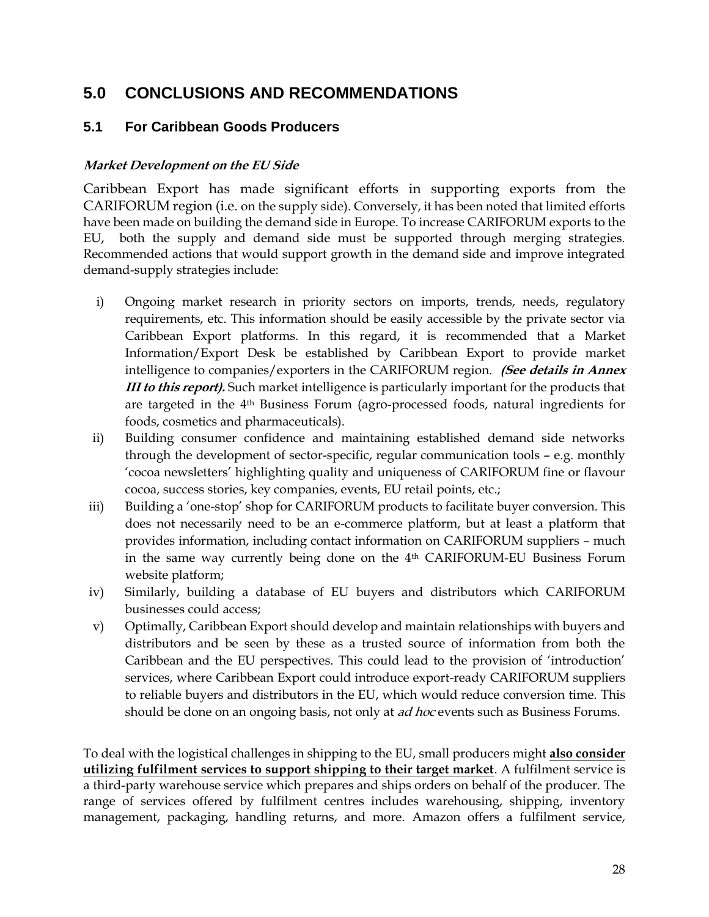# 5.0 CONCLUSIONS AND RECOMMENDATIONS

## 5.1 For Caribbean Goods Producers

***Market Development on the EU Side***

Caribbean Export has made significant efforts in supporting exports from the CARIFORUM region (i.e. on the supply side). Conversely, it has been noted that limited efforts have been made on building the demand side in Europe. To increase CARIFORUM exports to the EU, both the supply and demand side must be supported through merging strategies. Recommended actions that would support growth in the demand side and improve integrated demand-supply strategies include:

i) Ongoing market research in priority sectors on imports, trends, needs, regulatory requirements, etc. This information should be easily accessible by the private sector via Caribbean Export platforms. In this regard, it is recommended that a Market Information/Export Desk be established by Caribbean Export to provide market intelligence to companies/exporters in the CARIFORUM region. ***(See details in Annex III to this report).*** Such market intelligence is particularly important for the products that are targeted in the 4th Business Forum (agro-processed foods, natural ingredients for foods, cosmetics and pharmaceuticals).

ii) Building consumer confidence and maintaining established demand side networks through the development of sector-specific, regular communication tools – e.g. monthly 'cocoa newsletters' highlighting quality and uniqueness of CARIFORUM fine or flavour cocoa, success stories, key companies, events, EU retail points, etc.;

iii) Building a 'one-stop' shop for CARIFORUM products to facilitate buyer conversion. This does not necessarily need to be an e-commerce platform, but at least a platform that provides information, including contact information on CARIFORUM suppliers – much in the same way currently being done on the 4th CARIFORUM-EU Business Forum website platform;

iv) Similarly, building a database of EU buyers and distributors which CARIFORUM businesses could access;

v) Optimally, Caribbean Export should develop and maintain relationships with buyers and distributors and be seen by these as a trusted source of information from both the Caribbean and the EU perspectives. This could lead to the provision of 'introduction' services, where Caribbean Export could introduce export-ready CARIFORUM suppliers to reliable buyers and distributors in the EU, which would reduce conversion time. This should be done on an ongoing basis, not only at *ad hoc* events such as Business Forums.

To deal with the logistical challenges in shipping to the EU, small producers might **also consider utilizing fulfilment services to support shipping to their target market**. A fulfilment service is a third-party warehouse service which prepares and ships orders on behalf of the producer. The range of services offered by fulfilment centres includes warehousing, shipping, inventory management, packaging, handling returns, and more. Amazon offers a fulfilment service,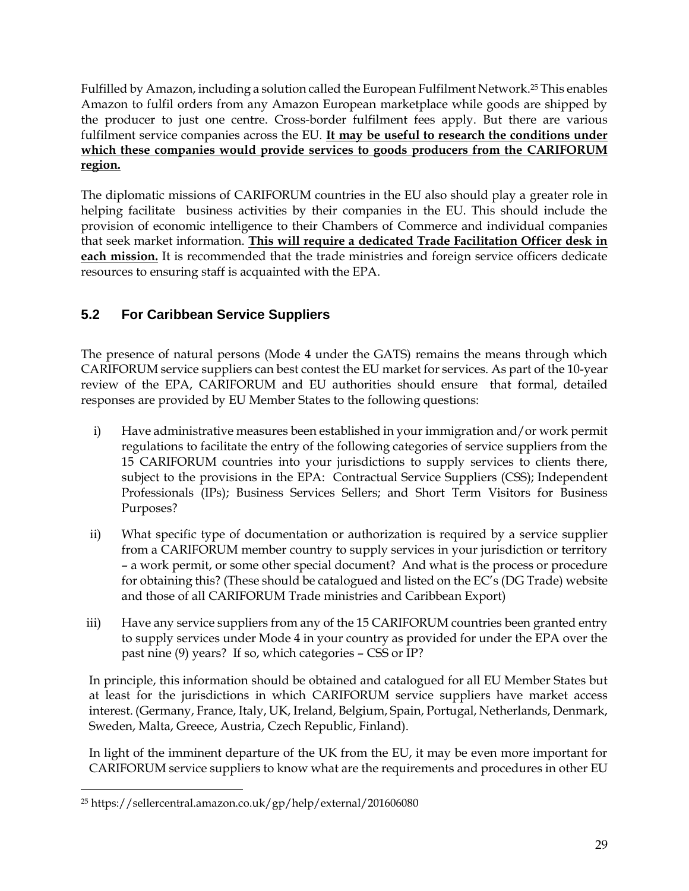Fulfilled by Amazon, including a solution called the European Fulfilment Network.[25] This enables Amazon to fulfil orders from any Amazon European marketplace while goods are shipped by the producer to just one centre. Cross-border fulfilment fees apply. But there are various fulfilment service companies across the EU. **It may be useful to research the conditions under which these companies would provide services to goods producers from the CARIFORUM region.**

The diplomatic missions of CARIFORUM countries in the EU also should play a greater role in helping facilitate business activities by their companies in the EU. This should include the provision of economic intelligence to their Chambers of Commerce and individual companies that seek market information. **This will require a dedicated Trade Facilitation Officer desk in each mission.** It is recommended that the trade ministries and foreign service officers dedicate resources to ensuring staff is acquainted with the EPA.

## 5.2 For Caribbean Service Suppliers

The presence of natural persons (Mode 4 under the GATS) remains the means through which CARIFORUM service suppliers can best contest the EU market for services. As part of the 10-year review of the EPA, CARIFORUM and EU authorities should ensure that formal, detailed responses are provided by EU Member States to the following questions:

i) Have administrative measures been established in your immigration and/or work permit regulations to facilitate the entry of the following categories of service suppliers from the 15 CARIFORUM countries into your jurisdictions to supply services to clients there, subject to the provisions in the EPA: Contractual Service Suppliers (CSS); Independent Professionals (IPs); Business Services Sellers; and Short Term Visitors for Business Purposes?

ii) What specific type of documentation or authorization is required by a service supplier from a CARIFORUM member country to supply services in your jurisdiction or territory – a work permit, or some other special document? And what is the process or procedure for obtaining this? (These should be catalogued and listed on the EC's (DG Trade) website and those of all CARIFORUM Trade ministries and Caribbean Export)

iii) Have any service suppliers from any of the 15 CARIFORUM countries been granted entry to supply services under Mode 4 in your country as provided for under the EPA over the past nine (9) years? If so, which categories – CSS or IP?

In principle, this information should be obtained and catalogued for all EU Member States but at least for the jurisdictions in which CARIFORUM service suppliers have market access interest. (Germany, France, Italy, UK, Ireland, Belgium, Spain, Portugal, Netherlands, Denmark, Sweden, Malta, Greece, Austria, Czech Republic, Finland).

In light of the imminent departure of the UK from the EU, it may be even more important for CARIFORUM service suppliers to know what are the requirements and procedures in other EU

[25] https://sellercentral.amazon.co.uk/gp/help/external/201606080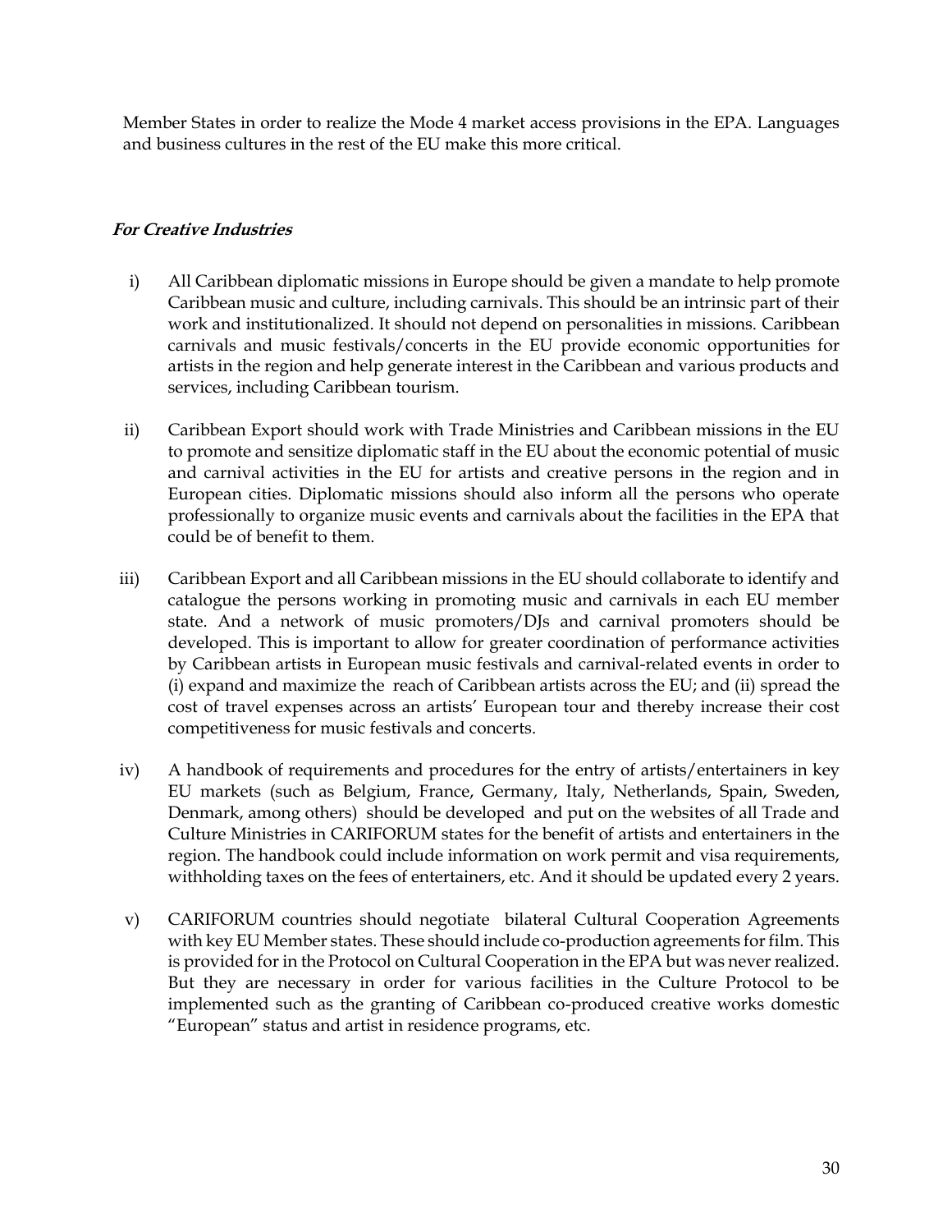Member States in order to realize the Mode 4 market access provisions in the EPA. Languages and business cultures in the rest of the EU make this more critical.

***For Creative Industries***

i) All Caribbean diplomatic missions in Europe should be given a mandate to help promote Caribbean music and culture, including carnivals. This should be an intrinsic part of their work and institutionalized. It should not depend on personalities in missions. Caribbean carnivals and music festivals/concerts in the EU provide economic opportunities for artists in the region and help generate interest in the Caribbean and various products and services, including Caribbean tourism.

ii) Caribbean Export should work with Trade Ministries and Caribbean missions in the EU to promote and sensitize diplomatic staff in the EU about the economic potential of music and carnival activities in the EU for artists and creative persons in the region and in European cities. Diplomatic missions should also inform all the persons who operate professionally to organize music events and carnivals about the facilities in the EPA that could be of benefit to them.

iii) Caribbean Export and all Caribbean missions in the EU should collaborate to identify and catalogue the persons working in promoting music and carnivals in each EU member state. And a network of music promoters/DJs and carnival promoters should be developed. This is important to allow for greater coordination of performance activities by Caribbean artists in European music festivals and carnival-related events in order to (i) expand and maximize the reach of Caribbean artists across the EU; and (ii) spread the cost of travel expenses across an artists' European tour and thereby increase their cost competitiveness for music festivals and concerts.

iv) A handbook of requirements and procedures for the entry of artists/entertainers in key EU markets (such as Belgium, France, Germany, Italy, Netherlands, Spain, Sweden, Denmark, among others) should be developed and put on the websites of all Trade and Culture Ministries in CARIFORUM states for the benefit of artists and entertainers in the region. The handbook could include information on work permit and visa requirements, withholding taxes on the fees of entertainers, etc. And it should be updated every 2 years.

v) CARIFORUM countries should negotiate bilateral Cultural Cooperation Agreements with key EU Member states. These should include co-production agreements for film. This is provided for in the Protocol on Cultural Cooperation in the EPA but was never realized. But they are necessary in order for various facilities in the Culture Protocol to be implemented such as the granting of Caribbean co-produced creative works domestic "European" status and artist in residence programs, etc.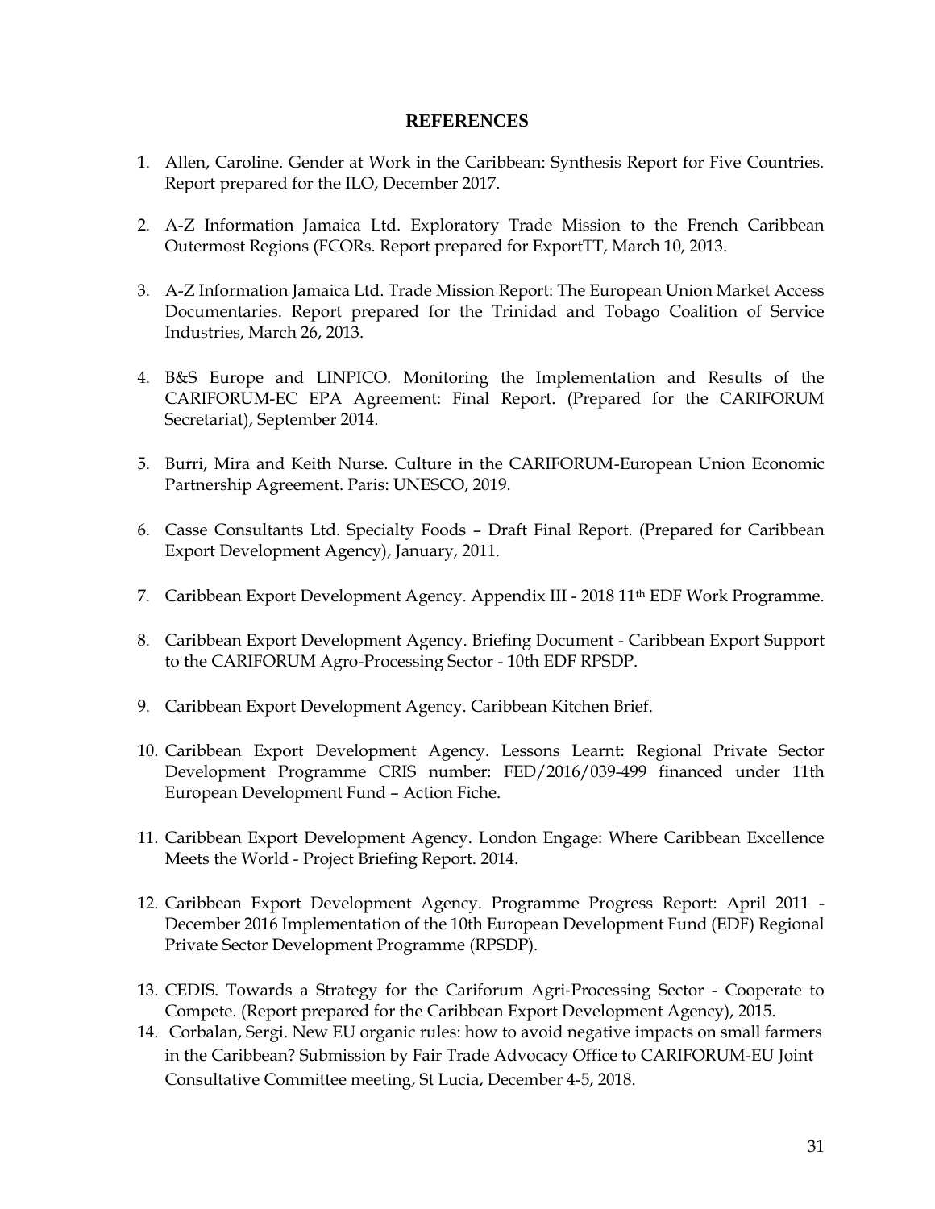# REFERENCES

1. Allen, Caroline. Gender at Work in the Caribbean: Synthesis Report for Five Countries. Report prepared for the ILO, December 2017.

2. A-Z Information Jamaica Ltd. Exploratory Trade Mission to the French Caribbean Outermost Regions (FCORs. Report prepared for ExportTT, March 10, 2013.

3. A-Z Information Jamaica Ltd. Trade Mission Report: The European Union Market Access Documentaries. Report prepared for the Trinidad and Tobago Coalition of Service Industries, March 26, 2013.

4. B&S Europe and LINPICO. Monitoring the Implementation and Results of the CARIFORUM-EC EPA Agreement: Final Report. (Prepared for the CARIFORUM Secretariat), September 2014.

5. Burri, Mira and Keith Nurse. Culture in the CARIFORUM-European Union Economic Partnership Agreement. Paris: UNESCO, 2019.

6. Casse Consultants Ltd. Specialty Foods – Draft Final Report. (Prepared for Caribbean Export Development Agency), January, 2011.

7. Caribbean Export Development Agency. Appendix III - 2018 11th EDF Work Programme.

8. Caribbean Export Development Agency. Briefing Document - Caribbean Export Support to the CARIFORUM Agro-Processing Sector - 10th EDF RPSDP.

9. Caribbean Export Development Agency. Caribbean Kitchen Brief.

10. Caribbean Export Development Agency. Lessons Learnt: Regional Private Sector Development Programme CRIS number: FED/2016/039-499 financed under 11th European Development Fund – Action Fiche.

11. Caribbean Export Development Agency. London Engage: Where Caribbean Excellence Meets the World - Project Briefing Report. 2014.

12. Caribbean Export Development Agency. Programme Progress Report: April 2011 - December 2016 Implementation of the 10th European Development Fund (EDF) Regional Private Sector Development Programme (RPSDP).

13. CEDIS. Towards a Strategy for the Cariforum Agri-Processing Sector - Cooperate to Compete. (Report prepared for the Caribbean Export Development Agency), 2015.

14. Corbalan, Sergi. New EU organic rules: how to avoid negative impacts on small farmers in the Caribbean? Submission by Fair Trade Advocacy Office to CARIFORUM-EU Joint Consultative Committee meeting, St Lucia, December 4-5, 2018.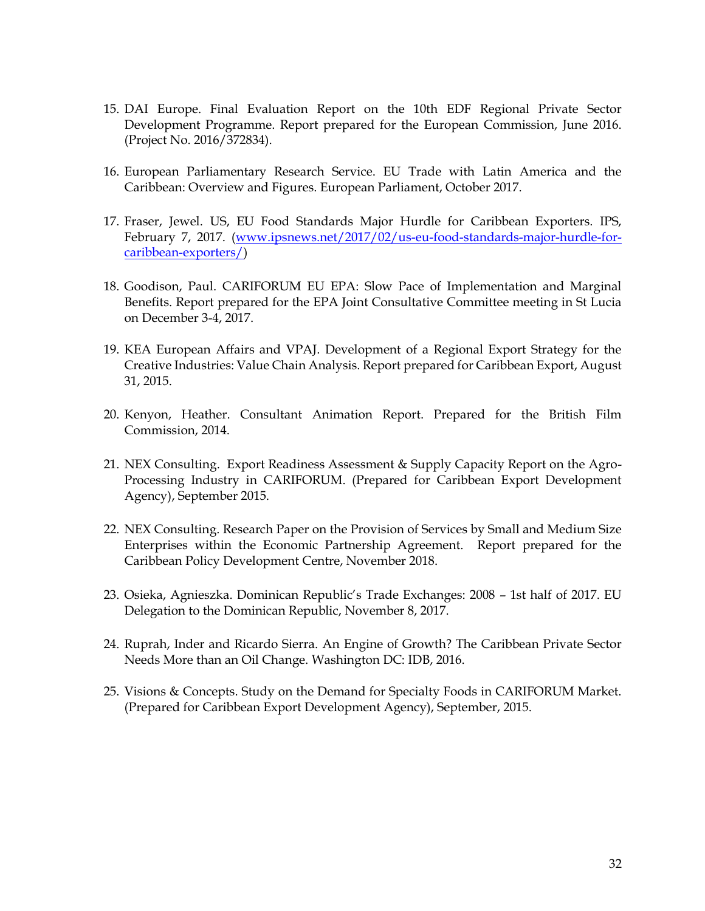15. DAI Europe. Final Evaluation Report on the 10th EDF Regional Private Sector Development Programme. Report prepared for the European Commission, June 2016. (Project No. 2016/372834).

16. European Parliamentary Research Service. EU Trade with Latin America and the Caribbean: Overview and Figures. European Parliament, October 2017.

17. Fraser, Jewel. US, EU Food Standards Major Hurdle for Caribbean Exporters. IPS, February 7, 2017. ([www.ipsnews.net/2017/02/us-eu-food-standards-major-hurdle-for-caribbean-exporters/](www.ipsnews.net/2017/02/us-eu-food-standards-major-hurdle-for-caribbean-exporters/))

18. Goodison, Paul. CARIFORUM EU EPA: Slow Pace of Implementation and Marginal Benefits. Report prepared for the EPA Joint Consultative Committee meeting in St Lucia on December 3-4, 2017.

19. KEA European Affairs and VPAJ. Development of a Regional Export Strategy for the Creative Industries: Value Chain Analysis. Report prepared for Caribbean Export, August 31, 2015.

20. Kenyon, Heather. Consultant Animation Report. Prepared for the British Film Commission, 2014.

21. NEX Consulting. Export Readiness Assessment & Supply Capacity Report on the Agro-Processing Industry in CARIFORUM. (Prepared for Caribbean Export Development Agency), September 2015.

22. NEX Consulting. Research Paper on the Provision of Services by Small and Medium Size Enterprises within the Economic Partnership Agreement. Report prepared for the Caribbean Policy Development Centre, November 2018.

23. Osieka, Agnieszka. Dominican Republic's Trade Exchanges: 2008 – 1st half of 2017. EU Delegation to the Dominican Republic, November 8, 2017.

24. Ruprah, Inder and Ricardo Sierra. An Engine of Growth? The Caribbean Private Sector Needs More than an Oil Change. Washington DC: IDB, 2016.

25. Visions & Concepts. Study on the Demand for Specialty Foods in CARIFORUM Market. (Prepared for Caribbean Export Development Agency), September, 2015.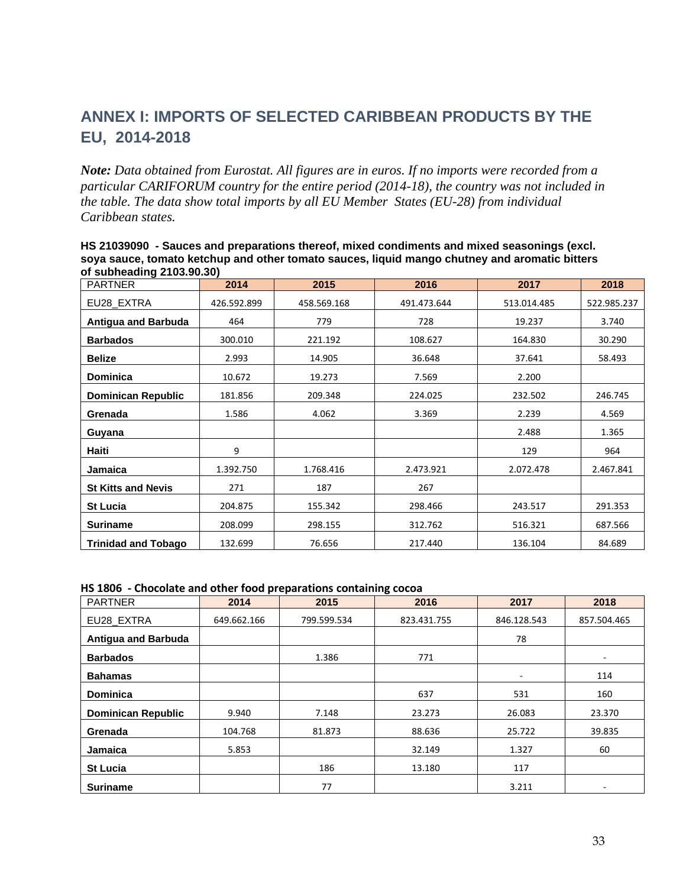## ANNEX I: IMPORTS OF SELECTED CARIBBEAN PRODUCTS BY THE EU, 2014-2018

***Note:*** *Data obtained from Eurostat. All figures are in euros. If no imports were recorded from a particular CARIFORUM country for the entire period (2014-18), the country was not included in the table. The data show total imports by all EU Member States (EU-28) from individual Caribbean states.*

**HS 21039090 - Sauces and preparations thereof, mixed condiments and mixed seasonings (excl. soya sauce, tomato ketchup and other tomato sauces, liquid mango chutney and aromatic bitters of subheading 2103.90.30)**

| PARTNER | 2014 | 2015 | 2016 | 2017 | 2018 |
|---|---|---|---|---|---|
| EU28_EXTRA | 426.592.899 | 458.569.168 | 491.473.644 | 513.014.485 | 522.985.237 |
| **Antigua and Barbuda** | 464 | 779 | 728 | 19.237 | 3.740 |
| **Barbados** | 300.010 | 221.192 | 108.627 | 164.830 | 30.290 |
| **Belize** | 2.993 | 14.905 | 36.648 | 37.641 | 58.493 |
| **Dominica** | 10.672 | 19.273 | 7.569 | 2.200 | |
| **Dominican Republic** | 181.856 | 209.348 | 224.025 | 232.502 | 246.745 |
| **Grenada** | 1.586 | 4.062 | 3.369 | 2.239 | 4.569 |
| **Guyana** | | | | 2.488 | 1.365 |
| **Haiti** | 9 | | | 129 | 964 |
| **Jamaica** | 1.392.750 | 1.768.416 | 2.473.921 | 2.072.478 | 2.467.841 |
| **St Kitts and Nevis** | 271 | 187 | 267 | | |
| **St Lucia** | 204.875 | 155.342 | 298.466 | 243.517 | 291.353 |
| **Suriname** | 208.099 | 298.155 | 312.762 | 516.321 | 687.566 |
| **Trinidad and Tobago** | 132.699 | 76.656 | 217.440 | 136.104 | 84.689 |

**HS 1806 - Chocolate and other food preparations containing cocoa**

| PARTNER | 2014 | 2015 | 2016 | 2017 | 2018 |
|---|---|---|---|---|---|
| EU28_EXTRA | 649.662.166 | 799.599.534 | 823.431.755 | 846.128.543 | 857.504.465 |
| **Antigua and Barbuda** | | | | 78 | |
| **Barbados** | | 1.386 | 771 | | - |
| **Bahamas** | | | | - | 114 |
| **Dominica** | | | 637 | 531 | 160 |
| **Dominican Republic** | 9.940 | 7.148 | 23.273 | 26.083 | 23.370 |
| **Grenada** | 104.768 | 81.873 | 88.636 | 25.722 | 39.835 |
| **Jamaica** | 5.853 | | 32.149 | 1.327 | 60 |
| **St Lucia** | | 186 | 13.180 | 117 | |
| **Suriname** | | 77 | | 3.211 | - |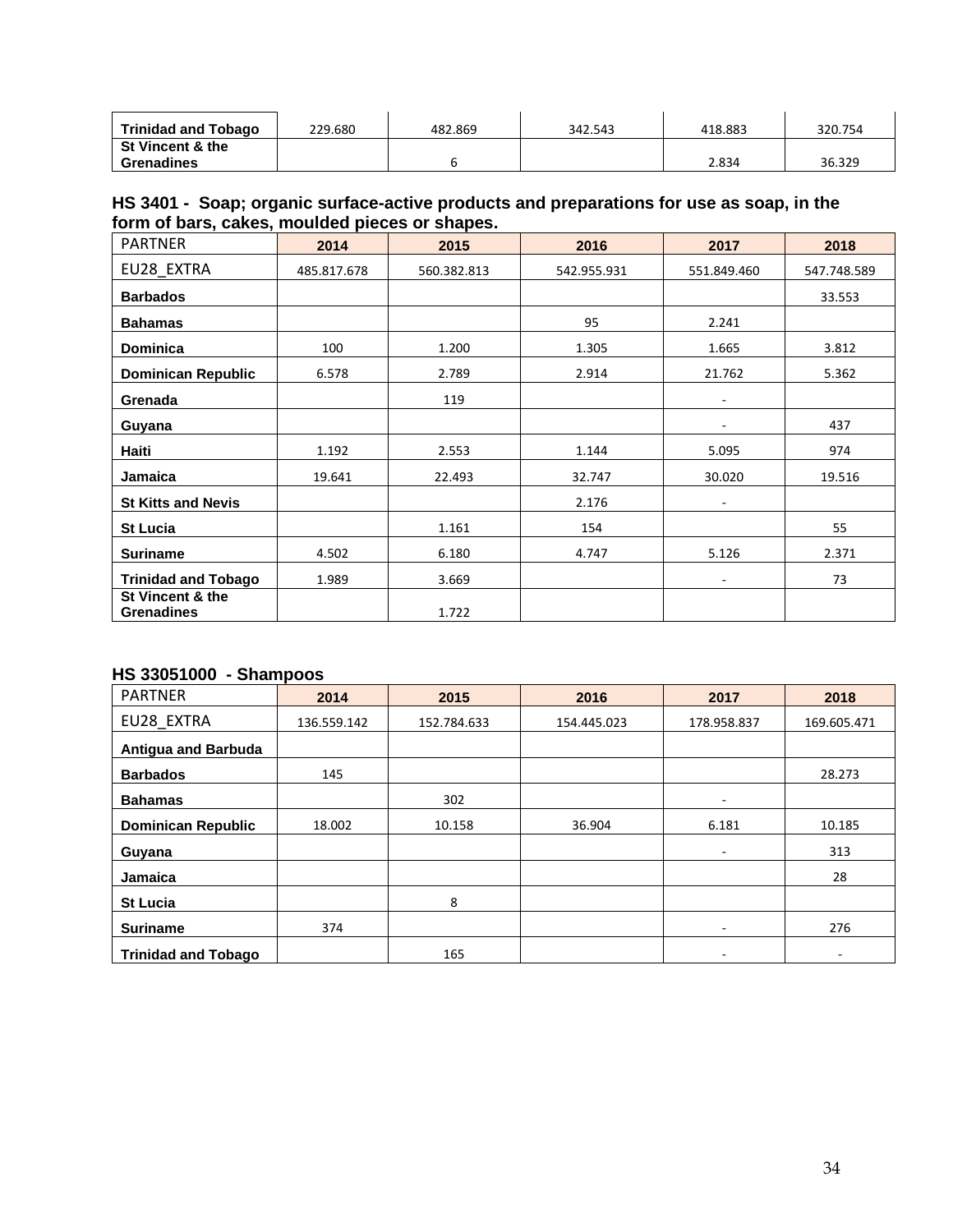| | | | | | |
|---|---|---|---|---|---|
| **Trinidad and Tobago** | 229.680 | 482.869 | 342.543 | 418.883 | 320.754 |
| **St Vincent & the Grenadines** | | 6 | | 2.834 | 36.329 |

**HS 3401 - Soap; organic surface-active products and preparations for use as soap, in the form of bars, cakes, moulded pieces or shapes.**

| PARTNER | 2014 | 2015 | 2016 | 2017 | 2018 |
|---|---|---|---|---|---|
| EU28_EXTRA | 485.817.678 | 560.382.813 | 542.955.931 | 551.849.460 | 547.748.589 |
| **Barbados** | | | | | 33.553 |
| **Bahamas** | | | 95 | 2.241 | |
| **Dominica** | 100 | 1.200 | 1.305 | 1.665 | 3.812 |
| **Dominican Republic** | 6.578 | 2.789 | 2.914 | 21.762 | 5.362 |
| **Grenada** | | 119 | | - | |
| **Guyana** | | | | - | 437 |
| **Haiti** | 1.192 | 2.553 | 1.144 | 5.095 | 974 |
| **Jamaica** | 19.641 | 22.493 | 32.747 | 30.020 | 19.516 |
| **St Kitts and Nevis** | | | 2.176 | - | |
| **St Lucia** | | 1.161 | 154 | | 55 |
| **Suriname** | 4.502 | 6.180 | 4.747 | 5.126 | 2.371 |
| **Trinidad and Tobago** | 1.989 | 3.669 | | - | 73 |
| **St Vincent & the Grenadines** | | 1.722 | | | |

**HS 33051000 - Shampoos**

| PARTNER | 2014 | 2015 | 2016 | 2017 | 2018 |
|---|---|---|---|---|---|
| EU28_EXTRA | 136.559.142 | 152.784.633 | 154.445.023 | 178.958.837 | 169.605.471 |
| **Antigua and Barbuda** | | | | | |
| **Barbados** | 145 | | | | 28.273 |
| **Bahamas** | | 302 | | - | |
| **Dominican Republic** | 18.002 | 10.158 | 36.904 | 6.181 | 10.185 |
| **Guyana** | | | | - | 313 |
| **Jamaica** | | | | | 28 |
| **St Lucia** | | 8 | | | |
| **Suriname** | 374 | | | - | 276 |
| **Trinidad and Tobago** | | 165 | | - | - |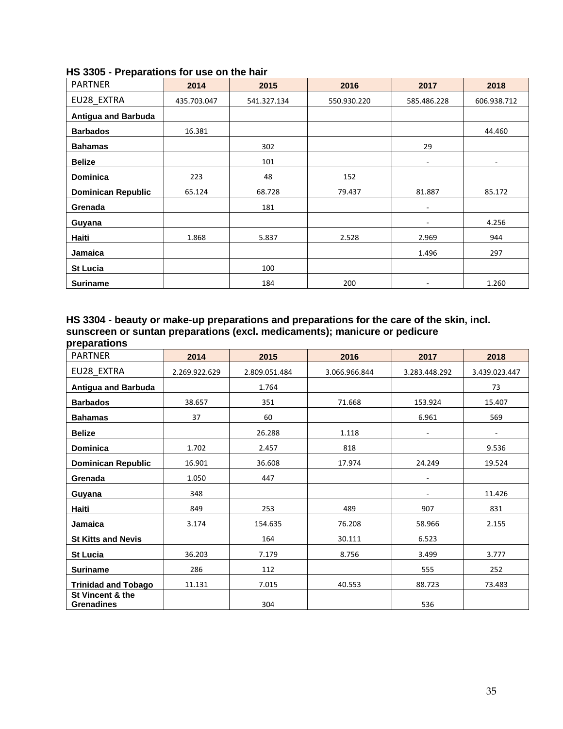**HS 3305 - Preparations for use on the hair**

| PARTNER | 2014 | 2015 | 2016 | 2017 | 2018 |
|---|---|---|---|---|---|
| EU28_EXTRA | 435.703.047 | 541.327.134 | 550.930.220 | 585.486.228 | 606.938.712 |
| **Antigua and Barbuda** | | | | | |
| **Barbados** | 16.381 | | | | 44.460 |
| **Bahamas** | | 302 | | 29 | |
| **Belize** | | 101 | | - | - |
| **Dominica** | 223 | 48 | 152 | | |
| **Dominican Republic** | 65.124 | 68.728 | 79.437 | 81.887 | 85.172 |
| **Grenada** | | 181 | | - | |
| **Guyana** | | | | - | 4.256 |
| **Haiti** | 1.868 | 5.837 | 2.528 | 2.969 | 944 |
| **Jamaica** | | | | 1.496 | 297 |
| **St Lucia** | | 100 | | | |
| **Suriname** | | 184 | 200 | - | 1.260 |

**HS 3304 - beauty or make-up preparations and preparations for the care of the skin, incl. sunscreen or suntan preparations (excl. medicaments); manicure or pedicure preparations**

| PARTNER | 2014 | 2015 | 2016 | 2017 | 2018 |
|---|---|---|---|---|---|
| EU28_EXTRA | 2.269.922.629 | 2.809.051.484 | 3.066.966.844 | 3.283.448.292 | 3.439.023.447 |
| **Antigua and Barbuda** | | 1.764 | | | 73 |
| **Barbados** | 38.657 | 351 | 71.668 | 153.924 | 15.407 |
| **Bahamas** | 37 | 60 | | 6.961 | 569 |
| **Belize** | | 26.288 | 1.118 | - | - |
| **Dominica** | 1.702 | 2.457 | 818 | | 9.536 |
| **Dominican Republic** | 16.901 | 36.608 | 17.974 | 24.249 | 19.524 |
| **Grenada** | 1.050 | 447 | | - | |
| **Guyana** | 348 | | | - | 11.426 |
| **Haiti** | 849 | 253 | 489 | 907 | 831 |
| **Jamaica** | 3.174 | 154.635 | 76.208 | 58.966 | 2.155 |
| **St Kitts and Nevis** | | 164 | 30.111 | 6.523 | |
| **St Lucia** | 36.203 | 7.179 | 8.756 | 3.499 | 3.777 |
| **Suriname** | 286 | 112 | | 555 | 252 |
| **Trinidad and Tobago** | 11.131 | 7.015 | 40.553 | 88.723 | 73.483 |
| **St Vincent & the Grenadines** | | 304 | | 536 | |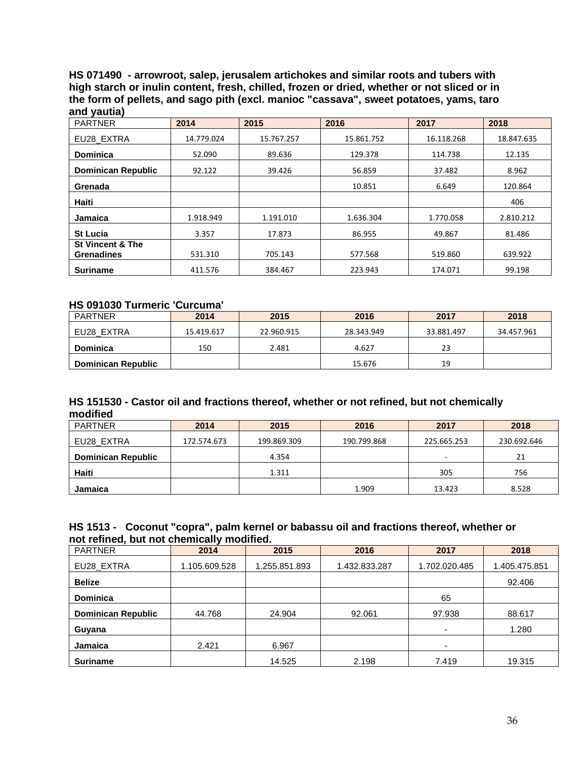### HS 071490 - arrowroot, salep, jerusalem artichokes and similar roots and tubers with high starch or inulin content, fresh, chilled, frozen or dried, whether or not sliced or in the form of pellets, and sago pith (excl. manioc "cassava", sweet potatoes, yams, taro and yautia)

| PARTNER | 2014 | 2015 | 2016 | 2017 | 2018 |
|---|---|---|---|---|---|
| EU28_EXTRA | 14.779.024 | 15.767.257 | 15.861.752 | 16.118.268 | 18.847.635 |
| **Dominica** | 52.090 | 89.636 | 129.378 | 114.738 | 12.135 |
| **Dominican Republic** | 92.122 | 39.426 | 56.859 | 37.482 | 8.962 |
| **Grenada** | | | 10.851 | 6.649 | 120.864 |
| **Haiti** | | | | | 406 |
| **Jamaica** | 1.918.949 | 1.191.010 | 1.636.304 | 1.770.058 | 2.810.212 |
| **St Lucia** | 3.357 | 17.873 | 86.955 | 49.867 | 81.486 |
| **St Vincent & The Grenadines** | 531.310 | 705.143 | 577.568 | 519.860 | 639.922 |
| **Suriname** | 411.576 | 384.467 | 223.943 | 174.071 | 99.198 |

### HS 091030 Turmeric 'Curcuma'

| PARTNER | 2014 | 2015 | 2016 | 2017 | 2018 |
|---|---|---|---|---|---|
| EU28_EXTRA | 15.419.617 | 22.960.915 | 28.343.949 | 33.881.497 | 34.457.961 |
| **Dominica** | 150 | 2.481 | 4.627 | 23 | |
| **Dominican Republic** | | | 15.676 | 19 | |

### HS 151530 - Castor oil and fractions thereof, whether or not refined, but not chemically modified

| PARTNER | 2014 | 2015 | 2016 | 2017 | 2018 |
|---|---|---|---|---|---|
| EU28_EXTRA | 172.574.673 | 199.869.309 | 190.799.868 | 225.665.253 | 230.692.646 |
| **Dominican Republic** | | 4.354 | | - | 21 |
| **Haiti** | | 1.311 | | 305 | 756 |
| **Jamaica** | | | 1.909 | 13.423 | 8.528 |

### HS 1513 - Coconut "copra", palm kernel or babassu oil and fractions thereof, whether or not refined, but not chemically modified.

| PARTNER | 2014 | 2015 | 2016 | 2017 | 2018 |
|---|---|---|---|---|---|
| EU28_EXTRA | 1.105.609.528 | 1.255.851.893 | 1.432.833.287 | 1.702.020.485 | 1.405.475.851 |
| **Belize** | | | | | 92.406 |
| **Dominica** | | | | 65 | |
| **Dominican Republic** | 44.768 | 24.904 | 92.061 | 97.938 | 88.617 |
| **Guyana** | | | | - | 1.280 |
| **Jamaica** | 2.421 | 6.967 | | - | |
| **Suriname** | | 14.525 | 2.198 | 7.419 | 19.315 |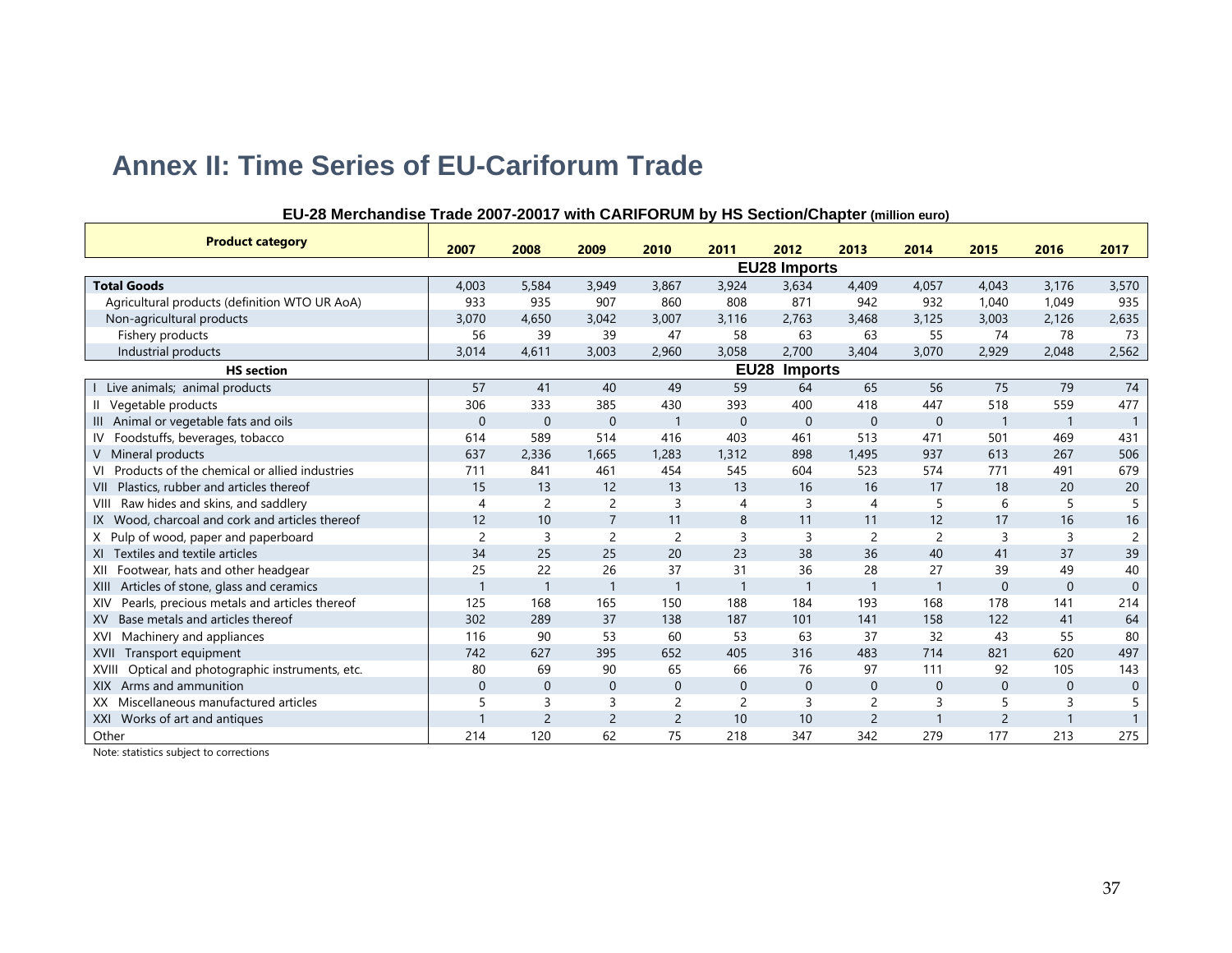## Annex II: Time Series of EU-Cariforum Trade

**EU-28 Merchandise Trade 2007-20017 with CARIFORUM by HS Section/Chapter (million euro)**

| Product category | 2007 | 2008 | 2009 | 2010 | 2011 | 2012 | 2013 | 2014 | 2015 | 2016 | 2017 |
|---|---|---|---|---|---|---|---|---|---|---|---|
| | | | | | | **EU28 Imports** | | | | | |
| **Total Goods** | 4,003 | 5,584 | 3,949 | 3,867 | 3,924 | 3,634 | 4,409 | 4,057 | 4,043 | 3,176 | 3,570 |
| Agricultural products (definition WTO UR AoA) | 933 | 935 | 907 | 860 | 808 | 871 | 942 | 932 | 1,040 | 1,049 | 935 |
| Non-agricultural products | 3,070 | 4,650 | 3,042 | 3,007 | 3,116 | 2,763 | 3,468 | 3,125 | 3,003 | 2,126 | 2,635 |
| Fishery products | 56 | 39 | 39 | 47 | 58 | 63 | 63 | 55 | 74 | 78 | 73 |
| Industrial products | 3,014 | 4,611 | 3,003 | 2,960 | 3,058 | 2,700 | 3,404 | 3,070 | 2,929 | 2,048 | 2,562 |
| **HS section** | | | | | | **EU28 Imports** | | | | | |
| I Live animals; animal products | 57 | 41 | 40 | 49 | 59 | 64 | 65 | 56 | 75 | 79 | 74 |
| II Vegetable products | 306 | 333 | 385 | 430 | 393 | 400 | 418 | 447 | 518 | 559 | 477 |
| III Animal or vegetable fats and oils | 0 | 0 | 0 | 1 | 0 | 0 | 0 | 0 | 1 | 1 | 1 |
| IV Foodstuffs, beverages, tobacco | 614 | 589 | 514 | 416 | 403 | 461 | 513 | 471 | 501 | 469 | 431 |
| V Mineral products | 637 | 2,336 | 1,665 | 1,283 | 1,312 | 898 | 1,495 | 937 | 613 | 267 | 506 |
| VI Products of the chemical or allied industries | 711 | 841 | 461 | 454 | 545 | 604 | 523 | 574 | 771 | 491 | 679 |
| VII Plastics, rubber and articles thereof | 15 | 13 | 12 | 13 | 13 | 16 | 16 | 17 | 18 | 20 | 20 |
| VIII Raw hides and skins, and saddlery | 4 | 2 | 2 | 3 | 4 | 3 | 4 | 5 | 6 | 5 | 5 |
| IX Wood, charcoal and cork and articles thereof | 12 | 10 | 7 | 11 | 8 | 11 | 11 | 12 | 17 | 16 | 16 |
| X Pulp of wood, paper and paperboard | 2 | 3 | 2 | 2 | 3 | 3 | 2 | 2 | 3 | 3 | 2 |
| XI Textiles and textile articles | 34 | 25 | 25 | 20 | 23 | 38 | 36 | 40 | 41 | 37 | 39 |
| XII Footwear, hats and other headgear | 25 | 22 | 26 | 37 | 31 | 36 | 28 | 27 | 39 | 49 | 40 |
| XIII Articles of stone, glass and ceramics | 1 | 1 | 1 | 1 | 1 | 1 | 1 | 1 | 0 | 0 | 0 |
| XIV Pearls, precious metals and articles thereof | 125 | 168 | 165 | 150 | 188 | 184 | 193 | 168 | 178 | 141 | 214 |
| XV Base metals and articles thereof | 302 | 289 | 37 | 138 | 187 | 101 | 141 | 158 | 122 | 41 | 64 |
| XVI Machinery and appliances | 116 | 90 | 53 | 60 | 53 | 63 | 37 | 32 | 43 | 55 | 80 |
| XVII Transport equipment | 742 | 627 | 395 | 652 | 405 | 316 | 483 | 714 | 821 | 620 | 497 |
| XVIII Optical and photographic instruments, etc. | 80 | 69 | 90 | 65 | 66 | 76 | 97 | 111 | 92 | 105 | 143 |
| XIX Arms and ammunition | 0 | 0 | 0 | 0 | 0 | 0 | 0 | 0 | 0 | 0 | 0 |
| XX Miscellaneous manufactured articles | 5 | 3 | 3 | 2 | 2 | 3 | 2 | 3 | 5 | 3 | 5 |
| XXI Works of art and antiques | 1 | 2 | 2 | 2 | 10 | 10 | 2 | 1 | 2 | 1 | 1 |
| Other | 214 | 120 | 62 | 75 | 218 | 347 | 342 | 279 | 177 | 213 | 275 |

Note: statistics subject to corrections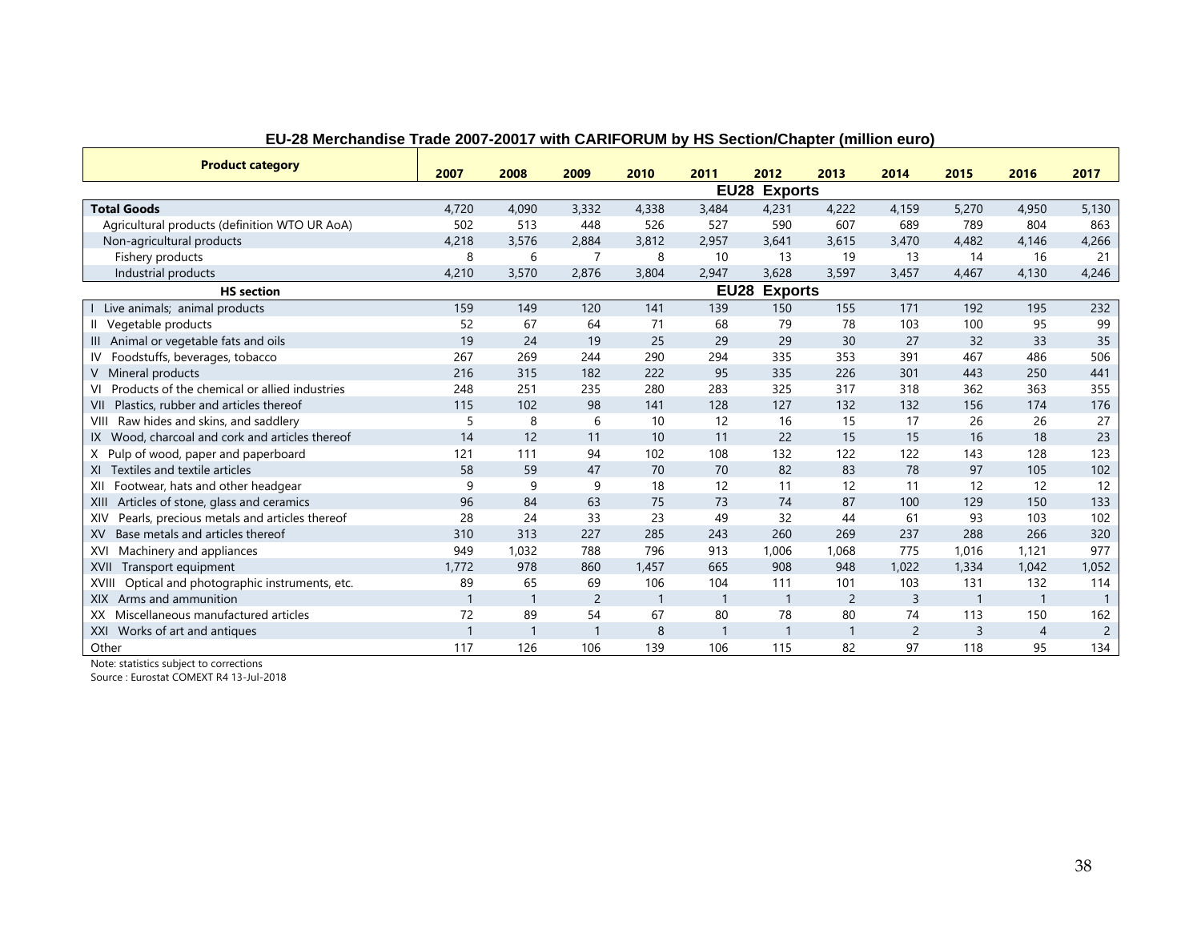**EU-28 Merchandise Trade 2007-20017 with CARIFORUM by HS Section/Chapter (million euro)**

| Product category | 2007 | 2008 | 2009 | 2010 | 2011 | 2012 | 2013 | 2014 | 2015 | 2016 | 2017 |
|---|---|---|---|---|---|---|---|---|---|---|---|
| | **EU28 Exports** | | | | | | | | | | |
| **Total Goods** | 4,720 | 4,090 | 3,332 | 4,338 | 3,484 | 4,231 | 4,222 | 4,159 | 5,270 | 4,950 | 5,130 |
| Agricultural products (definition WTO UR AoA) | 502 | 513 | 448 | 526 | 527 | 590 | 607 | 689 | 789 | 804 | 863 |
| Non-agricultural products | 4,218 | 3,576 | 2,884 | 3,812 | 2,957 | 3,641 | 3,615 | 3,470 | 4,482 | 4,146 | 4,266 |
| Fishery products | 8 | 6 | 7 | 8 | 10 | 13 | 19 | 13 | 14 | 16 | 21 |
| Industrial products | 4,210 | 3,570 | 2,876 | 3,804 | 2,947 | 3,628 | 3,597 | 3,457 | 4,467 | 4,130 | 4,246 |
| **HS section** | **EU28 Exports** | | | | | | | | | | |
| I Live animals; animal products | 159 | 149 | 120 | 141 | 139 | 150 | 155 | 171 | 192 | 195 | 232 |
| II Vegetable products | 52 | 67 | 64 | 71 | 68 | 79 | 78 | 103 | 100 | 95 | 99 |
| III Animal or vegetable fats and oils | 19 | 24 | 19 | 25 | 29 | 29 | 30 | 27 | 32 | 33 | 35 |
| IV Foodstuffs, beverages, tobacco | 267 | 269 | 244 | 290 | 294 | 335 | 353 | 391 | 467 | 486 | 506 |
| V Mineral products | 216 | 315 | 182 | 222 | 95 | 335 | 226 | 301 | 443 | 250 | 441 |
| VI Products of the chemical or allied industries | 248 | 251 | 235 | 280 | 283 | 325 | 317 | 318 | 362 | 363 | 355 |
| VII Plastics, rubber and articles thereof | 115 | 102 | 98 | 141 | 128 | 127 | 132 | 132 | 156 | 174 | 176 |
| VIII Raw hides and skins, and saddlery | 5 | 8 | 6 | 10 | 12 | 16 | 15 | 17 | 26 | 26 | 27 |
| IX Wood, charcoal and cork and articles thereof | 14 | 12 | 11 | 10 | 11 | 22 | 15 | 15 | 16 | 18 | 23 |
| X Pulp of wood, paper and paperboard | 121 | 111 | 94 | 102 | 108 | 132 | 122 | 122 | 143 | 128 | 123 |
| XI Textiles and textile articles | 58 | 59 | 47 | 70 | 70 | 82 | 83 | 78 | 97 | 105 | 102 |
| XII Footwear, hats and other headgear | 9 | 9 | 9 | 18 | 12 | 11 | 12 | 11 | 12 | 12 | 12 |
| XIII Articles of stone, glass and ceramics | 96 | 84 | 63 | 75 | 73 | 74 | 87 | 100 | 129 | 150 | 133 |
| XIV Pearls, precious metals and articles thereof | 28 | 24 | 33 | 23 | 49 | 32 | 44 | 61 | 93 | 103 | 102 |
| XV Base metals and articles thereof | 310 | 313 | 227 | 285 | 243 | 260 | 269 | 237 | 288 | 266 | 320 |
| XVI Machinery and appliances | 949 | 1,032 | 788 | 796 | 913 | 1,006 | 1,068 | 775 | 1,016 | 1,121 | 977 |
| XVII Transport equipment | 1,772 | 978 | 860 | 1,457 | 665 | 908 | 948 | 1,022 | 1,334 | 1,042 | 1,052 |
| XVIII Optical and photographic instruments, etc. | 89 | 65 | 69 | 106 | 104 | 111 | 101 | 103 | 131 | 132 | 114 |
| XIX Arms and ammunition | 1 | 1 | 2 | 1 | 1 | 1 | 2 | 3 | 1 | 1 | 1 |
| XX Miscellaneous manufactured articles | 72 | 89 | 54 | 67 | 80 | 78 | 80 | 74 | 113 | 150 | 162 |
| XXI Works of art and antiques | 1 | 1 | 1 | 8 | 1 | 1 | 1 | 2 | 3 | 4 | 2 |
| Other | 117 | 126 | 106 | 139 | 106 | 115 | 82 | 97 | 118 | 95 | 134 |

Note: statistics subject to corrections

Source : Eurostat COMEXT R4 13-Jul-2018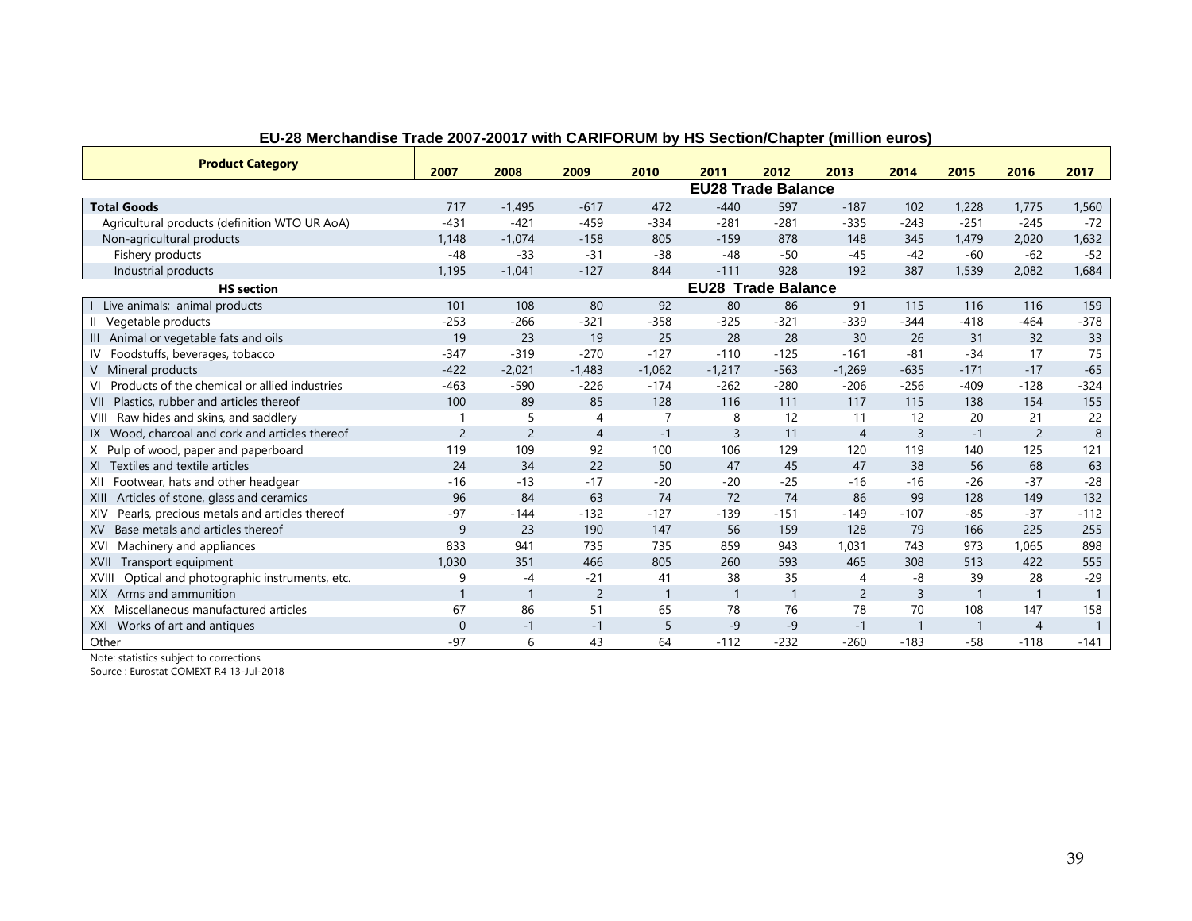**EU-28 Merchandise Trade 2007-20017 with CARIFORUM by HS Section/Chapter (million euros)**

| Product Category | 2007 | 2008 | 2009 | 2010 | 2011 | 2012 | 2013 | 2014 | 2015 | 2016 | 2017 |
|---|---|---|---|---|---|---|---|---|---|---|---|
| | | | | | **EU28 Trade Balance** | | | | | | |
| **Total Goods** | 717 | -1,495 | -617 | 472 | -440 | 597 | -187 | 102 | 1,228 | 1,775 | 1,560 |
| Agricultural products (definition WTO UR AoA) | -431 | -421 | -459 | -334 | -281 | -281 | -335 | -243 | -251 | -245 | -72 |
| Non-agricultural products | 1,148 | -1,074 | -158 | 805 | -159 | 878 | 148 | 345 | 1,479 | 2,020 | 1,632 |
| Fishery products | -48 | -33 | -31 | -38 | -48 | -50 | -45 | -42 | -60 | -62 | -52 |
| Industrial products | 1,195 | -1,041 | -127 | 844 | -111 | 928 | 192 | 387 | 1,539 | 2,082 | 1,684 |
| **HS section** | | | | | **EU28 Trade Balance** | | | | | | |
| I Live animals; animal products | 101 | 108 | 80 | 92 | 80 | 86 | 91 | 115 | 116 | 116 | 159 |
| II Vegetable products | -253 | -266 | -321 | -358 | -325 | -321 | -339 | -344 | -418 | -464 | -378 |
| III Animal or vegetable fats and oils | 19 | 23 | 19 | 25 | 28 | 28 | 30 | 26 | 31 | 32 | 33 |
| IV Foodstuffs, beverages, tobacco | -347 | -319 | -270 | -127 | -110 | -125 | -161 | -81 | -34 | 17 | 75 |
| V Mineral products | -422 | -2,021 | -1,483 | -1,062 | -1,217 | -563 | -1,269 | -635 | -171 | -17 | -65 |
| VI Products of the chemical or allied industries | -463 | -590 | -226 | -174 | -262 | -280 | -206 | -256 | -409 | -128 | -324 |
| VII Plastics, rubber and articles thereof | 100 | 89 | 85 | 128 | 116 | 111 | 117 | 115 | 138 | 154 | 155 |
| VIII Raw hides and skins, and saddlery | 1 | 5 | 4 | 7 | 8 | 12 | 11 | 12 | 20 | 21 | 22 |
| IX Wood, charcoal and cork and articles thereof | 2 | 2 | 4 | -1 | 3 | 11 | 4 | 3 | -1 | 2 | 8 |
| X Pulp of wood, paper and paperboard | 119 | 109 | 92 | 100 | 106 | 129 | 120 | 119 | 140 | 125 | 121 |
| XI Textiles and textile articles | 24 | 34 | 22 | 50 | 47 | 45 | 47 | 38 | 56 | 68 | 63 |
| XII Footwear, hats and other headgear | -16 | -13 | -17 | -20 | -20 | -25 | -16 | -16 | -26 | -37 | -28 |
| XIII Articles of stone, glass and ceramics | 96 | 84 | 63 | 74 | 72 | 74 | 86 | 99 | 128 | 149 | 132 |
| XIV Pearls, precious metals and articles thereof | -97 | -144 | -132 | -127 | -139 | -151 | -149 | -107 | -85 | -37 | -112 |
| XV Base metals and articles thereof | 9 | 23 | 190 | 147 | 56 | 159 | 128 | 79 | 166 | 225 | 255 |
| XVI Machinery and appliances | 833 | 941 | 735 | 735 | 859 | 943 | 1,031 | 743 | 973 | 1,065 | 898 |
| XVII Transport equipment | 1,030 | 351 | 466 | 805 | 260 | 593 | 465 | 308 | 513 | 422 | 555 |
| XVIII Optical and photographic instruments, etc. | 9 | -4 | -21 | 41 | 38 | 35 | 4 | -8 | 39 | 28 | -29 |
| XIX Arms and ammunition | 1 | 1 | 2 | 1 | 1 | 1 | 2 | 3 | 1 | 1 | 1 |
| XX Miscellaneous manufactured articles | 67 | 86 | 51 | 65 | 78 | 76 | 78 | 70 | 108 | 147 | 158 |
| XXI Works of art and antiques | 0 | -1 | -1 | 5 | -9 | -9 | -1 | 1 | 1 | 4 | 1 |
| Other | -97 | 6 | 43 | 64 | -112 | -232 | -260 | -183 | -58 | -118 | -141 |

Note: statistics subject to corrections

Source : Eurostat COMEXT R4 13-Jul-2018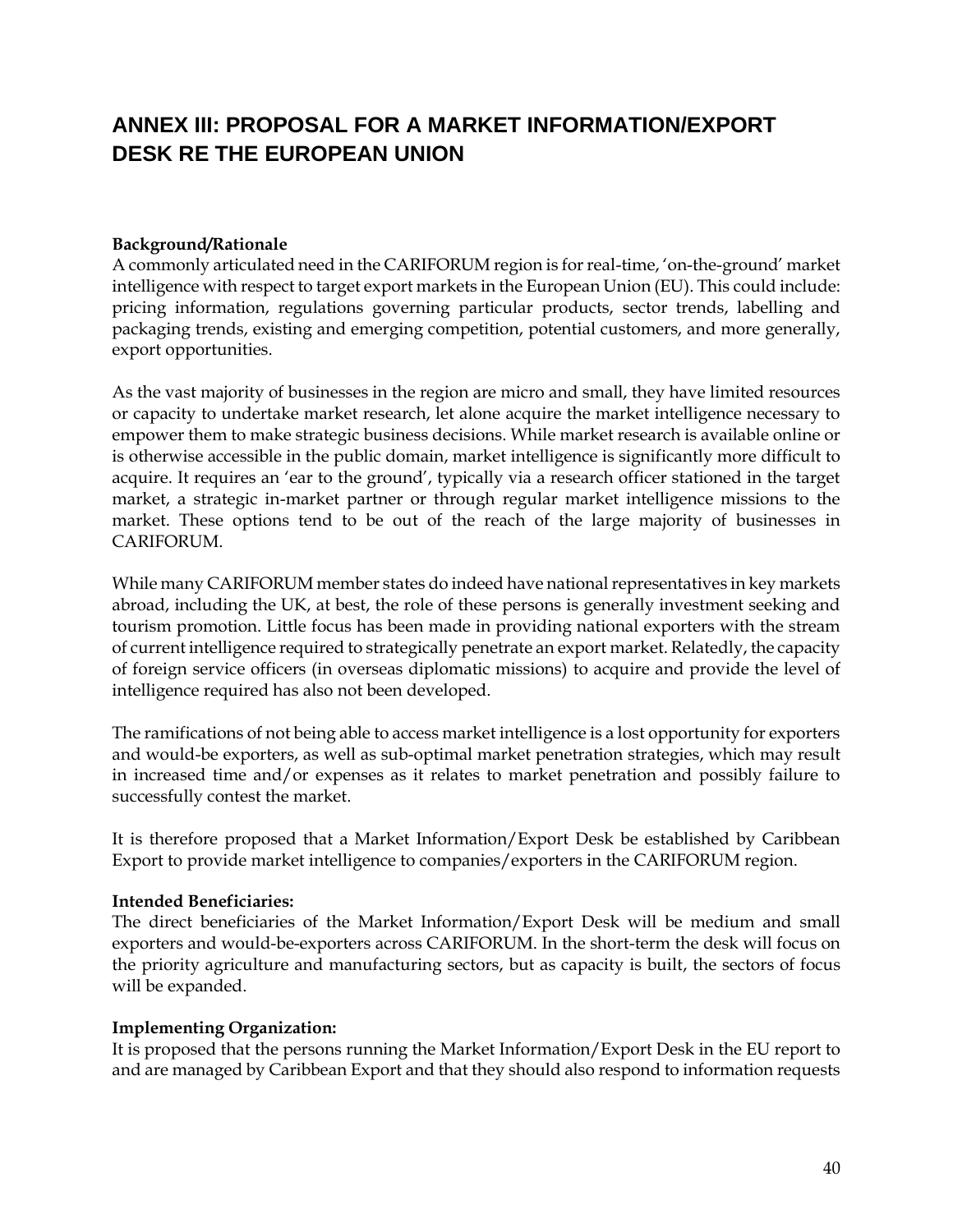# ANNEX III: PROPOSAL FOR A MARKET INFORMATION/EXPORT DESK RE THE EUROPEAN UNION

**Background/Rationale**

A commonly articulated need in the CARIFORUM region is for real-time, 'on-the-ground' market intelligence with respect to target export markets in the European Union (EU). This could include: pricing information, regulations governing particular products, sector trends, labelling and packaging trends, existing and emerging competition, potential customers, and more generally, export opportunities.

As the vast majority of businesses in the region are micro and small, they have limited resources or capacity to undertake market research, let alone acquire the market intelligence necessary to empower them to make strategic business decisions. While market research is available online or is otherwise accessible in the public domain, market intelligence is significantly more difficult to acquire. It requires an 'ear to the ground', typically via a research officer stationed in the target market, a strategic in-market partner or through regular market intelligence missions to the market. These options tend to be out of the reach of the large majority of businesses in CARIFORUM.

While many CARIFORUM member states do indeed have national representatives in key markets abroad, including the UK, at best, the role of these persons is generally investment seeking and tourism promotion. Little focus has been made in providing national exporters with the stream of current intelligence required to strategically penetrate an export market. Relatedly, the capacity of foreign service officers (in overseas diplomatic missions) to acquire and provide the level of intelligence required has also not been developed.

The ramifications of not being able to access market intelligence is a lost opportunity for exporters and would-be exporters, as well as sub-optimal market penetration strategies, which may result in increased time and/or expenses as it relates to market penetration and possibly failure to successfully contest the market.

It is therefore proposed that a Market Information/Export Desk be established by Caribbean Export to provide market intelligence to companies/exporters in the CARIFORUM region.

**Intended Beneficiaries:**

The direct beneficiaries of the Market Information/Export Desk will be medium and small exporters and would-be-exporters across CARIFORUM. In the short-term the desk will focus on the priority agriculture and manufacturing sectors, but as capacity is built, the sectors of focus will be expanded.

**Implementing Organization:**

It is proposed that the persons running the Market Information/Export Desk in the EU report to and are managed by Caribbean Export and that they should also respond to information requests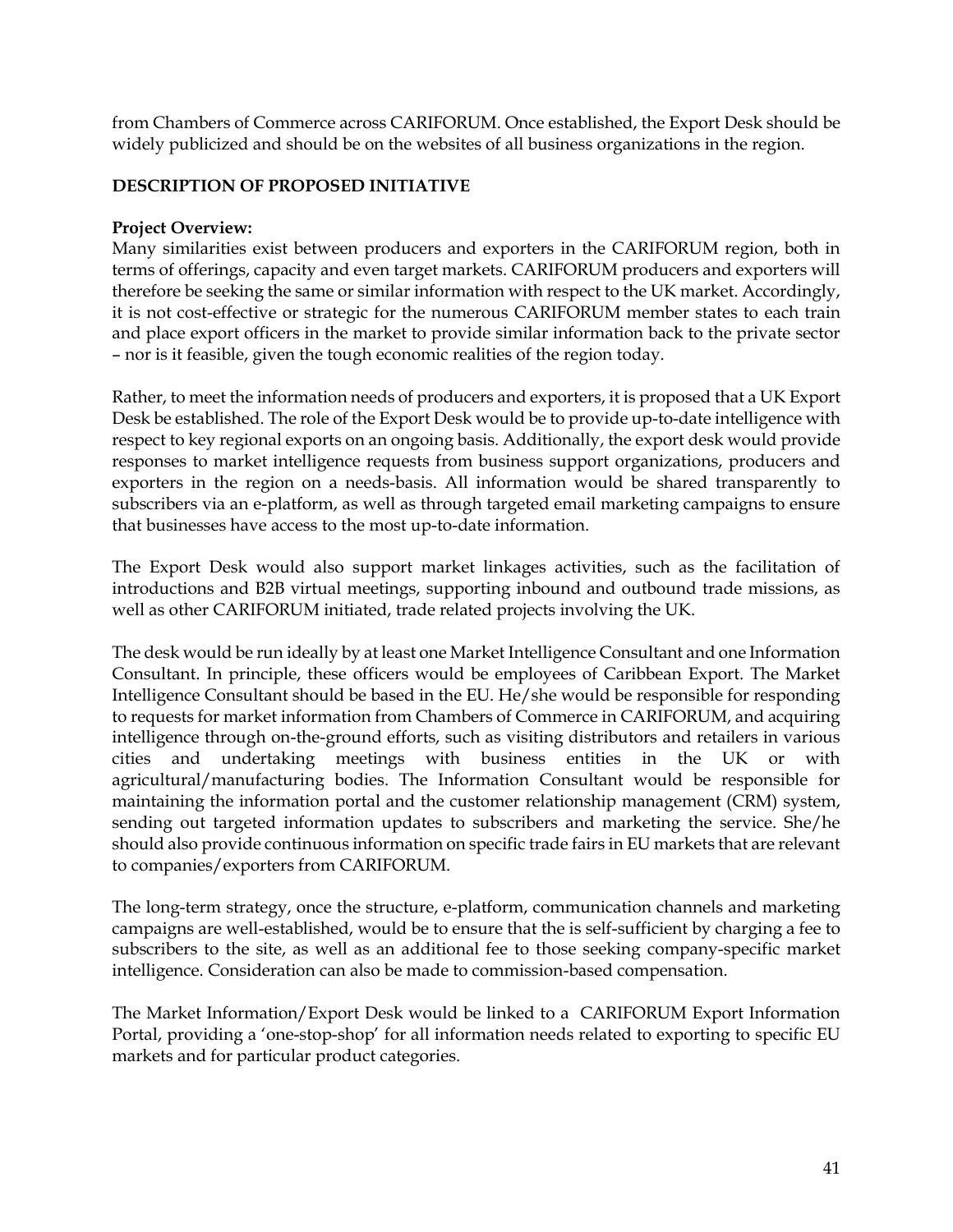from Chambers of Commerce across CARIFORUM. Once established, the Export Desk should be widely publicized and should be on the websites of all business organizations in the region.

**DESCRIPTION OF PROPOSED INITIATIVE**

**Project Overview:**

Many similarities exist between producers and exporters in the CARIFORUM region, both in terms of offerings, capacity and even target markets. CARIFORUM producers and exporters will therefore be seeking the same or similar information with respect to the UK market. Accordingly, it is not cost-effective or strategic for the numerous CARIFORUM member states to each train and place export officers in the market to provide similar information back to the private sector – nor is it feasible, given the tough economic realities of the region today.

Rather, to meet the information needs of producers and exporters, it is proposed that a UK Export Desk be established. The role of the Export Desk would be to provide up-to-date intelligence with respect to key regional exports on an ongoing basis. Additionally, the export desk would provide responses to market intelligence requests from business support organizations, producers and exporters in the region on a needs-basis. All information would be shared transparently to subscribers via an e-platform, as well as through targeted email marketing campaigns to ensure that businesses have access to the most up-to-date information.

The Export Desk would also support market linkages activities, such as the facilitation of introductions and B2B virtual meetings, supporting inbound and outbound trade missions, as well as other CARIFORUM initiated, trade related projects involving the UK.

The desk would be run ideally by at least one Market Intelligence Consultant and one Information Consultant. In principle, these officers would be employees of Caribbean Export. The Market Intelligence Consultant should be based in the EU. He/she would be responsible for responding to requests for market information from Chambers of Commerce in CARIFORUM, and acquiring intelligence through on-the-ground efforts, such as visiting distributors and retailers in various cities and undertaking meetings with business entities in the UK or with agricultural/manufacturing bodies. The Information Consultant would be responsible for maintaining the information portal and the customer relationship management (CRM) system, sending out targeted information updates to subscribers and marketing the service. She/he should also provide continuous information on specific trade fairs in EU markets that are relevant to companies/exporters from CARIFORUM.

The long-term strategy, once the structure, e-platform, communication channels and marketing campaigns are well-established, would be to ensure that the is self-sufficient by charging a fee to subscribers to the site, as well as an additional fee to those seeking company-specific market intelligence. Consideration can also be made to commission-based compensation.

The Market Information/Export Desk would be linked to a CARIFORUM Export Information Portal, providing a 'one-stop-shop' for all information needs related to exporting to specific EU markets and for particular product categories.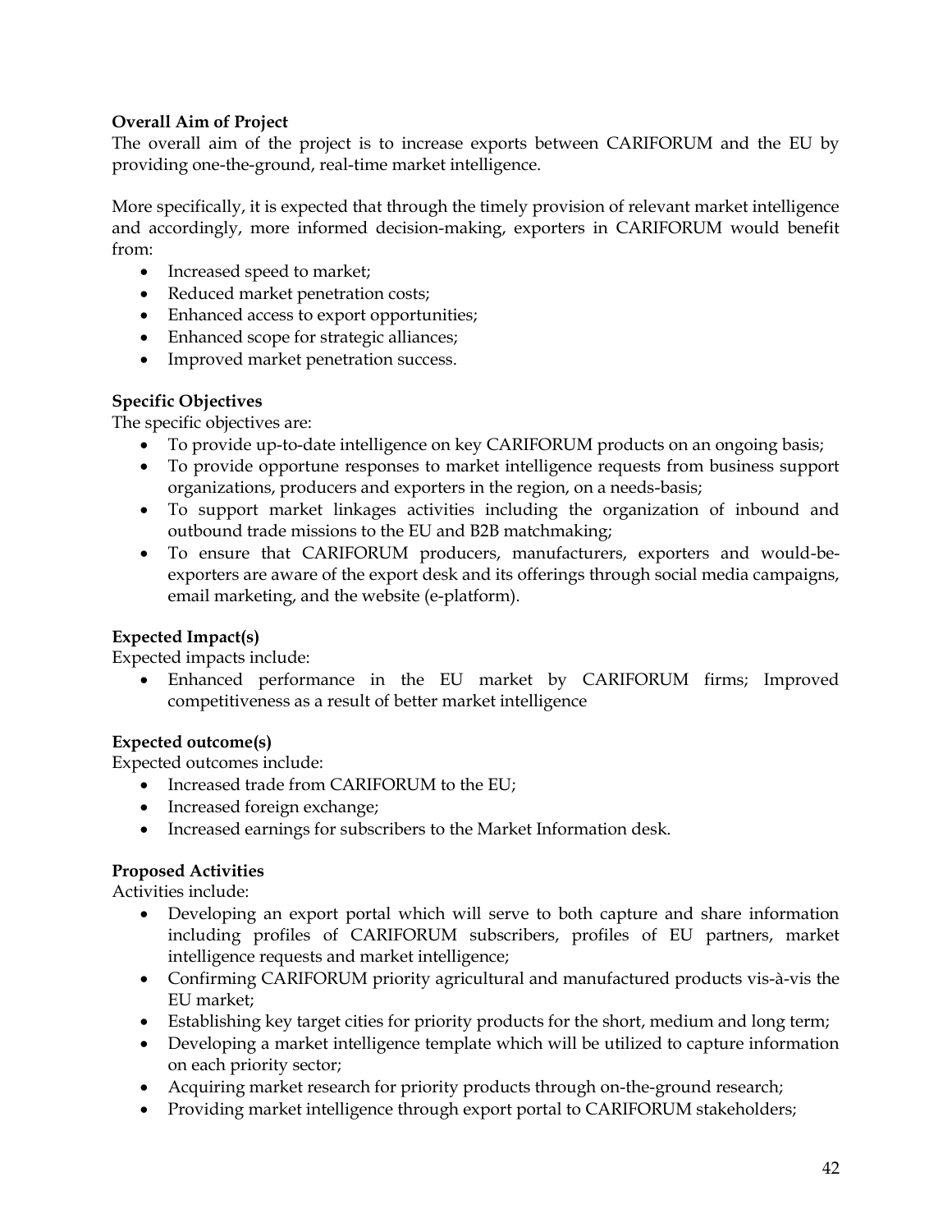**Overall Aim of Project**

The overall aim of the project is to increase exports between CARIFORUM and the EU by providing one-the-ground, real-time market intelligence.

More specifically, it is expected that through the timely provision of relevant market intelligence and accordingly, more informed decision-making, exporters in CARIFORUM would benefit from:

- Increased speed to market;
- Reduced market penetration costs;
- Enhanced access to export opportunities;
- Enhanced scope for strategic alliances;
- Improved market penetration success.

**Specific Objectives**

The specific objectives are:

- To provide up-to-date intelligence on key CARIFORUM products on an ongoing basis;
- To provide opportune responses to market intelligence requests from business support organizations, producers and exporters in the region, on a needs-basis;
- To support market linkages activities including the organization of inbound and outbound trade missions to the EU and B2B matchmaking;
- To ensure that CARIFORUM producers, manufacturers, exporters and would-be-exporters are aware of the export desk and its offerings through social media campaigns, email marketing, and the website (e-platform).

**Expected Impact(s)**

Expected impacts include:

- Enhanced performance in the EU market by CARIFORUM firms; Improved competitiveness as a result of better market intelligence

**Expected outcome(s)**

Expected outcomes include:

- Increased trade from CARIFORUM to the EU;
- Increased foreign exchange;
- Increased earnings for subscribers to the Market Information desk.

**Proposed Activities**

Activities include:

- Developing an export portal which will serve to both capture and share information including profiles of CARIFORUM subscribers, profiles of EU partners, market intelligence requests and market intelligence;
- Confirming CARIFORUM priority agricultural and manufactured products vis-à-vis the EU market;
- Establishing key target cities for priority products for the short, medium and long term;
- Developing a market intelligence template which will be utilized to capture information on each priority sector;
- Acquiring market research for priority products through on-the-ground research;
- Providing market intelligence through export portal to CARIFORUM stakeholders;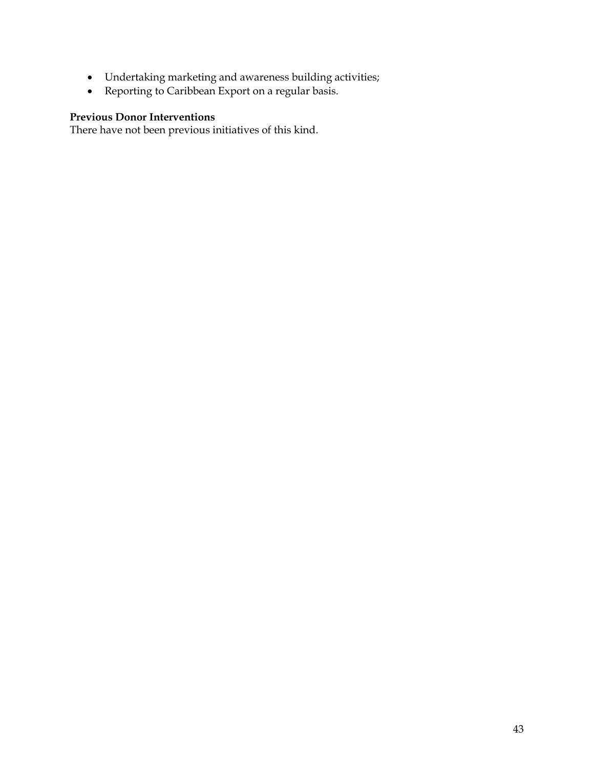- Undertaking marketing and awareness building activities;
- Reporting to Caribbean Export on a regular basis.

**Previous Donor Interventions**

There have not been previous initiatives of this kind.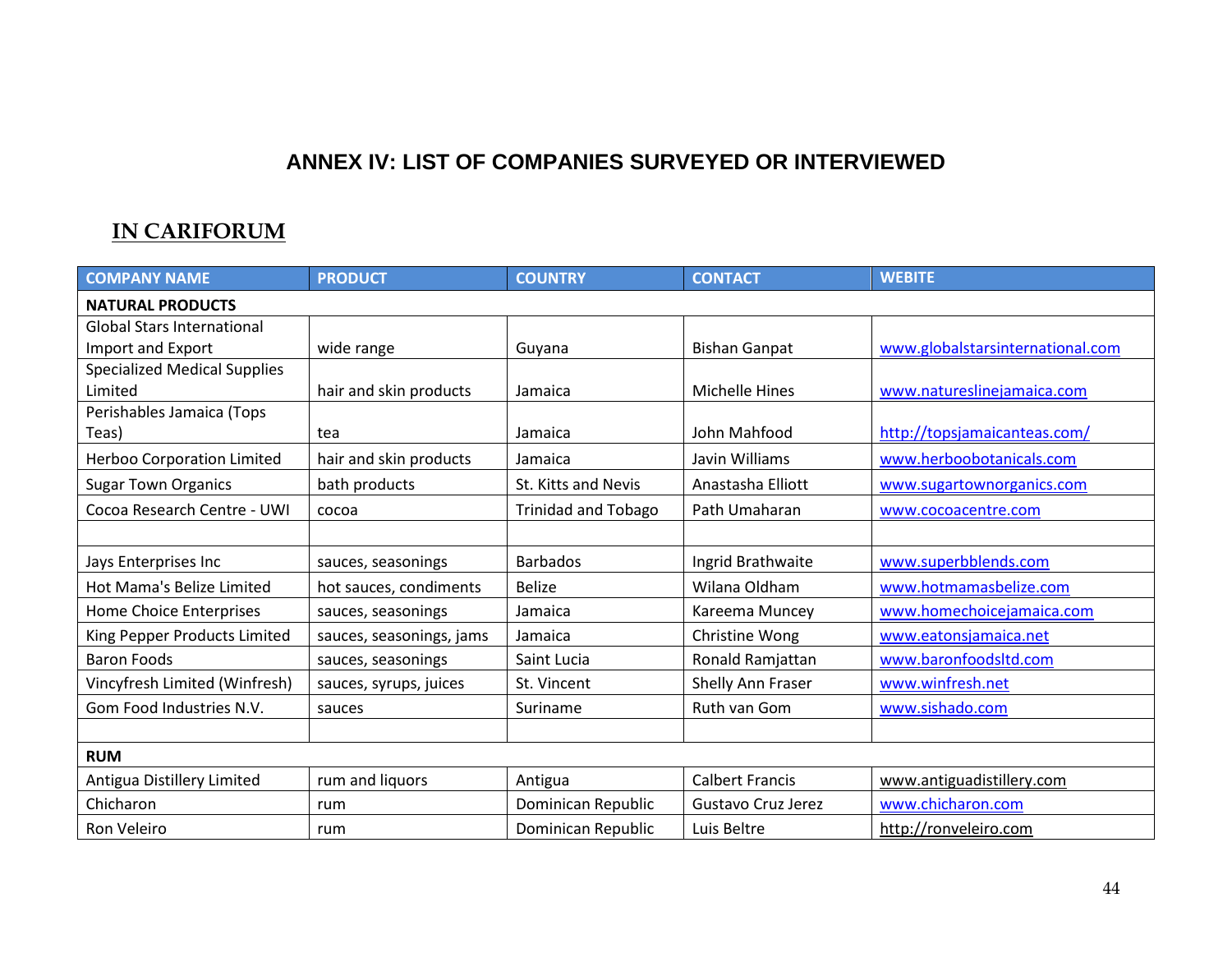# ANNEX IV: LIST OF COMPANIES SURVEYED OR INTERVIEWED

## IN CARIFORUM

| COMPANY NAME | PRODUCT | COUNTRY | CONTACT | WEBITE |
|---|---|---|---|---|
| **NATURAL PRODUCTS** | | | | |
| Global Stars International Import and Export | wide range | Guyana | Bishan Ganpat | www.globalstarsinternational.com |
| Specialized Medical Supplies Limited | hair and skin products | Jamaica | Michelle Hines | www.natureslinejamaica.com |
| Perishables Jamaica (Tops Teas) | tea | Jamaica | John Mahfood | http://topsjamaicanteas.com/ |
| Herboo Corporation Limited | hair and skin products | Jamaica | Javin Williams | www.herboobotanicals.com |
| Sugar Town Organics | bath products | St. Kitts and Nevis | Anastasha Elliott | www.sugartownorganics.com |
| Cocoa Research Centre - UWI | cocoa | Trinidad and Tobago | Path Umaharan | www.cocoacentre.com |
| | | | | |
| Jays Enterprises Inc | sauces, seasonings | Barbados | Ingrid Brathwaite | www.superbblends.com |
| Hot Mama's Belize Limited | hot sauces, condiments | Belize | Wilana Oldham | www.hotmamasbelize.com |
| Home Choice Enterprises | sauces, seasonings | Jamaica | Kareema Muncey | www.homechoicejamaica.com |
| King Pepper Products Limited | sauces, seasonings, jams | Jamaica | Christine Wong | www.eatonsjamaica.net |
| Baron Foods | sauces, seasonings | Saint Lucia | Ronald Ramjattan | www.baronfoodsltd.com |
| Vincyfresh Limited (Winfresh) | sauces, syrups, juices | St. Vincent | Shelly Ann Fraser | www.winfresh.net |
| Gom Food Industries N.V. | sauces | Suriname | Ruth van Gom | www.sishado.com |
| | | | | |
| **RUM** | | | | |
| Antigua Distillery Limited | rum and liquors | Antigua | Calbert Francis | www.antiguadistillery.com |
| Chicharon | rum | Dominican Republic | Gustavo Cruz Jerez | www.chicharon.com |
| Ron Veleiro | rum | Dominican Republic | Luis Beltre | http://ronveleiro.com |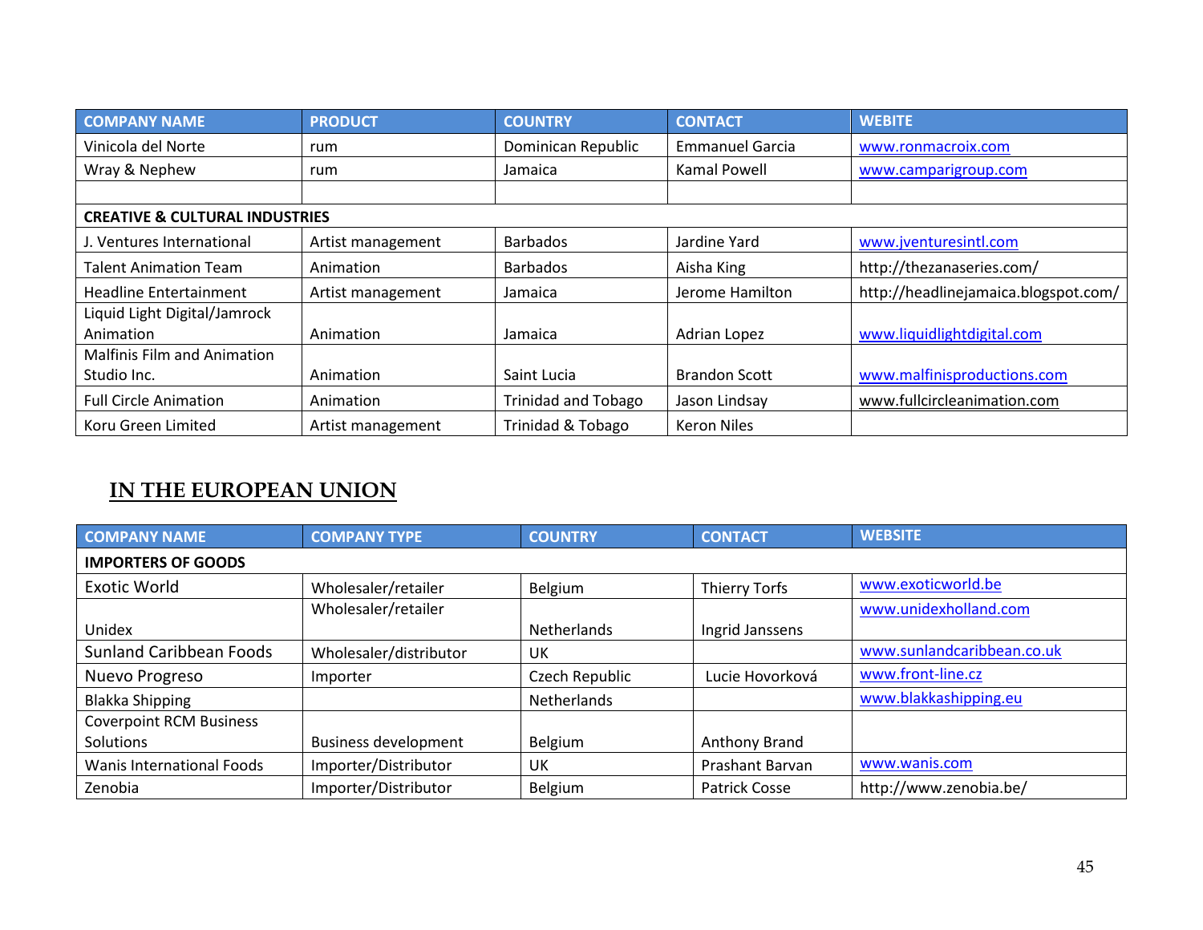| COMPANY NAME | PRODUCT | COUNTRY | CONTACT | WEBITE |
|---|---|---|---|---|
| Vinicola del Norte | rum | Dominican Republic | Emmanuel Garcia | www.ronmacroix.com |
| Wray & Nephew | rum | Jamaica | Kamal Powell | www.camparigroup.com |
| | | | | |
| **CREATIVE & CULTURAL INDUSTRIES** | | | | |
| J. Ventures International | Artist management | Barbados | Jardine Yard | www.jventuresintl.com |
| Talent Animation Team | Animation | Barbados | Aisha King | http://thezanaseries.com/ |
| Headline Entertainment | Artist management | Jamaica | Jerome Hamilton | http://headlinejamaica.blogspot.com/ |
| Liquid Light Digital/Jamrock Animation | Animation | Jamaica | Adrian Lopez | www.liquidlightdigital.com |
| Malfinis Film and Animation Studio Inc. | Animation | Saint Lucia | Brandon Scott | www.malfinisproductions.com |
| Full Circle Animation | Animation | Trinidad and Tobago | Jason Lindsay | www.fullcircleanimation.com |
| Koru Green Limited | Artist management | Trinidad & Tobago | Keron Niles | |

## IN THE EUROPEAN UNION

| COMPANY NAME | COMPANY TYPE | COUNTRY | CONTACT | WEBSITE |
|---|---|---|---|---|
| **IMPORTERS OF GOODS** | | | | |
| Exotic World | Wholesaler/retailer | Belgium | Thierry Torfs | www.exoticworld.be |
| Unidex | Wholesaler/retailer | Netherlands | Ingrid Janssens | www.unidexholland.com |
| Sunland Caribbean Foods | Wholesaler/distributor | UK | | www.sunlandcaribbean.co.uk |
| Nuevo Progreso | Importer | Czech Republic | Lucie Hovorková | www.front-line.cz |
| Blakka Shipping | | Netherlands | | www.blakkashipping.eu |
| Coverpoint RCM Business Solutions | Business development | Belgium | Anthony Brand | |
| Wanis International Foods | Importer/Distributor | UK | Prashant Barvan | www.wanis.com |
| Zenobia | Importer/Distributor | Belgium | Patrick Cosse | http://www.zenobia.be/ |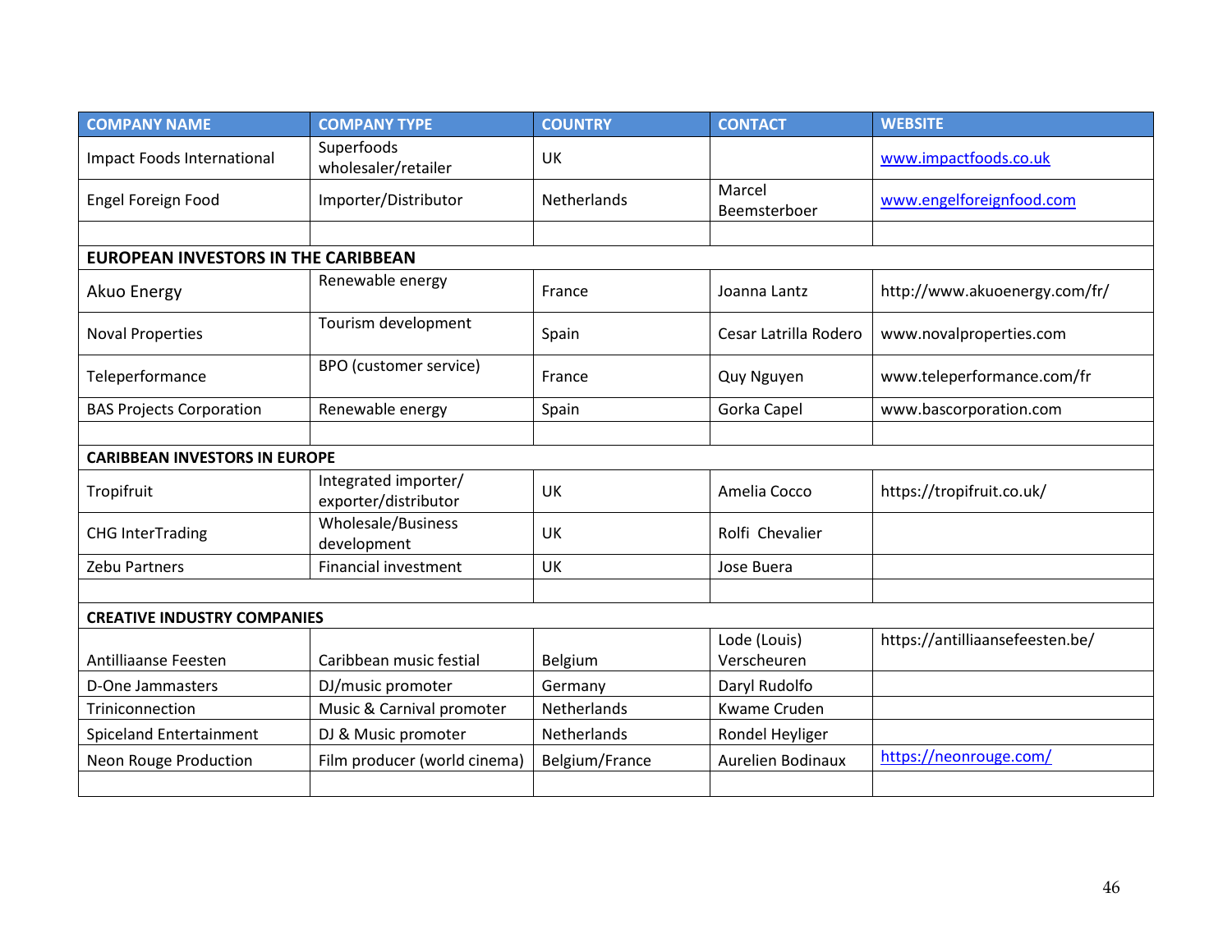| COMPANY NAME | COMPANY TYPE | COUNTRY | CONTACT | WEBSITE |
|---|---|---|---|---|
| Impact Foods International | Superfoods wholesaler/retailer | UK | | www.impactfoods.co.uk |
| Engel Foreign Food | Importer/Distributor | Netherlands | Marcel Beemsterboer | www.engelforeignfood.com |
| | | | | |
| **EUROPEAN INVESTORS IN THE CARIBBEAN** | | | | |
| Akuo Energy | Renewable energy | France | Joanna Lantz | http://www.akuoenergy.com/fr/ |
| Noval Properties | Tourism development | Spain | Cesar Latrilla Rodero | www.novalproperties.com |
| Teleperformance | BPO (customer service) | France | Quy Nguyen | www.teleperformance.com/fr |
| BAS Projects Corporation | Renewable energy | Spain | Gorka Capel | www.bascorporation.com |
| | | | | |
| **CARIBBEAN INVESTORS IN EUROPE** | | | | |
| Tropifruit | Integrated importer/ exporter/distributor | UK | Amelia Cocco | https://tropifruit.co.uk/ |
| CHG InterTrading | Wholesale/Business development | UK | Rolfi Chevalier | |
| Zebu Partners | Financial investment | UK | Jose Buera | |
| | | | | |
| **CREATIVE INDUSTRY COMPANIES** | | | | |
| Antilliaanse Feesten | Caribbean music festial | Belgium | Lode (Louis) Verscheuren | https://antilliaansefeesten.be/ |
| D-One Jammasters | DJ/music promoter | Germany | Daryl Rudolfo | |
| Triniconnection | Music & Carnival promoter | Netherlands | Kwame Cruden | |
| Spiceland Entertainment | DJ & Music promoter | Netherlands | Rondel Heyliger | |
| Neon Rouge Production | Film producer (world cinema) | Belgium/France | Aurelien Bodinaux | https://neonrouge.com/ |
| | | | | |